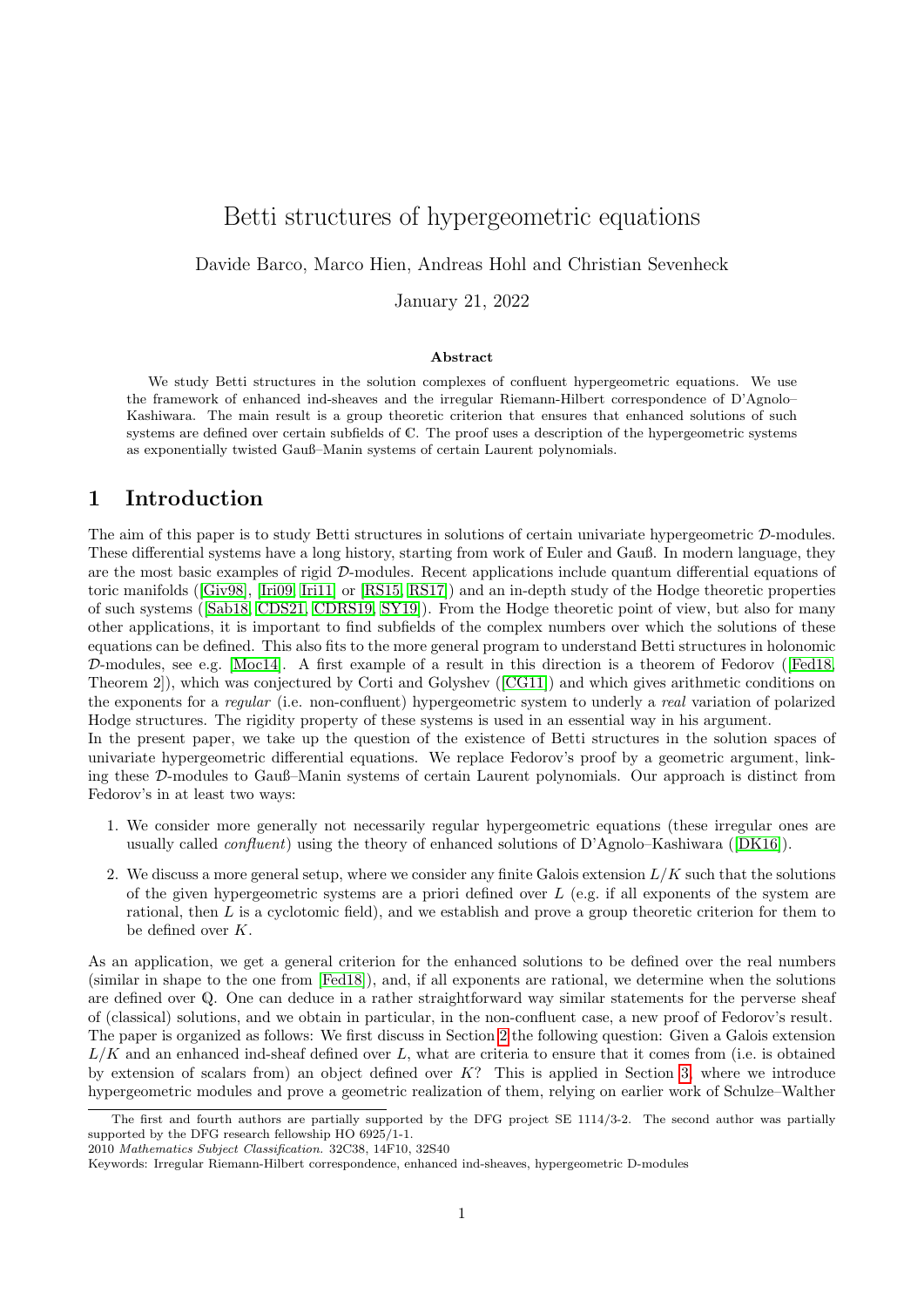# Betti structures of hypergeometric equations

Davide Barco, Marco Hien, Andreas Hohl and Christian Sevenheck

January 21, 2022

## Abstract

We study Betti structures in the solution complexes of confluent hypergeometric equations. We use the framework of enhanced ind-sheaves and the irregular Riemann-Hilbert correspondence of D'Agnolo–Kashiwara. The main result is a group theoretic criterion that ensures that enhanced solutions of such systems are defined over certain subfields of $\mathbb{C}$. The proof uses a description of the hypergeometric systems as exponentially twisted Gauß–Manin systems of certain Laurent polynomials.

## 1 Introduction

The aim of this paper is to study Betti structures in solutions of certain univariate hypergeometric $\mathcal{D}$-modules. These differential systems have a long history, starting from work of Euler and Gauß. In modern language, they are the most basic examples of rigid $\mathcal{D}$-modules. Recent applications include quantum differential equations of toric manifolds ([Giv98], [Iri09, Iri11] or [RS15, RS17]) and an in-depth study of the Hodge theoretic properties of such systems ([Sab18, CDS21, CDRS19, SY19]). From the Hodge theoretic point of view, but also for many other applications, it is important to find subfields of the complex numbers over which the solutions of these equations can be defined. This also fits to the more general program to understand Betti structures in holonomic $\mathcal{D}$-modules, see e.g. [Moc14]. A first example of a result in this direction is a theorem of Fedorov ([Fed18, Theorem 2]), which was conjectured by Corti and Golyshev ([CG11]) and which gives arithmetic conditions on the exponents for a *regular* (i.e. non-confluent) hypergeometric system to underly a *real* variation of polarized Hodge structures. The rigidity property of these systems is used in an essential way in his argument.

In the present paper, we take up the question of the existence of Betti structures in the solution spaces of univariate hypergeometric differential equations. We replace Fedorov's proof by a geometric argument, linking these $\mathcal{D}$-modules to Gauß–Manin systems of certain Laurent polynomials. Our approach is distinct from Fedorov's in at least two ways:

1. We consider more generally not necessarily regular hypergeometric equations (these irregular ones are usually called *confluent*) using the theory of enhanced solutions of D'Agnolo–Kashiwara ([DK16]).
2. We discuss a more general setup, where we consider any finite Galois extension $L/K$ such that the solutions of the given hypergeometric systems are a priori defined over $L$ (e.g. if all exponents of the system are rational, then $L$ is a cyclotomic field), and we establish and prove a group theoretic criterion for them to be defined over $K$.

As an application, we get a general criterion for the enhanced solutions to be defined over the real numbers (similar in shape to the one from [Fed18]), and, if all exponents are rational, we determine when the solutions are defined over $\mathbb{Q}$. One can deduce in a rather straightforward way similar statements for the perverse sheaf of (classical) solutions, and we obtain in particular, in the non-confluent case, a new proof of Fedorov's result.

The paper is organized as follows: We first discuss in Section 2 the following question: Given a Galois extension $L/K$ and an enhanced ind-sheaf defined over $L$, what are criteria to ensure that it comes from (i.e. is obtained by extension of scalars from) an object defined over $K$? This is applied in Section 3, where we introduce hypergeometric modules and prove a geometric realization of them, relying on earlier work of Schulze–Walther

The first and fourth authors are partially supported by the DFG project SE 1114/3-2. The second author was partially supported by the DFG research fellowship HO 6925/1-1.
2010 *Mathematics Subject Classification.* 32C38, 14F10, 32S40
Keywords: Irregular Riemann-Hilbert correspondence, enhanced ind-sheaves, hypergeometric D-modules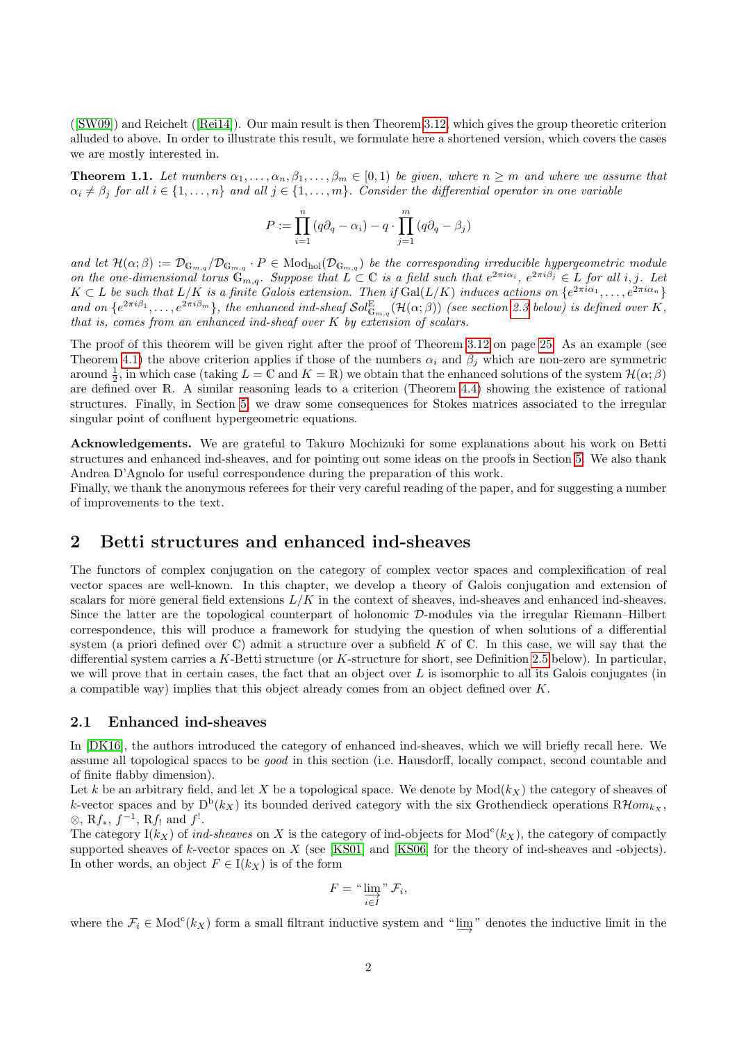([SW09]) and Reichelt ([Rei14]). Our main result is then Theorem 3.12, which gives the group theoretic criterion alluded to above. In order to illustrate this result, we formulate here a shortened version, which covers the cases we are mostly interested in.

**Theorem 1.1.** *Let numbers $\alpha_1, \ldots, \alpha_n, \beta_1, \ldots, \beta_m \in [0, 1)$ be given, where $n \geq m$ and where we assume that $\alpha_i \neq \beta_j$ for all $i \in \{1, \ldots, n\}$ and all $j \in \{1, \ldots, m\}$. Consider the differential operator in one variable*

$$P := \prod_{i=1}^{n} (q\partial_q - \alpha_i) - q \cdot \prod_{j=1}^{m} (q\partial_q - \beta_j)$$

*and let $\mathcal{H}(\alpha; \beta) := \mathcal{D}_{\mathbb{G}_{m,q}} / \mathcal{D}_{\mathbb{G}_{m,q}} \cdot P \in \mathrm{Mod}_{\mathrm{hol}}(\mathcal{D}_{\mathbb{G}_{m,q}})$ be the corresponding irreducible hypergeometric module on the one-dimensional torus $\mathbb{G}_{m,q}$. Suppose that $L \subset \mathbb{C}$ is a field such that $e^{2\pi i \alpha_i}$, $e^{2\pi i \beta_j} \in L$ for all $i, j$. Let $K \subset L$ be such that $L/K$ is a finite Galois extension. Then if $\mathrm{Gal}(L/K)$ induces actions on $\{e^{2\pi i \alpha_1}, \ldots, e^{2\pi i \alpha_n}\}$ and on $\{e^{2\pi i \beta_1}, \ldots, e^{2\pi i \beta_m}\}$, the enhanced ind-sheaf $\mathcal{S}ol^{\mathrm{E}}_{\mathbb{G}_{m,q}}(\mathcal{H}(\alpha; \beta))$ (see section 2.3 below) is defined over $K$, that is, comes from an enhanced ind-sheaf over $K$ by extension of scalars.*

The proof of this theorem will be given right after the proof of Theorem 3.12 on page 25. As an example (see Theorem 4.1) the above criterion applies if those of the numbers $\alpha_i$ and $\beta_j$ which are non-zero are symmetric around $\frac{1}{2}$, in which case (taking $L = \mathbb{C}$ and $K = \mathbb{R}$) we obtain that the enhanced solutions of the system $\mathcal{H}(\alpha; \beta)$ are defined over $\mathbb{R}$. A similar reasoning leads to a criterion (Theorem 4.4) showing the existence of rational structures. Finally, in Section 5, we draw some consequences for Stokes matrices associated to the irregular singular point of confluent hypergeometric equations.

**Acknowledgements.** We are grateful to Takuro Mochizuki for some explanations about his work on Betti structures and enhanced ind-sheaves, and for pointing out some ideas on the proofs in Section 5. We also thank Andrea D'Agnolo for useful correspondence during the preparation of this work.
Finally, we thank the anonymous referees for their very careful reading of the paper, and for suggesting a number of improvements to the text.

## 2 Betti structures and enhanced ind-sheaves

The functors of complex conjugation on the category of complex vector spaces and complexification of real vector spaces are well-known. In this chapter, we develop a theory of Galois conjugation and extension of scalars for more general field extensions $L/K$ in the context of sheaves, ind-sheaves and enhanced ind-sheaves. Since the latter are the topological counterpart of holonomic $\mathcal{D}$-modules via the irregular Riemann–Hilbert correspondence, this will produce a framework for studying the question of when solutions of a differential system (a priori defined over $\mathbb{C}$) admit a structure over a subfield $K$ of $\mathbb{C}$. In this case, we will say that the differential system carries a $K$-Betti structure (or $K$-structure for short, see Definition 2.5 below). In particular, we will prove that in certain cases, the fact that an object over $L$ is isomorphic to all its Galois conjugates (in a compatible way) implies that this object already comes from an object defined over $K$.

### 2.1 Enhanced ind-sheaves

In [DK16], the authors introduced the category of enhanced ind-sheaves, which we will briefly recall here. We assume all topological spaces to be *good* in this section (i.e. Hausdorff, locally compact, second countable and of finite flabby dimension).
Let $k$ be an arbitrary field, and let $X$ be a topological space. We denote by $\mathrm{Mod}(k_X)$ the category of sheaves of $k$-vector spaces and by $\mathrm{D}^{\mathrm{b}}(k_X)$ its bounded derived category with the six Grothendieck operations $\mathrm{R}\mathcal{H}om_{k_X}$, $\otimes$, $\mathrm{R}f_*$, $f^{-1}$, $\mathrm{R}f_!$ and $f^!$.
The category $\mathrm{I}(k_X)$ of *ind-sheaves* on $X$ is the category of ind-objects for $\mathrm{Mod}^{\mathrm{c}}(k_X)$, the category of compactly supported sheaves of $k$-vector spaces on $X$ (see [KS01] and [KS06] for the theory of ind-sheaves and -objects). In other words, an object $F \in \mathrm{I}(k_X)$ is of the form

$$F = \text{“}\varinjlim_{i \in I}\text{”}\, \mathcal{F}_i,$$

where the $\mathcal{F}_i \in \mathrm{Mod}^{\mathrm{c}}(k_X)$ form a small filtrant inductive system and “$\varinjlim$” denotes the inductive limit in the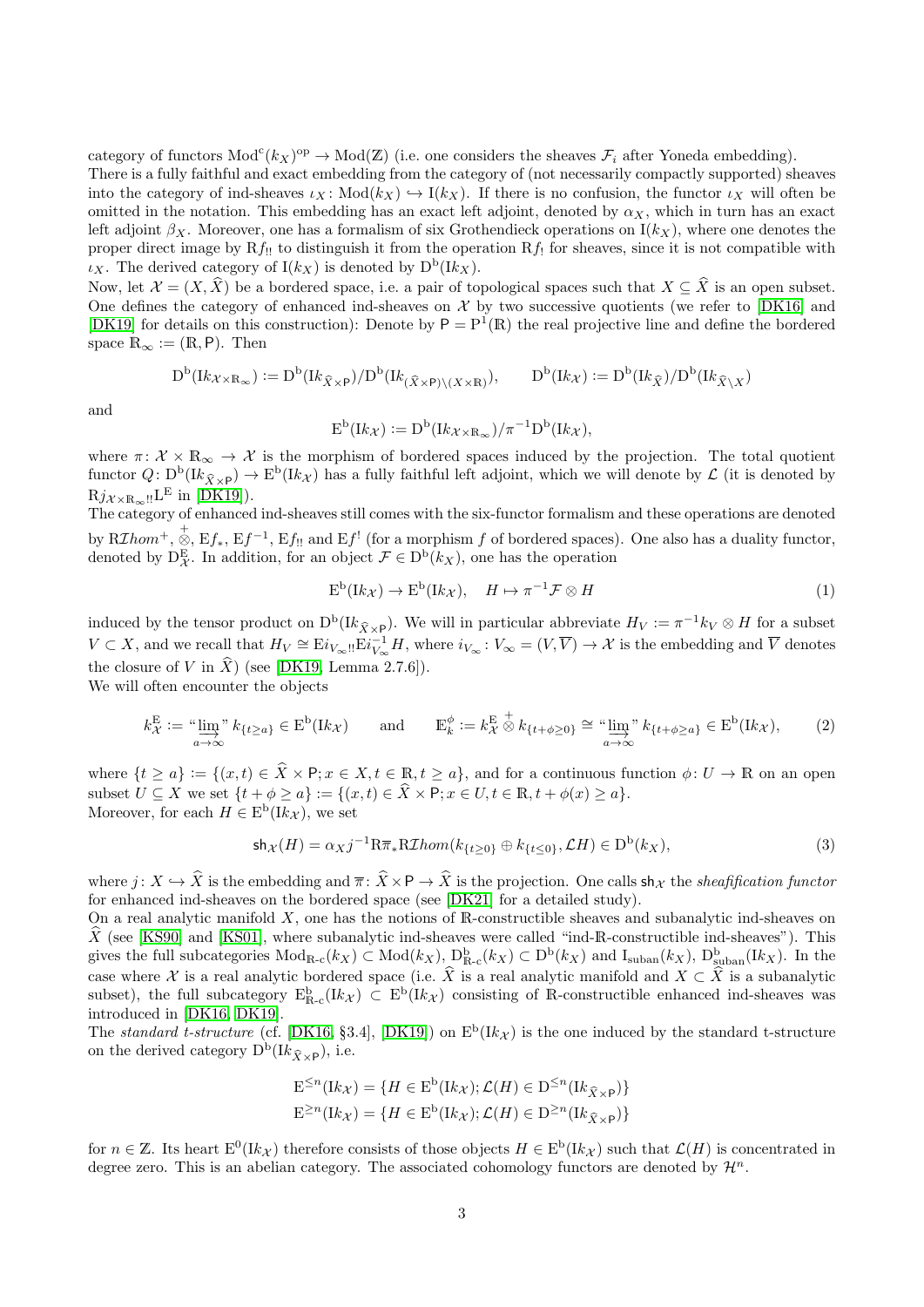category of functors $\mathrm{Mod}^{\mathrm{c}}(k_X)^{\mathrm{op}} \to \mathrm{Mod}(\mathbb{Z})$ (i.e. one considers the sheaves $\mathcal{F}_i$ after Yoneda embedding).
There is a fully faithful and exact embedding from the category of (not necessarily compactly supported) sheaves into the category of ind-sheaves $\iota_X \colon \mathrm{Mod}(k_X) \hookrightarrow \mathrm{I}(k_X)$. If there is no confusion, the functor $\iota_X$ will often be omitted in the notation. This embedding has an exact left adjoint, denoted by $\alpha_X$, which in turn has an exact left adjoint $\beta_X$. Moreover, one has a formalism of six Grothendieck operations on $\mathrm{I}(k_X)$, where one denotes the proper direct image by $\mathrm{R}f_{!!}$ to distinguish it from the operation $\mathrm{R}f_!$ for sheaves, since it is not compatible with $\iota_X$. The derived category of $\mathrm{I}(k_X)$ is denoted by $\mathrm{D}^{\mathrm{b}}(\mathrm{I}k_X)$.
Now, let $\mathcal{X} = (X, \widehat{X})$ be a bordered space, i.e. a pair of topological spaces such that $X \subseteq \widehat{X}$ is an open subset. One defines the category of enhanced ind-sheaves on $\mathcal{X}$ by two successive quotients (we refer to [DK16] and [DK19] for details on this construction): Denote by $\mathsf{P} = \mathrm{P}^1(\mathbb{R})$ the real projective line and define the bordered space $\mathbb{R}_\infty := (\mathbb{R}, \mathsf{P})$. Then

$$\mathrm{D}^{\mathrm{b}}(\mathrm{I}k_{\mathcal{X}\times\mathbb{R}_\infty}) := \mathrm{D}^{\mathrm{b}}(\mathrm{I}k_{\widehat{X}\times\mathsf{P}})/\mathrm{D}^{\mathrm{b}}(\mathrm{I}k_{(\widehat{X}\times\mathsf{P})\setminus(X\times\mathbb{R})}), \qquad \mathrm{D}^{\mathrm{b}}(\mathrm{I}k_{\mathcal{X}}) := \mathrm{D}^{\mathrm{b}}(\mathrm{I}k_{\widehat{X}})/\mathrm{D}^{\mathrm{b}}(\mathrm{I}k_{\widehat{X}\setminus X})$$

and

$$\mathrm{E}^{\mathrm{b}}(\mathrm{I}k_{\mathcal{X}}) := \mathrm{D}^{\mathrm{b}}(\mathrm{I}k_{\mathcal{X}\times\mathbb{R}_\infty})/\pi^{-1}\mathrm{D}^{\mathrm{b}}(\mathrm{I}k_{\mathcal{X}}),$$

where $\pi\colon \mathcal{X}\times\mathbb{R}_\infty \to \mathcal{X}$ is the morphism of bordered spaces induced by the projection. The total quotient functor $Q\colon \mathrm{D}^{\mathrm{b}}(\mathrm{I}k_{\widehat{X}\times\mathsf{P}}) \to \mathrm{E}^{\mathrm{b}}(\mathrm{I}k_{\mathcal{X}})$ has a fully faithful left adjoint, which we will denote by $\mathcal{L}$ (it is denoted by $\mathrm{R}j_{\mathcal{X}\times\mathbb{R}_\infty !!}\mathrm{L}^{\mathrm{E}}$ in [DK19]).
The category of enhanced ind-sheaves still comes with the six-functor formalism and these operations are denoted by $\mathrm{R}\mathcal{I}hom^+$, $\overset{+}{\otimes}$, $\mathrm{E}f_*$, $\mathrm{E}f^{-1}$, $\mathrm{E}f_{!!}$ and $\mathrm{E}f^!$ (for a morphism $f$ of bordered spaces). One also has a duality functor, denoted by $\mathrm{D}^{\mathrm{E}}_{\mathcal{X}}$. In addition, for an object $\mathcal{F} \in \mathrm{D}^{\mathrm{b}}(k_X)$, one has the operation

$$\mathrm{E}^{\mathrm{b}}(\mathrm{I}k_{\mathcal{X}}) \to \mathrm{E}^{\mathrm{b}}(\mathrm{I}k_{\mathcal{X}}), \quad H \mapsto \pi^{-1}\mathcal{F}\otimes H \tag{1}$$

induced by the tensor product on $\mathrm{D}^{\mathrm{b}}(\mathrm{I}k_{\widehat{X}\times\mathsf{P}})$. We will in particular abbreviate $H_V := \pi^{-1}k_V \otimes H$ for a subset $V \subset X$, and we recall that $H_V \cong \mathrm{E}i_{V_\infty !!}\mathrm{E}i_{V_\infty}^{-1}H$, where $i_{V_\infty}\colon V_\infty = (V, \overline{V}) \to \mathcal{X}$ is the embedding and $\overline{V}$ denotes the closure of $V$ in $\widehat{X}$) (see [DK19, Lemma 2.7.6]).
We will often encounter the objects

$$k^{\mathrm{E}}_{\mathcal{X}} := \text{“}\varinjlim_{a\to\infty}\text{”}\, k_{\{t\geq a\}} \in \mathrm{E}^{\mathrm{b}}(\mathrm{I}k_{\mathcal{X}}) \qquad \text{and} \qquad \mathbb{E}^{\phi}_{k} := k^{\mathrm{E}}_{\mathcal{X}} \overset{+}{\otimes} k_{\{t+\phi\geq 0\}} \cong \text{“}\varinjlim_{a\to\infty}\text{”}\, k_{\{t+\phi\geq a\}} \in \mathrm{E}^{\mathrm{b}}(\mathrm{I}k_{\mathcal{X}}), \tag{2}$$

where $\{t \geq a\} := \{(x,t) \in \widehat{X}\times\mathsf{P}; x \in X, t \in \mathbb{R}, t \geq a\}$, and for a continuous function $\phi\colon U \to \mathbb{R}$ on an open subset $U \subseteq X$ we set $\{t+\phi \geq a\} := \{(x,t) \in \widehat{X}\times\mathsf{P}; x \in U, t \in \mathbb{R}, t+\phi(x) \geq a\}$.
Moreover, for each $H \in \mathrm{E}^{\mathrm{b}}(\mathrm{I}k_{\mathcal{X}})$, we set

$$\mathsf{sh}_{\mathcal{X}}(H) = \alpha_X j^{-1}\mathrm{R}\overline{\pi}_*\mathrm{R}\mathcal{I}hom(k_{\{t\geq 0\}} \oplus k_{\{t\leq 0\}}, \mathcal{L}H) \in \mathrm{D}^{\mathrm{b}}(k_X), \tag{3}$$

where $j\colon X \hookrightarrow \widehat{X}$ is the embedding and $\overline{\pi}\colon \widehat{X}\times\mathsf{P} \to \widehat{X}$ is the projection. One calls $\mathsf{sh}_{\mathcal{X}}$ the *sheafification functor* for enhanced ind-sheaves on the bordered space (see [DK21] for a detailed study).
On a real analytic manifold $X$, one has the notions of $\mathbb{R}$-constructible sheaves and subanalytic ind-sheaves on $\widehat{X}$ (see [KS90] and [KS01], where subanalytic ind-sheaves were called “ind-$\mathbb{R}$-constructible ind-sheaves”). This gives the full subcategories $\mathrm{Mod}_{\mathbb{R}\text{-c}}(k_X) \subset \mathrm{Mod}(k_X)$, $\mathrm{D}^{\mathrm{b}}_{\mathbb{R}\text{-c}}(k_X) \subset \mathrm{D}^{\mathrm{b}}(k_X)$ and $\mathrm{I}_{\mathrm{suban}}(k_X)$, $\mathrm{D}^{\mathrm{b}}_{\mathrm{suban}}(\mathrm{I}k_X)$. In the case where $\mathcal{X}$ is a real analytic bordered space (i.e. $\widehat{X}$ is a real analytic manifold and $X \subset \widehat{X}$ is a subanalytic subset), the full subcategory $\mathrm{E}^{\mathrm{b}}_{\mathbb{R}\text{-c}}(\mathrm{I}k_{\mathcal{X}}) \subset \mathrm{E}^{\mathrm{b}}(\mathrm{I}k_{\mathcal{X}})$ consisting of $\mathbb{R}$-constructible enhanced ind-sheaves was introduced in [DK16, DK19].
The *standard t-structure* (cf. [DK16, §3.4], [DK19]) on $\mathrm{E}^{\mathrm{b}}(\mathrm{I}k_{\mathcal{X}})$ is the one induced by the standard t-structure on the derived category $\mathrm{D}^{\mathrm{b}}(\mathrm{I}k_{\widehat{X}\times\mathsf{P}})$, i.e.

$$\begin{aligned}
\mathrm{E}^{\leq n}(\mathrm{I}k_{\mathcal{X}}) &= \{H \in \mathrm{E}^{\mathrm{b}}(\mathrm{I}k_{\mathcal{X}}); \mathcal{L}(H) \in \mathrm{D}^{\leq n}(\mathrm{I}k_{\widehat{X}\times\mathsf{P}})\}\\
\mathrm{E}^{\geq n}(\mathrm{I}k_{\mathcal{X}}) &= \{H \in \mathrm{E}^{\mathrm{b}}(\mathrm{I}k_{\mathcal{X}}); \mathcal{L}(H) \in \mathrm{D}^{\geq n}(\mathrm{I}k_{\widehat{X}\times\mathsf{P}})\}
\end{aligned}$$

for $n \in \mathbb{Z}$. Its heart $\mathrm{E}^0(\mathrm{I}k_{\mathcal{X}})$ therefore consists of those objects $H \in \mathrm{E}^{\mathrm{b}}(\mathrm{I}k_{\mathcal{X}})$ such that $\mathcal{L}(H)$ is concentrated in degree zero. This is an abelian category. The associated cohomology functors are denoted by $\mathcal{H}^n$.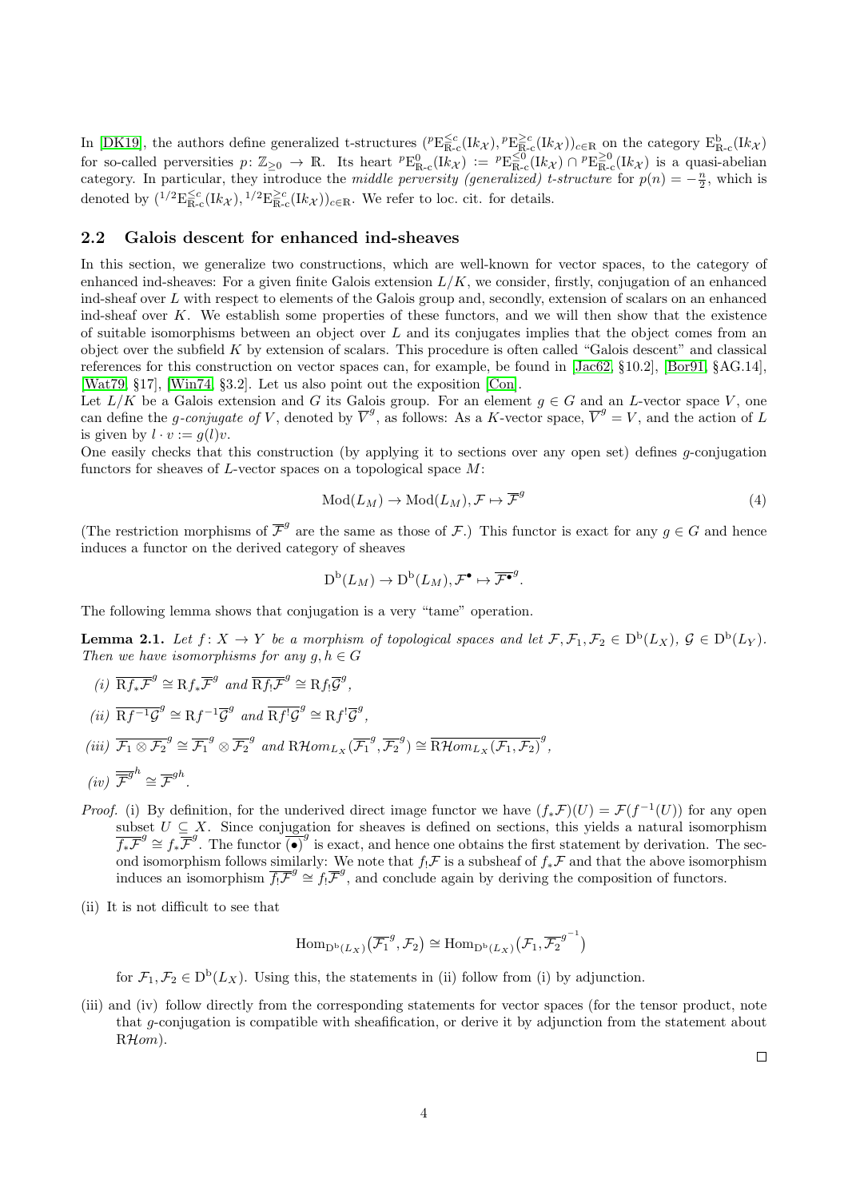In [DK19], the authors define generalized t-structures $({}^p\mathrm{E}^{\leq c}_{\mathbb{R}\text{-c}}(\mathrm{I}k_{\mathcal{X}}), {}^p\mathrm{E}^{\geq c}_{\mathbb{R}\text{-c}}(\mathrm{I}k_{\mathcal{X}}))_{c\in\mathbb{R}}$ on the category $\mathrm{E}^{\mathrm{b}}_{\mathbb{R}\text{-c}}(\mathrm{I}k_{\mathcal{X}})$ for so-called perversities $p\colon \mathbb{Z}_{\geq 0} \to \mathbb{R}$. Its heart ${}^p\mathrm{E}^{0}_{\mathbb{R}\text{-c}}(\mathrm{I}k_{\mathcal{X}}) := {}^p\mathrm{E}^{\leq 0}_{\mathbb{R}\text{-c}}(\mathrm{I}k_{\mathcal{X}}) \cap {}^p\mathrm{E}^{\geq 0}_{\mathbb{R}\text{-c}}(\mathrm{I}k_{\mathcal{X}})$ is a quasi-abelian category. In particular, they introduce the *middle perversity (generalized) t-structure* for $p(n) = -\frac{n}{2}$, which is denoted by $({}^{1/2}\mathrm{E}^{\leq c}_{\mathbb{R}\text{-c}}(\mathrm{I}k_{\mathcal{X}}), {}^{1/2}\mathrm{E}^{\geq c}_{\mathbb{R}\text{-c}}(\mathrm{I}k_{\mathcal{X}}))_{c\in\mathbb{R}}$. We refer to loc. cit. for details.

## 2.2 Galois descent for enhanced ind-sheaves

In this section, we generalize two constructions, which are well-known for vector spaces, to the category of enhanced ind-sheaves: For a given finite Galois extension $L/K$, we consider, firstly, conjugation of an enhanced ind-sheaf over $L$ with respect to elements of the Galois group and, secondly, extension of scalars on an enhanced ind-sheaf over $K$. We establish some properties of these functors, and we will then show that the existence of suitable isomorphisms between an object over $L$ and its conjugates implies that the object comes from an object over the subfield $K$ by extension of scalars. This procedure is often called "Galois descent" and classical references for this construction on vector spaces can, for example, be found in [Jac62, §10.2], [Bor91, §AG.14], [Wat79, §17], [Win74, §3.2]. Let us also point out the exposition [Con].

Let $L/K$ be a Galois extension and $G$ its Galois group. For an element $g \in G$ and an $L$-vector space $V$, one can define the *$g$-conjugate of* $V$, denoted by $\overline{V}^g$, as follows: As a $K$-vector space, $\overline{V}^g = V$, and the action of $L$ is given by $l \cdot v := g(l)v$.

One easily checks that this construction (by applying it to sections over any open set) defines $g$-conjugation functors for sheaves of $L$-vector spaces on a topological space $M$:

$$\mathrm{Mod}(L_M) \to \mathrm{Mod}(L_M), \mathcal{F} \mapsto \overline{\mathcal{F}}^g \tag{4}$$

(The restriction morphisms of $\overline{\mathcal{F}}^g$ are the same as those of $\mathcal{F}$.) This functor is exact for any $g \in G$ and hence induces a functor on the derived category of sheaves

$$\mathrm{D}^{\mathrm{b}}(L_M) \to \mathrm{D}^{\mathrm{b}}(L_M), \mathcal{F}^\bullet \mapsto \overline{\mathcal{F}^\bullet}^g.$$

The following lemma shows that conjugation is a very "tame" operation.

**Lemma 2.1.** *Let $f\colon X \to Y$ be a morphism of topological spaces and let $\mathcal{F}, \mathcal{F}_1, \mathcal{F}_2 \in \mathrm{D}^{\mathrm{b}}(L_X)$, $\mathcal{G} \in \mathrm{D}^{\mathrm{b}}(L_Y)$. Then we have isomorphisms for any $g, h \in G$*

*(i)* $\overline{\mathrm{R}f_*\mathcal{F}}^g \cong \mathrm{R}f_*\overline{\mathcal{F}}^g$ *and* $\overline{\mathrm{R}f_!\mathcal{F}}^g \cong \mathrm{R}f_!\overline{\mathcal{G}}^g$,

*(ii)* $\overline{\mathrm{R}f^{-1}\mathcal{G}}^g \cong \mathrm{R}f^{-1}\overline{\mathcal{G}}^g$ *and* $\overline{\mathrm{R}f^!\mathcal{G}}^g \cong \mathrm{R}f^!\overline{\mathcal{G}}^g$,

*(iii)* $\overline{\mathcal{F}_1 \otimes \mathcal{F}_2}^g \cong \overline{\mathcal{F}_1}^g \otimes \overline{\mathcal{F}_2}^g$ *and* $\mathrm{R}\mathcal{H}om_{L_X}(\overline{\mathcal{F}_1}^g, \overline{\mathcal{F}_2}^g) \cong \overline{\mathrm{R}\mathcal{H}om_{L_X}(\mathcal{F}_1, \mathcal{F}_2)}^g$,

*(iv)* $\overline{\overline{\mathcal{F}}^g}^h \cong \overline{\mathcal{F}}^{gh}$.

*Proof.* (i) By definition, for the underived direct image functor we have $(f_*\mathcal{F})(U) = \mathcal{F}(f^{-1}(U))$ for any open subset $U \subseteq X$. Since conjugation for sheaves is defined on sections, this yields a natural isomorphism $\overline{f_*\mathcal{F}}^g \cong f_*\overline{\mathcal{F}}^g$. The functor $\overline{(\bullet)}^g$ is exact, and hence one obtains the first statement by derivation. The second isomorphism follows similarly: We note that $f_!\mathcal{F}$ is a subsheaf of $f_*\mathcal{F}$ and that the above isomorphism induces an isomorphism $\overline{f_!\mathcal{F}}^g \cong f_!\overline{\mathcal{F}}^g$, and conclude again by deriving the composition of functors.

(ii) It is not difficult to see that

$$\mathrm{Hom}_{\mathrm{D}^{\mathrm{b}}(L_X)}\big(\overline{\mathcal{F}_1}^g, \mathcal{F}_2\big) \cong \mathrm{Hom}_{\mathrm{D}^{\mathrm{b}}(L_X)}\big(\mathcal{F}_1, \overline{\mathcal{F}_2}^{g^{-1}}\big)$$

for $\mathcal{F}_1, \mathcal{F}_2 \in \mathrm{D}^{\mathrm{b}}(L_X)$. Using this, the statements in (ii) follow from (i) by adjunction.

(iii) and (iv) follow directly from the corresponding statements for vector spaces (for the tensor product, note that $g$-conjugation is compatible with sheafification, or derive it by adjunction from the statement about $\mathrm{R}\mathcal{H}om$).

□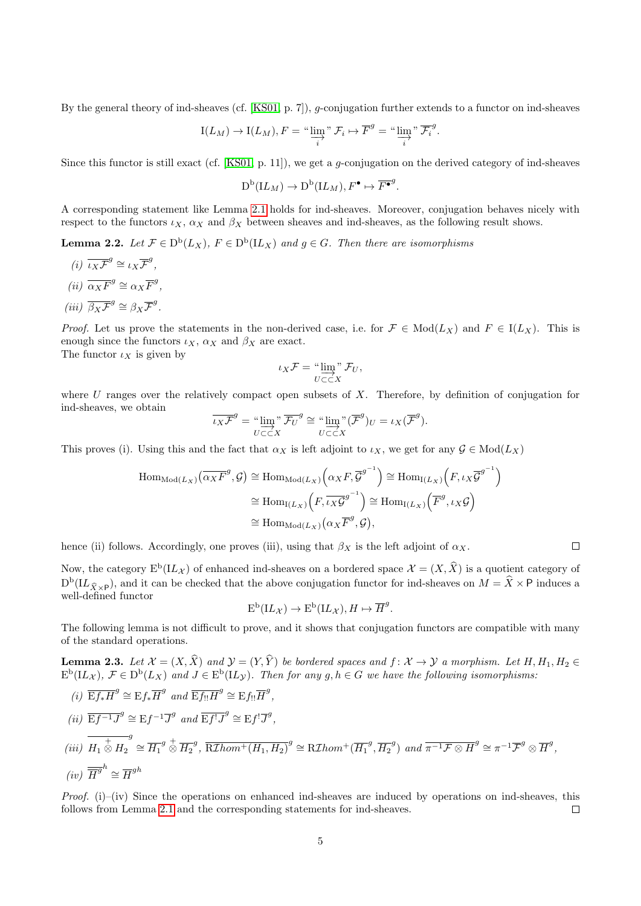By the general theory of ind-sheaves (cf. [KS01, p. 7]), $g$-conjugation further extends to a functor on ind-sheaves

$$\mathrm{I}(L_M) \to \mathrm{I}(L_M), F = \text{“}\varinjlim_i\text{”}\, \mathcal{F}_i \mapsto \overline{F}^g = \text{“}\varinjlim_i\text{”}\, \overline{\mathcal{F}_i}^g.$$

Since this functor is still exact (cf. [KS01, p. 11]), we get a $g$-conjugation on the derived category of ind-sheaves

$$\mathrm{D^b}(\mathrm{I}L_M) \to \mathrm{D^b}(\mathrm{I}L_M), F^\bullet \mapsto \overline{F^\bullet}^g.$$

A corresponding statement like Lemma 2.1 holds for ind-sheaves. Moreover, conjugation behaves nicely with respect to the functors $\iota_X$, $\alpha_X$ and $\beta_X$ between sheaves and ind-sheaves, as the following result shows.

**Lemma 2.2.** *Let $\mathcal{F} \in \mathrm{D^b}(L_X)$, $F \in \mathrm{D^b}(\mathrm{I}L_X)$ and $g \in G$. Then there are isomorphisms*

*(i)* $\overline{\iota_X \mathcal{F}}^g \cong \iota_X \overline{\mathcal{F}}^g$,

*(ii)* $\overline{\alpha_X F}^g \cong \alpha_X \overline{F}^g$,

*(iii)* $\overline{\beta_X \mathcal{F}}^g \cong \beta_X \overline{\mathcal{F}}^g$.

*Proof.* Let us prove the statements in the non-derived case, i.e. for $\mathcal{F} \in \mathrm{Mod}(L_X)$ and $F \in \mathrm{I}(L_X)$. This is enough since the functors $\iota_X$, $\alpha_X$ and $\beta_X$ are exact.
The functor $\iota_X$ is given by

$$\iota_X \mathcal{F} = \text{“}\varinjlim_{U \subset\subset X}\text{”}\, \mathcal{F}_U,$$

where $U$ ranges over the relatively compact open subsets of $X$. Therefore, by definition of conjugation for ind-sheaves, we obtain

$$\overline{\iota_X \mathcal{F}}^g = \text{“}\varinjlim_{U \subset\subset X}\text{”}\, \overline{\mathcal{F}_U}^g \cong \text{“}\varinjlim_{U \subset\subset X}\text{”}(\overline{\mathcal{F}}^g)_U = \iota_X(\overline{\mathcal{F}}^g).$$

This proves (i). Using this and the fact that $\alpha_X$ is left adjoint to $\iota_X$, we get for any $\mathcal{G} \in \mathrm{Mod}(L_X)$

$$\begin{aligned}
\mathrm{Hom}_{\mathrm{Mod}(L_X)}\big(\overline{\alpha_X F}^g, \mathcal{G}\big) &\cong \mathrm{Hom}_{\mathrm{Mod}(L_X)}\Big(\alpha_X F, \overline{\mathcal{G}}^{g^{-1}}\Big) \cong \mathrm{Hom}_{\mathrm{I}(L_X)}\Big(F, \iota_X \overline{\mathcal{G}}^{g^{-1}}\Big)\\
&\cong \mathrm{Hom}_{\mathrm{I}(L_X)}\Big(F, \overline{\iota_X \mathcal{G}}^{g^{-1}}\Big) \cong \mathrm{Hom}_{\mathrm{I}(L_X)}\Big(\overline{F}^g, \iota_X \mathcal{G}\Big)\\
&\cong \mathrm{Hom}_{\mathrm{Mod}(L_X)}\big(\alpha_X \overline{F}^g, \mathcal{G}\big),
\end{aligned}$$

hence (ii) follows. Accordingly, one proves (iii), using that $\beta_X$ is the left adjoint of $\alpha_X$. $\square$

Now, the category $\mathrm{E^b}(\mathrm{I}L_\mathcal{X})$ of enhanced ind-sheaves on a bordered space $\mathcal{X} = (X, \widehat{X})$ is a quotient category of $\mathrm{D^b}(\mathrm{I}L_{\widehat{X} \times \mathsf{P}})$, and it can be checked that the above conjugation functor for ind-sheaves on $M = \widehat{X} \times \mathsf{P}$ induces a well-defined functor

$$\mathrm{E^b}(\mathrm{I}L_\mathcal{X}) \to \mathrm{E^b}(\mathrm{I}L_\mathcal{X}), H \mapsto \overline{H}^g.$$

The following lemma is not difficult to prove, and it shows that conjugation functors are compatible with many of the standard operations.

**Lemma 2.3.** *Let $\mathcal{X} = (X, \widehat{X})$ and $\mathcal{Y} = (Y, \widehat{Y})$ be bordered spaces and $f\colon \mathcal{X} \to \mathcal{Y}$ a morphism. Let $H, H_1, H_2 \in \mathrm{E^b}(\mathrm{I}L_\mathcal{X})$, $\mathcal{F} \in \mathrm{D^b}(L_X)$ and $J \in \mathrm{E^b}(\mathrm{I}L_\mathcal{Y})$. Then for any $g, h \in G$ we have the following isomorphisms:*

*(i)* $\overline{\mathrm{E}f_* H}^g \cong \mathrm{E}f_* \overline{H}^g$ *and* $\overline{\mathrm{E}f_{!!} H}^g \cong \mathrm{E}f_{!!} \overline{H}^g$,

*(ii)* $\overline{\mathrm{E}f^{-1} J}^g \cong \mathrm{E}f^{-1} \overline{J}^g$ *and* $\overline{\mathrm{E}f^! J}^g \cong \mathrm{E}f^! \overline{J}^g$,

*(iii)* $\overline{H_1 \overset{+}{\otimes} H_2}^g \cong \overline{H_1}^g \overset{+}{\otimes} \overline{H_2}^g$, $\overline{\mathrm{R}\mathcal{I}hom^+(H_1, H_2)}^g \cong \mathrm{R}\mathcal{I}hom^+(\overline{H_1}^g, \overline{H_2}^g)$ *and* $\overline{\pi^{-1}\mathcal{F} \otimes H}^g \cong \pi^{-1}\overline{\mathcal{F}}^g \otimes \overline{H}^g$,

*(iv)* $\overline{\overline{H}^g}^h \cong \overline{H}^{gh}$

*Proof.* (i)–(iv) Since the operations on enhanced ind-sheaves are induced by operations on ind-sheaves, this follows from Lemma 2.1 and the corresponding statements for ind-sheaves. $\square$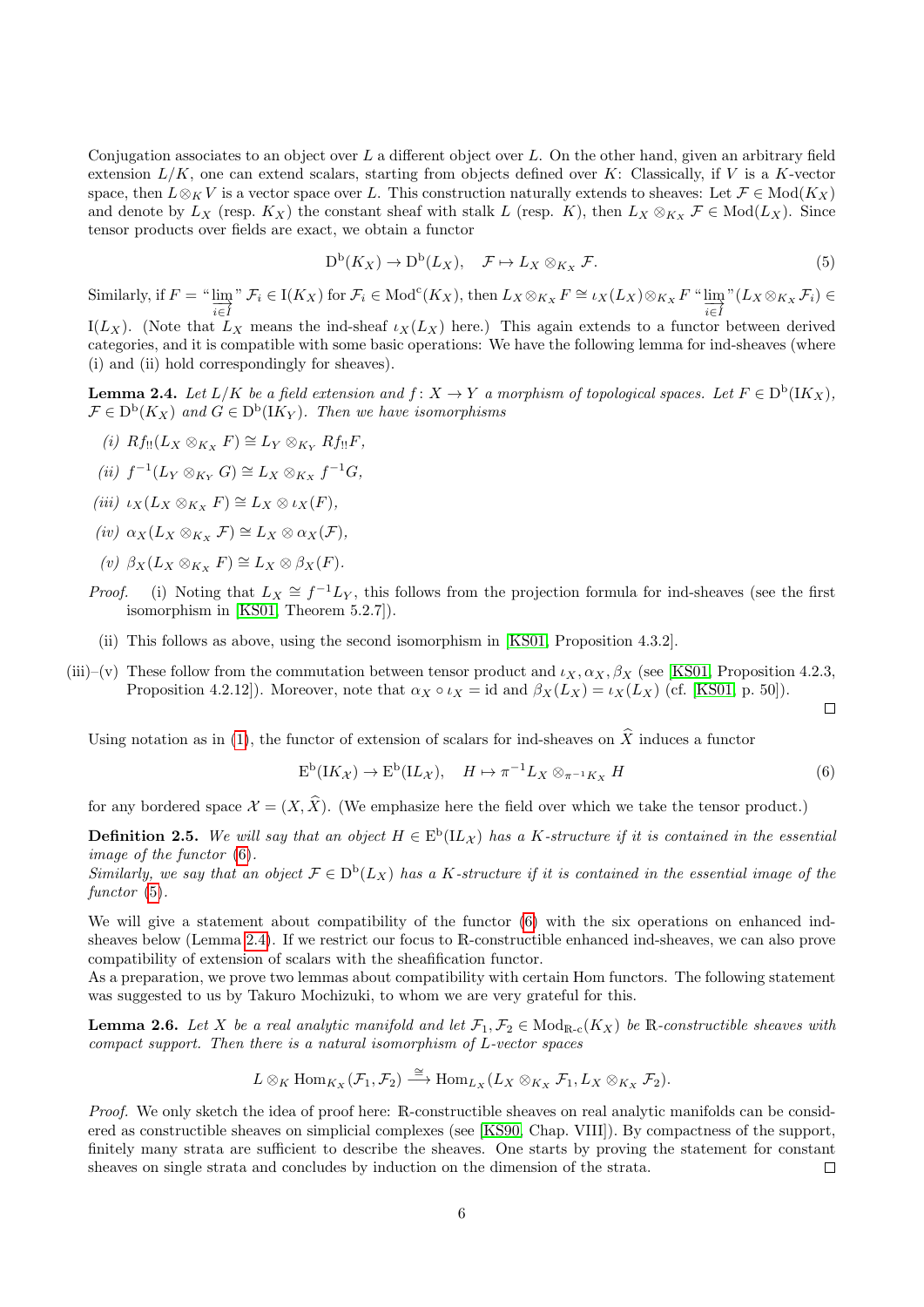Conjugation associates to an object over $L$ a different object over $L$. On the other hand, given an arbitrary field extension $L/K$, one can extend scalars, starting from objects defined over $K$: Classically, if $V$ is a $K$-vector space, then $L \otimes_K V$ is a vector space over $L$. This construction naturally extends to sheaves: Let $\mathcal{F} \in \mathrm{Mod}(K_X)$ and denote by $L_X$ (resp. $K_X$) the constant sheaf with stalk $L$ (resp. $K$), then $L_X \otimes_{K_X} \mathcal{F} \in \mathrm{Mod}(L_X)$. Since tensor products over fields are exact, we obtain a functor

$$\mathrm{D^b}(K_X) \to \mathrm{D^b}(L_X), \quad \mathcal{F} \mapsto L_X \otimes_{K_X} \mathcal{F}. \tag{5}$$

Similarly, if $F = \text{“}\varinjlim_{i \in I}\text{”}\, \mathcal{F}_i \in \mathrm{I}(K_X)$ for $\mathcal{F}_i \in \mathrm{Mod^c}(K_X)$, then $L_X \otimes_{K_X} F \cong \iota_X(L_X) \otimes_{K_X} F \text{“}\varinjlim_{i \in I}\text{”}(L_X \otimes_{K_X} \mathcal{F}_i) \in \mathrm{I}(L_X)$. (Note that $L_X$ means the ind-sheaf $\iota_X(L_X)$ here.) This again extends to a functor between derived categories, and it is compatible with some basic operations: We have the following lemma for ind-sheaves (where (i) and (ii) hold correspondingly for sheaves).

**Lemma 2.4.** *Let $L/K$ be a field extension and $f\colon X \to Y$ a morphism of topological spaces. Let $F \in \mathrm{D^b}(\mathrm{I}K_X)$, $\mathcal{F} \in \mathrm{D^b}(K_X)$ and $G \in \mathrm{D^b}(\mathrm{I}K_Y)$. Then we have isomorphisms*

*(i)* $Rf_{!!}(L_X \otimes_{K_X} F) \cong L_Y \otimes_{K_Y} Rf_{!!}F$,

*(ii)* $f^{-1}(L_Y \otimes_{K_Y} G) \cong L_X \otimes_{K_X} f^{-1}G$,

*(iii)* $\iota_X(L_X \otimes_{K_X} F) \cong L_X \otimes \iota_X(F)$,

*(iv)* $\alpha_X(L_X \otimes_{K_X} \mathcal{F}) \cong L_X \otimes \alpha_X(\mathcal{F})$,

*(v)* $\beta_X(L_X \otimes_{K_X} F) \cong L_X \otimes \beta_X(F)$.

*Proof.* (i) Noting that $L_X \cong f^{-1}L_Y$, this follows from the projection formula for ind-sheaves (see the first isomorphism in [KS01, Theorem 5.2.7]).

(ii) This follows as above, using the second isomorphism in [KS01, Proposition 4.3.2].

(iii)–(v) These follow from the commutation between tensor product and $\iota_X, \alpha_X, \beta_X$ (see [KS01, Proposition 4.2.3, Proposition 4.2.12]). Moreover, note that $\alpha_X \circ \iota_X = \mathrm{id}$ and $\beta_X(L_X) = \iota_X(L_X)$ (cf. [KS01, p. 50]). □

Using notation as in (1), the functor of extension of scalars for ind-sheaves on $\widehat{X}$ induces a functor

$$\mathrm{E^b}(\mathrm{I}K_{\mathcal{X}}) \to \mathrm{E^b}(\mathrm{I}L_{\mathcal{X}}), \quad H \mapsto \pi^{-1}L_X \otimes_{\pi^{-1}K_X} H \tag{6}$$

for any bordered space $\mathcal{X} = (X, \widehat{X})$. (We emphasize here the field over which we take the tensor product.)

**Definition 2.5.** *We will say that an object $H \in \mathrm{E^b}(\mathrm{I}L_{\mathcal{X}})$ has a $K$-structure if it is contained in the essential image of the functor (6).*
*Similarly, we say that an object $\mathcal{F} \in \mathrm{D^b}(L_X)$ has a $K$-structure if it is contained in the essential image of the functor (5).*

We will give a statement about compatibility of the functor (6) with the six operations on enhanced ind-sheaves below (Lemma 2.4). If we restrict our focus to $\mathbb{R}$-constructible enhanced ind-sheaves, we can also prove compatibility of extension of scalars with the sheafification functor.
As a preparation, we prove two lemmas about compatibility with certain Hom functors. The following statement was suggested to us by Takuro Mochizuki, to whom we are very grateful for this.

**Lemma 2.6.** *Let $X$ be a real analytic manifold and let $\mathcal{F}_1, \mathcal{F}_2 \in \mathrm{Mod}_{\mathbb{R}\text{-c}}(K_X)$ be $\mathbb{R}$-constructible sheaves with compact support. Then there is a natural isomorphism of $L$-vector spaces*

$$L \otimes_K \mathrm{Hom}_{K_X}(\mathcal{F}_1, \mathcal{F}_2) \xrightarrow{\cong} \mathrm{Hom}_{L_X}(L_X \otimes_{K_X} \mathcal{F}_1, L_X \otimes_{K_X} \mathcal{F}_2).$$

*Proof.* We only sketch the idea of proof here: $\mathbb{R}$-constructible sheaves on real analytic manifolds can be considered as constructible sheaves on simplicial complexes (see [KS90, Chap. VIII]). By compactness of the support, finitely many strata are sufficient to describe the sheaves. One starts by proving the statement for constant sheaves on single strata and concludes by induction on the dimension of the strata. □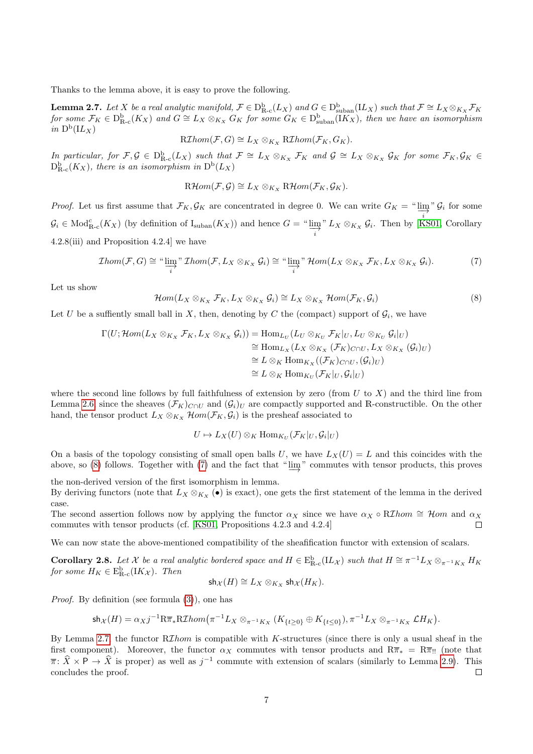Thanks to the lemma above, it is easy to prove the following.

**Lemma 2.7.** *Let $X$ be a real analytic manifold, $\mathcal{F} \in \mathrm{D}^{\mathrm{b}}_{\mathbb{R}\text{-c}}(L_X)$ and $G \in \mathrm{D}^{\mathrm{b}}_{\mathrm{suban}}(\mathrm{I}L_X)$ such that $\mathcal{F} \cong L_X \otimes_{K_X} \mathcal{F}_K$ for some $\mathcal{F}_K \in \mathrm{D}^{\mathrm{b}}_{\mathbb{R}\text{-c}}(K_X)$ and $G \cong L_X \otimes_{K_X} G_K$ for some $G_K \in \mathrm{D}^{\mathrm{b}}_{\mathrm{suban}}(\mathrm{I}K_X)$, then we have an isomorphism in $\mathrm{D}^{\mathrm{b}}(\mathrm{I}L_X)$*

$$\mathrm{R}\mathcal{I}hom(\mathcal{F}, G) \cong L_X \otimes_{K_X} \mathrm{R}\mathcal{I}hom(\mathcal{F}_K, G_K).$$

*In particular, for $\mathcal{F}, \mathcal{G} \in \mathrm{D}^{\mathrm{b}}_{\mathbb{R}\text{-c}}(L_X)$ such that $\mathcal{F} \cong L_X \otimes_{K_X} \mathcal{F}_K$ and $\mathcal{G} \cong L_X \otimes_{K_X} \mathcal{G}_K$ for some $\mathcal{F}_K, \mathcal{G}_K \in \mathrm{D}^{\mathrm{b}}_{\mathbb{R}\text{-c}}(K_X)$, there is an isomorphism in $\mathrm{D}^{\mathrm{b}}(L_X)$*

$$\mathrm{R}\mathcal{H}om(\mathcal{F}, \mathcal{G}) \cong L_X \otimes_{K_X} \mathrm{R}\mathcal{H}om(\mathcal{F}_K, \mathcal{G}_K).$$

*Proof.* Let us first assume that $\mathcal{F}_K, \mathcal{G}_K$ are concentrated in degree 0. We can write $G_K = \text{“}\varinjlim_i\text{”}\, \mathcal{G}_i$ for some $\mathcal{G}_i \in \mathrm{Mod}^{\mathrm{c}}_{\mathbb{R}\text{-c}}(K_X)$ (by definition of $\mathrm{I}_{\mathrm{suban}}(K_X)$) and hence $G = \text{“}\varinjlim_i\text{”}\, L_X \otimes_{K_X} \mathcal{G}_i$. Then by [KS01, Corollary 4.2.8(iii) and Proposition 4.2.4] we have

$$\mathcal{I}hom(\mathcal{F}, G) \cong \text{“}\varinjlim_i\text{”}\, \mathcal{I}hom(\mathcal{F}, L_X \otimes_{K_X} \mathcal{G}_i) \cong \text{“}\varinjlim_i\text{”}\, \mathcal{H}om(L_X \otimes_{K_X} \mathcal{F}_K, L_X \otimes_{K_X} \mathcal{G}_i). \tag{7}$$

Let us show

$$\mathcal{H}om(L_X \otimes_{K_X} \mathcal{F}_K, L_X \otimes_{K_X} \mathcal{G}_i) \cong L_X \otimes_{K_X} \mathcal{H}om(\mathcal{F}_K, \mathcal{G}_i) \tag{8}$$

Let $U$ be a suffiently small ball in $X$, then, denoting by $C$ the (compact) support of $\mathcal{G}_i$, we have

$$\begin{aligned}
\Gamma(U; \mathcal{H}om(L_X \otimes_{K_X} \mathcal{F}_K, L_X \otimes_{K_X} \mathcal{G}_i)) &= \mathrm{Hom}_{L_U}(L_U \otimes_{K_U} \mathcal{F}_K|_U, L_U \otimes_{K_U} \mathcal{G}_i|_U) \\
&\cong \mathrm{Hom}_{L_X}(L_X \otimes_{K_X} (\mathcal{F}_K)_{C\cap U}, L_X \otimes_{K_X} (\mathcal{G}_i)_U) \\
&\cong L \otimes_K \mathrm{Hom}_{K_X}((\mathcal{F}_K)_{C\cap U}, (\mathcal{G}_i)_U) \\
&\cong L \otimes_K \mathrm{Hom}_{K_U}(\mathcal{F}_K|_U, \mathcal{G}_i|_U)
\end{aligned}$$

where the second line follows by full faithfulness of extension by zero (from $U$ to $X$) and the third line from Lemma 2.6 since the sheaves $(\mathcal{F}_K)_{C\cap U}$ and $(\mathcal{G}_i)_U$ are compactly supported and $\mathbb{R}$-constructible. On the other hand, the tensor product $L_X \otimes_{K_X} \mathcal{H}om(\mathcal{F}_K, \mathcal{G}_i)$ is the presheaf associated to

$$U \mapsto L_X(U) \otimes_K \mathrm{Hom}_{K_U}(\mathcal{F}_K|_U, \mathcal{G}_i|_U)$$

On a basis of the topology consisting of small open balls $U$, we have $L_X(U) = L$ and this coincides with the above, so (8) follows. Together with (7) and the fact that “$\varinjlim$” commutes with tensor products, this proves the non-derived version of the first isomorphism in lemma.
By deriving functors (note that $L_X \otimes_{K_X} (\bullet)$ is exact), one gets the first statement of the lemma in the derived case.
The second assertion follows now by applying the functor $\alpha_X$ since we have $\alpha_X \circ \mathrm{R}\mathcal{I}hom \cong \mathcal{H}om$ and $\alpha_X$ commutes with tensor products (cf. [KS01, Propositions 4.2.3 and 4.2.4] $\square$

We can now state the above-mentioned compatibility of the sheafification functor with extension of scalars.

**Corollary 2.8.** *Let $\mathcal{X}$ be a real analytic bordered space and $H \in \mathrm{E}^{\mathrm{b}}_{\mathbb{R}\text{-c}}(\mathrm{I}L_{\mathcal{X}})$ such that $H \cong \pi^{-1}L_X \otimes_{\pi^{-1}K_X} H_K$ for some $H_K \in \mathrm{E}^{\mathrm{b}}_{\mathbb{R}\text{-c}}(\mathrm{I}K_{\mathcal{X}})$. Then*

$$\mathsf{sh}_{\mathcal{X}}(H) \cong L_X \otimes_{K_X} \mathsf{sh}_{\mathcal{X}}(H_K).$$

*Proof.* By definition (see formula (3)), one has

$$\mathsf{sh}_{\mathcal{X}}(H) = \alpha_X j^{-1} \mathrm{R}\overline{\pi}_* \mathrm{R}\mathcal{I}hom\big(\pi^{-1}L_X \otimes_{\pi^{-1}K_X} (K_{\{t\geq 0\}} \oplus K_{\{t\leq 0\}}), \pi^{-1}L_X \otimes_{\pi^{-1}K_X} \mathcal{L}H_K\big).$$

By Lemma 2.7, the functor $\mathrm{R}\mathcal{I}hom$ is compatible with $K$-structures (since there is only a usual sheaf in the first component). Moreover, the functor $\alpha_X$ commutes with tensor products and $\mathrm{R}\overline{\pi}_* = \mathrm{R}\overline{\pi}_{!!}$ (note that $\overline{\pi}\colon \widehat{X} \times \mathsf{P} \to \widehat{X}$ is proper) as well as $j^{-1}$ commute with extension of scalars (similarly to Lemma 2.9). This concludes the proof. $\square$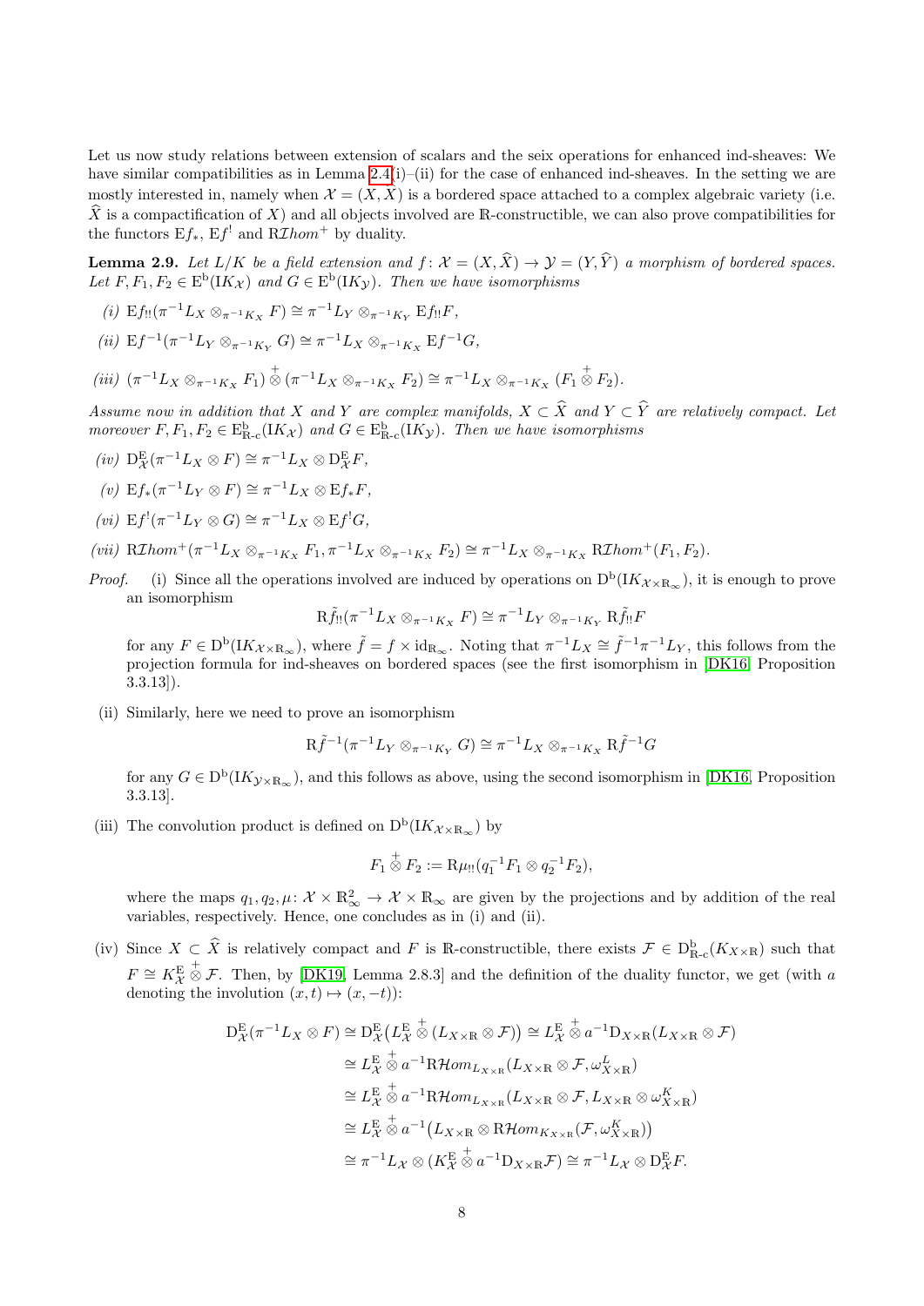Let us now study relations between extension of scalars and the seix operations for enhanced ind-sheaves: We have similar compatibilities as in Lemma 2.4(i)–(ii) for the case of enhanced ind-sheaves. In the setting we are mostly interested in, namely when $\mathcal{X} = (X, \widehat{X})$ is a bordered space attached to a complex algebraic variety (i.e. $\widehat{X}$ is a compactification of $X$) and all objects involved are $\mathbb{R}$-constructible, we can also prove compatibilities for the functors $\mathrm{E}f_*$, $\mathrm{E}f^!$ and $\mathrm{R}\mathcal{I}hom^+$ by duality.

**Lemma 2.9.** *Let $L/K$ be a field extension and $f\colon \mathcal{X} = (X, \widehat{X}) \to \mathcal{Y} = (Y, \widehat{Y})$ a morphism of bordered spaces. Let $F, F_1, F_2 \in \mathrm{E}^{\mathrm{b}}(\mathrm{I}K_{\mathcal{X}})$ and $G \in \mathrm{E}^{\mathrm{b}}(\mathrm{I}K_{\mathcal{Y}})$. Then we have isomorphisms*

*(i)* $\mathrm{E}f_{!!}(\pi^{-1}L_X \otimes_{\pi^{-1}K_X} F) \cong \pi^{-1}L_Y \otimes_{\pi^{-1}K_Y} \mathrm{E}f_{!!}F$,

*(ii)* $\mathrm{E}f^{-1}(\pi^{-1}L_Y \otimes_{\pi^{-1}K_Y} G) \cong \pi^{-1}L_X \otimes_{\pi^{-1}K_X} \mathrm{E}f^{-1}G$,

*(iii)* $(\pi^{-1}L_X \otimes_{\pi^{-1}K_X} F_1) \overset{+}{\otimes} (\pi^{-1}L_X \otimes_{\pi^{-1}K_X} F_2) \cong \pi^{-1}L_X \otimes_{\pi^{-1}K_X} (F_1 \overset{+}{\otimes} F_2)$.

*Assume now in addition that $X$ and $Y$ are complex manifolds, $X \subset \widehat{X}$ and $Y \subset \widehat{Y}$ are relatively compact. Let moreover $F, F_1, F_2 \in \mathrm{E}^{\mathrm{b}}_{\mathbb{R}\text{-c}}(\mathrm{I}K_{\mathcal{X}})$ and $G \in \mathrm{E}^{\mathrm{b}}_{\mathbb{R}\text{-c}}(\mathrm{I}K_{\mathcal{Y}})$. Then we have isomorphisms*

*(iv)* $\mathrm{D}^{\mathrm{E}}_{\mathcal{X}}(\pi^{-1}L_X \otimes F) \cong \pi^{-1}L_X \otimes \mathrm{D}^{\mathrm{E}}_{\mathcal{X}}F$,

*(v)* $\mathrm{E}f_*(\pi^{-1}L_Y \otimes F) \cong \pi^{-1}L_X \otimes \mathrm{E}f_*F$,

*(vi)* $\mathrm{E}f^!(\pi^{-1}L_Y \otimes G) \cong \pi^{-1}L_X \otimes \mathrm{E}f^!G$,

*(vii)* $\mathrm{R}\mathcal{I}hom^+(\pi^{-1}L_X \otimes_{\pi^{-1}K_X} F_1, \pi^{-1}L_X \otimes_{\pi^{-1}K_X} F_2) \cong \pi^{-1}L_X \otimes_{\pi^{-1}K_X} \mathrm{R}\mathcal{I}hom^+(F_1, F_2)$.

*Proof.* (i) Since all the operations involved are induced by operations on $\mathrm{D}^{\mathrm{b}}(\mathrm{I}K_{\mathcal{X}\times\mathbb{R}_\infty})$, it is enough to prove an isomorphism

$$\mathrm{R}\tilde{f}_{!!}(\pi^{-1}L_X \otimes_{\pi^{-1}K_X} F) \cong \pi^{-1}L_Y \otimes_{\pi^{-1}K_Y} \mathrm{R}\tilde{f}_{!!}F$$

for any $F \in \mathrm{D}^{\mathrm{b}}(\mathrm{I}K_{\mathcal{X}\times\mathbb{R}_\infty})$, where $\tilde{f} = f \times \mathrm{id}_{\mathbb{R}_\infty}$. Noting that $\pi^{-1}L_X \cong \tilde{f}^{-1}\pi^{-1}L_Y$, this follows from the projection formula for ind-sheaves on bordered spaces (see the first isomorphism in [DK16, Proposition 3.3.13]).

(ii) Similarly, here we need to prove an isomorphism

$$\mathrm{R}\tilde{f}^{-1}(\pi^{-1}L_Y \otimes_{\pi^{-1}K_Y} G) \cong \pi^{-1}L_X \otimes_{\pi^{-1}K_X} \mathrm{R}\tilde{f}^{-1}G$$

for any $G \in \mathrm{D}^{\mathrm{b}}(\mathrm{I}K_{\mathcal{Y}\times\mathbb{R}_\infty})$, and this follows as above, using the second isomorphism in [DK16, Proposition 3.3.13].

(iii) The convolution product is defined on $\mathrm{D}^{\mathrm{b}}(\mathrm{I}K_{\mathcal{X}\times\mathbb{R}_\infty})$ by

$$F_1 \overset{+}{\otimes} F_2 := \mathrm{R}\mu_{!!}(q_1^{-1}F_1 \otimes q_2^{-1}F_2),$$

where the maps $q_1, q_2, \mu\colon \mathcal{X} \times \mathbb{R}^2_\infty \to \mathcal{X} \times \mathbb{R}_\infty$ are given by the projections and by addition of the real variables, respectively. Hence, one concludes as in (i) and (ii).

(iv) Since $X \subset \widehat{X}$ is relatively compact and $F$ is $\mathbb{R}$-constructible, there exists $\mathcal{F} \in \mathrm{D}^{\mathrm{b}}_{\mathbb{R}\text{-c}}(K_{X\times\mathbb{R}})$ such that $F \cong K^{\mathrm{E}}_{\mathcal{X}} \overset{+}{\otimes} \mathcal{F}$. Then, by [DK19, Lemma 2.8.3] and the definition of the duality functor, we get (with $a$ denoting the involution $(x,t) \mapsto (x,-t)$):

$$\begin{aligned}
\mathrm{D}^{\mathrm{E}}_{\mathcal{X}}(\pi^{-1}L_X \otimes F) &\cong \mathrm{D}^{\mathrm{E}}_{\mathcal{X}}\big(L^{\mathrm{E}}_{\mathcal{X}} \overset{+}{\otimes} (L_{X\times\mathbb{R}} \otimes \mathcal{F})\big) \cong L^{\mathrm{E}}_{\mathcal{X}} \overset{+}{\otimes} a^{-1}\mathrm{D}_{X\times\mathbb{R}}(L_{X\times\mathbb{R}} \otimes \mathcal{F}) \\
&\cong L^{\mathrm{E}}_{\mathcal{X}} \overset{+}{\otimes} a^{-1}\mathrm{R}\mathcal{H}om_{L_{X\times\mathbb{R}}}(L_{X\times\mathbb{R}} \otimes \mathcal{F}, \omega^L_{X\times\mathbb{R}}) \\
&\cong L^{\mathrm{E}}_{\mathcal{X}} \overset{+}{\otimes} a^{-1}\mathrm{R}\mathcal{H}om_{L_{X\times\mathbb{R}}}(L_{X\times\mathbb{R}} \otimes \mathcal{F}, L_{X\times\mathbb{R}} \otimes \omega^K_{X\times\mathbb{R}}) \\
&\cong L^{\mathrm{E}}_{\mathcal{X}} \overset{+}{\otimes} a^{-1}\big(L_{X\times\mathbb{R}} \otimes \mathrm{R}\mathcal{H}om_{K_{X\times\mathbb{R}}}(\mathcal{F}, \omega^K_{X\times\mathbb{R}})\big) \\
&\cong \pi^{-1}L_{\mathcal{X}} \otimes (K^{\mathrm{E}}_{\mathcal{X}} \overset{+}{\otimes} a^{-1}\mathrm{D}_{X\times\mathbb{R}}\mathcal{F}) \cong \pi^{-1}L_{\mathcal{X}} \otimes \mathrm{D}^{\mathrm{E}}_{\mathcal{X}}F.
\end{aligned}$$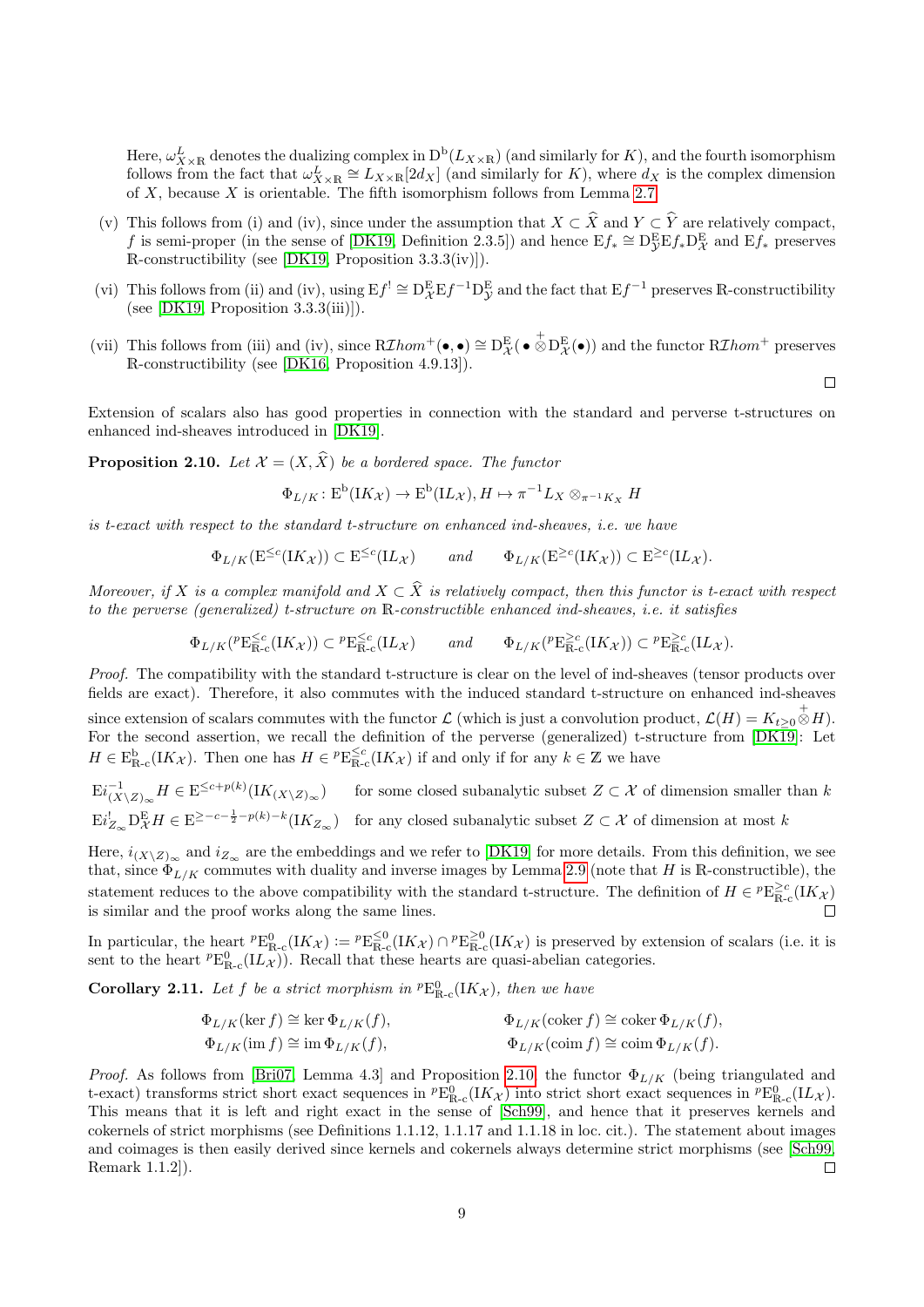Here, $\omega^L_{X\times\mathbb{R}}$ denotes the dualizing complex in $\mathrm{D}^{\mathrm{b}}(L_{X\times\mathbb{R}})$ (and similarly for $K$), and the fourth isomorphism follows from the fact that $\omega^L_{X\times\mathbb{R}} \cong L_{X\times\mathbb{R}}[2d_X]$ (and similarly for $K$), where $d_X$ is the complex dimension of $X$, because $X$ is orientable. The fifth isomorphism follows from Lemma 2.7.

(v) This follows from (i) and (iv), since under the assumption that $X \subset \widehat{X}$ and $Y \subset \widehat{Y}$ are relatively compact, $f$ is semi-proper (in the sense of [DK19, Definition 2.3.5]) and hence $\mathrm{E}f_* \cong \mathrm{D}^{\mathrm{E}}_{\mathcal{Y}}\mathrm{E}f_*\mathrm{D}^{\mathrm{E}}_{\mathcal{X}}$ and $\mathrm{E}f_*$ preserves $\mathbb{R}$-constructibility (see [DK19, Proposition 3.3.3(iv)]).

(vi) This follows from (ii) and (iv), using $\mathrm{E}f^! \cong \mathrm{D}^{\mathrm{E}}_{\mathcal{X}}\mathrm{E}f^{-1}\mathrm{D}^{\mathrm{E}}_{\mathcal{Y}}$ and the fact that $\mathrm{E}f^{-1}$ preserves $\mathbb{R}$-constructibility (see [DK19, Proposition 3.3.3(iii)]).

(vii) This follows from (iii) and (iv), since $\mathrm{R}\mathcal{I}hom^+(\bullet,\bullet) \cong \mathrm{D}^{\mathrm{E}}_{\mathcal{X}}(\bullet \overset{+}{\otimes} \mathrm{D}^{\mathrm{E}}_{\mathcal{X}}(\bullet))$ and the functor $\mathrm{R}\mathcal{I}hom^+$ preserves $\mathbb{R}$-constructibility (see [DK16, Proposition 4.9.13]).

∎

Extension of scalars also has good properties in connection with the standard and perverse t-structures on enhanced ind-sheaves introduced in [DK19].

**Proposition 2.10.** *Let $\mathcal{X} = (X, \widehat{X})$ be a bordered space. The functor*

$$\Phi_{L/K}\colon \mathrm{E}^{\mathrm{b}}(\mathrm{I}K_{\mathcal{X}}) \to \mathrm{E}^{\mathrm{b}}(\mathrm{I}L_{\mathcal{X}}), H \mapsto \pi^{-1}L_X \otimes_{\pi^{-1}K_X} H$$

*is t-exact with respect to the standard t-structure on enhanced ind-sheaves, i.e. we have*

$$\Phi_{L/K}(\mathrm{E}^{\leq c}(\mathrm{I}K_{\mathcal{X}})) \subset \mathrm{E}^{\leq c}(\mathrm{I}L_{\mathcal{X}}) \qquad \text{and} \qquad \Phi_{L/K}(\mathrm{E}^{\geq c}(\mathrm{I}K_{\mathcal{X}})) \subset \mathrm{E}^{\geq c}(\mathrm{I}L_{\mathcal{X}}).$$

*Moreover, if $X$ is a complex manifold and $X \subset \widehat{X}$ is relatively compact, then this functor is t-exact with respect to the perverse (generalized) t-structure on $\mathbb{R}$-constructible enhanced ind-sheaves, i.e. it satisfies*

$$\Phi_{L/K}({}^p\mathrm{E}^{\leq c}_{\mathbb{R}\text{-c}}(\mathrm{I}K_{\mathcal{X}})) \subset {}^p\mathrm{E}^{\leq c}_{\mathbb{R}\text{-c}}(\mathrm{I}L_{\mathcal{X}}) \qquad \text{and} \qquad \Phi_{L/K}({}^p\mathrm{E}^{\geq c}_{\mathbb{R}\text{-c}}(\mathrm{I}K_{\mathcal{X}})) \subset {}^p\mathrm{E}^{\geq c}_{\mathbb{R}\text{-c}}(\mathrm{I}L_{\mathcal{X}}).$$

*Proof.* The compatibility with the standard t-structure is clear on the level of ind-sheaves (tensor products over fields are exact). Therefore, it also commutes with the induced standard t-structure on enhanced ind-sheaves since extension of scalars commutes with the functor $\mathcal{L}$ (which is just a convolution product, $\mathcal{L}(H) = K_{t\geq 0} \overset{+}{\otimes} H$). For the second assertion, we recall the definition of the perverse (generalized) t-structure from [DK19]: Let $H \in \mathrm{E}^{\mathrm{b}}_{\mathbb{R}\text{-c}}(\mathrm{I}K_{\mathcal{X}})$. Then one has $H \in {}^p\mathrm{E}^{\leq c}_{\mathbb{R}\text{-c}}(\mathrm{I}K_{\mathcal{X}})$ if and only if for any $k \in \mathbb{Z}$ we have

$\mathrm{E}i^{-1}_{(X\setminus Z)_\infty} H \in \mathrm{E}^{\leq c+p(k)}(\mathrm{I}K_{(X\setminus Z)_\infty})$ for some closed subanalytic subset $Z \subset \mathcal{X}$ of dimension smaller than $k$

$\mathrm{E}i^!_{Z_\infty}\mathrm{D}^{\mathrm{E}}_{\mathcal{X}}H \in \mathrm{E}^{\geq -c-\frac{1}{2}-p(k)-k}(\mathrm{I}K_{Z_\infty})$ for any closed subanalytic subset $Z \subset \mathcal{X}$ of dimension at most $k$

Here, $i_{(X\setminus Z)_\infty}$ and $i_{Z_\infty}$ are the embeddings and we refer to [DK19] for more details. From this definition, we see that, since $\Phi_{L/K}$ commutes with duality and inverse images by Lemma 2.9 (note that $H$ is $\mathbb{R}$-constructible), the statement reduces to the above compatibility with the standard t-structure. The definition of $H \in {}^p\mathrm{E}^{\geq c}_{\mathbb{R}\text{-c}}(\mathrm{I}K_{\mathcal{X}})$ is similar and the proof works along the same lines. ∎

In particular, the heart ${}^p\mathrm{E}^0_{\mathbb{R}\text{-c}}(\mathrm{I}K_{\mathcal{X}}) := {}^p\mathrm{E}^{\leq 0}_{\mathbb{R}\text{-c}}(\mathrm{I}K_{\mathcal{X}}) \cap {}^p\mathrm{E}^{\geq 0}_{\mathbb{R}\text{-c}}(\mathrm{I}K_{\mathcal{X}})$ is preserved by extension of scalars (i.e. it is sent to the heart ${}^p\mathrm{E}^0_{\mathbb{R}\text{-c}}(\mathrm{I}L_{\mathcal{X}})$). Recall that these hearts are quasi-abelian categories.

**Corollary 2.11.** *Let $f$ be a strict morphism in ${}^p\mathrm{E}^0_{\mathbb{R}\text{-c}}(\mathrm{I}K_{\mathcal{X}})$, then we have*

$$\Phi_{L/K}(\ker f) \cong \ker \Phi_{L/K}(f), \qquad \Phi_{L/K}(\operatorname{coker} f) \cong \operatorname{coker} \Phi_{L/K}(f),$$
$$\Phi_{L/K}(\operatorname{im} f) \cong \operatorname{im} \Phi_{L/K}(f), \qquad \Phi_{L/K}(\operatorname{coim} f) \cong \operatorname{coim} \Phi_{L/K}(f).$$

*Proof.* As follows from [Bri07, Lemma 4.3] and Proposition 2.10, the functor $\Phi_{L/K}$ (being triangulated and t-exact) transforms strict short exact sequences in ${}^p\mathrm{E}^0_{\mathbb{R}\text{-c}}(\mathrm{I}K_{\mathcal{X}})$ into strict short exact sequences in ${}^p\mathrm{E}^0_{\mathbb{R}\text{-c}}(\mathrm{I}L_{\mathcal{X}})$. This means that it is left and right exact in the sense of [Sch99], and hence that it preserves kernels and cokernels of strict morphisms (see Definitions 1.1.12, 1.1.17 and 1.1.18 in loc. cit.). The statement about images and coimages is then easily derived since kernels and cokernels always determine strict morphisms (see [Sch99, Remark 1.1.2]). ∎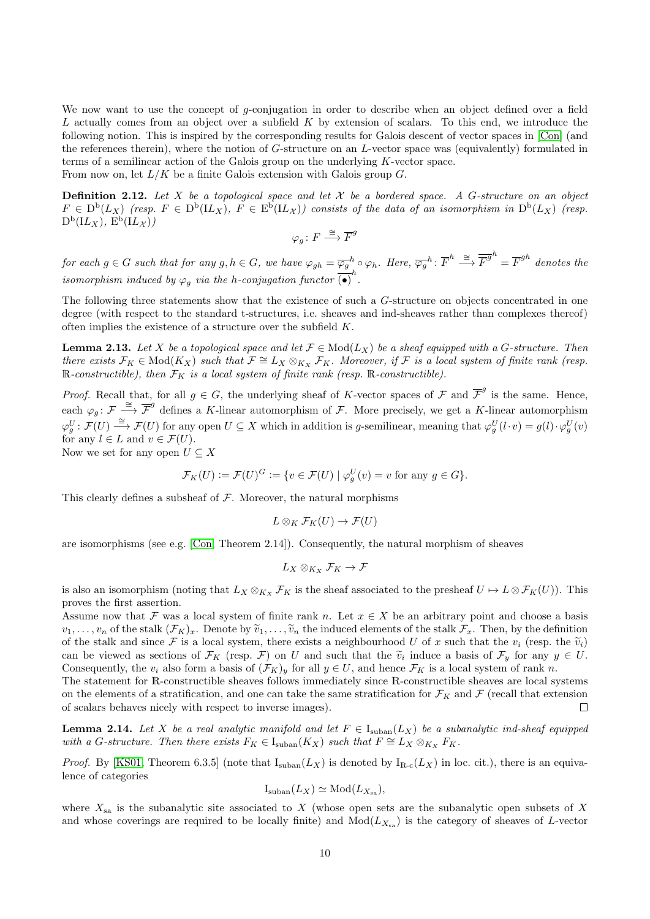We now want to use the concept of $g$-conjugation in order to describe when an object defined over a field $L$ actually comes from an object over a subfield $K$ by extension of scalars. To this end, we introduce the following notion. This is inspired by the corresponding results for Galois descent of vector spaces in [Con] (and the references therein), where the notion of $G$-structure on an $L$-vector space was (equivalently) formulated in terms of a semilinear action of the Galois group on the underlying $K$-vector space.
From now on, let $L/K$ be a finite Galois extension with Galois group $G$.

**Definition 2.12.** *Let $X$ be a topological space and let $\mathcal{X}$ be a bordered space. A $G$-structure on an object $F \in \mathrm{D}^{\mathrm{b}}(L_X)$ (resp. $F \in \mathrm{D}^{\mathrm{b}}(\mathrm{I}L_X)$, $F \in \mathrm{E}^{\mathrm{b}}(\mathrm{I}L_{\mathcal{X}})$) consists of the data of an isomorphism in $\mathrm{D}^{\mathrm{b}}(L_X)$ (resp. $\mathrm{D}^{\mathrm{b}}(\mathrm{I}L_X)$, $\mathrm{E}^{\mathrm{b}}(\mathrm{I}L_{\mathcal{X}})$)*

$$\varphi_g \colon F \xrightarrow{\cong} \overline{F}^g$$

*for each $g \in G$ such that for any $g, h \in G$, we have $\varphi_{gh} = \overline{\varphi_g}^h \circ \varphi_h$. Here, $\overline{\varphi_g}^h \colon \overline{F}^h \xrightarrow{\cong} \overline{\overline{F}^g}^h = \overline{F}^{gh}$ denotes the isomorphism induced by $\varphi_g$ via the $h$-conjugation functor $\overline{(\bullet)}^h$.*

The following three statements show that the existence of such a $G$-structure on objects concentrated in one degree (with respect to the standard t-structures, i.e. sheaves and ind-sheaves rather than complexes thereof) often implies the existence of a structure over the subfield $K$.

**Lemma 2.13.** *Let $X$ be a topological space and let $\mathcal{F} \in \mathrm{Mod}(L_X)$ be a sheaf equipped with a $G$-structure. Then there exists $\mathcal{F}_K \in \mathrm{Mod}(K_X)$ such that $\mathcal{F} \cong L_X \otimes_{K_X} \mathcal{F}_K$. Moreover, if $\mathcal{F}$ is a local system of finite rank (resp. $\mathbb{R}$-constructible), then $\mathcal{F}_K$ is a local system of finite rank (resp. $\mathbb{R}$-constructible).*

*Proof.* Recall that, for all $g \in G$, the underlying sheaf of $K$-vector spaces of $\mathcal{F}$ and $\overline{\mathcal{F}}^g$ is the same. Hence, each $\varphi_g \colon \mathcal{F} \xrightarrow{\cong} \overline{\mathcal{F}}^g$ defines a $K$-linear automorphism of $\mathcal{F}$. More precisely, we get a $K$-linear automorphism $\varphi_g^U \colon \mathcal{F}(U) \xrightarrow{\cong} \mathcal{F}(U)$ for any open $U \subseteq X$ which in addition is $g$-semilinear, meaning that $\varphi_g^U(l \cdot v) = g(l) \cdot \varphi_g^U(v)$ for any $l \in L$ and $v \in \mathcal{F}(U)$.
Now we set for any open $U \subseteq X$

$$\mathcal{F}_K(U) := \mathcal{F}(U)^G := \{v \in \mathcal{F}(U) \mid \varphi_g^U(v) = v \text{ for any } g \in G\}.$$

This clearly defines a subsheaf of $\mathcal{F}$. Moreover, the natural morphisms

$$L \otimes_K \mathcal{F}_K(U) \to \mathcal{F}(U)$$

are isomorphisms (see e.g. [Con, Theorem 2.14]). Consequently, the natural morphism of sheaves

$$L_X \otimes_{K_X} \mathcal{F}_K \to \mathcal{F}$$

is also an isomorphism (noting that $L_X \otimes_{K_X} \mathcal{F}_K$ is the sheaf associated to the presheaf $U \mapsto L \otimes \mathcal{F}_K(U)$). This proves the first assertion.
Assume now that $\mathcal{F}$ was a local system of finite rank $n$. Let $x \in X$ be an arbitrary point and choose a basis $v_1, \ldots, v_n$ of the stalk $(\mathcal{F}_K)_x$. Denote by $\widetilde{v}_1, \ldots, \widetilde{v}_n$ the induced elements of the stalk $\mathcal{F}_x$. Then, by the definition of the stalk and since $\mathcal{F}$ is a local system, there exists a neighbourhood $U$ of $x$ such that the $v_i$ (resp. the $\widetilde{v}_i$) can be viewed as sections of $\mathcal{F}_K$ (resp. $\mathcal{F}$) on $U$ and such that the $\widetilde{v}_i$ induce a basis of $\mathcal{F}_y$ for any $y \in U$. Consequently, the $v_i$ also form a basis of $(\mathcal{F}_K)_y$ for all $y \in U$, and hence $\mathcal{F}_K$ is a local system of rank $n$.
The statement for $\mathbb{R}$-constructible sheaves follows immediately since $\mathbb{R}$-constructible sheaves are local systems on the elements of a stratification, and one can take the same stratification for $\mathcal{F}_K$ and $\mathcal{F}$ (recall that extension of scalars behaves nicely with respect to inverse images). $\square$

**Lemma 2.14.** *Let $X$ be a real analytic manifold and let $F \in \mathrm{I}_{\mathrm{suban}}(L_X)$ be a subanalytic ind-sheaf equipped with a $G$-structure. Then there exists $F_K \in \mathrm{I}_{\mathrm{suban}}(K_X)$ such that $F \cong L_X \otimes_{K_X} F_K$.*

*Proof.* By [KS01, Theorem 6.3.5] (note that $\mathrm{I}_{\mathrm{suban}}(L_X)$ is denoted by $\mathrm{I}_{\mathbb{R}\text{-c}}(L_X)$ in loc. cit.), there is an equivalence of categories

$$\mathrm{I}_{\mathrm{suban}}(L_X) \simeq \mathrm{Mod}(L_{X_{\mathrm{sa}}}),$$

where $X_{\mathrm{sa}}$ is the subanalytic site associated to $X$ (whose open sets are the subanalytic open subsets of $X$ and whose coverings are required to be locally finite) and $\mathrm{Mod}(L_{X_{\mathrm{sa}}})$ is the category of sheaves of $L$-vector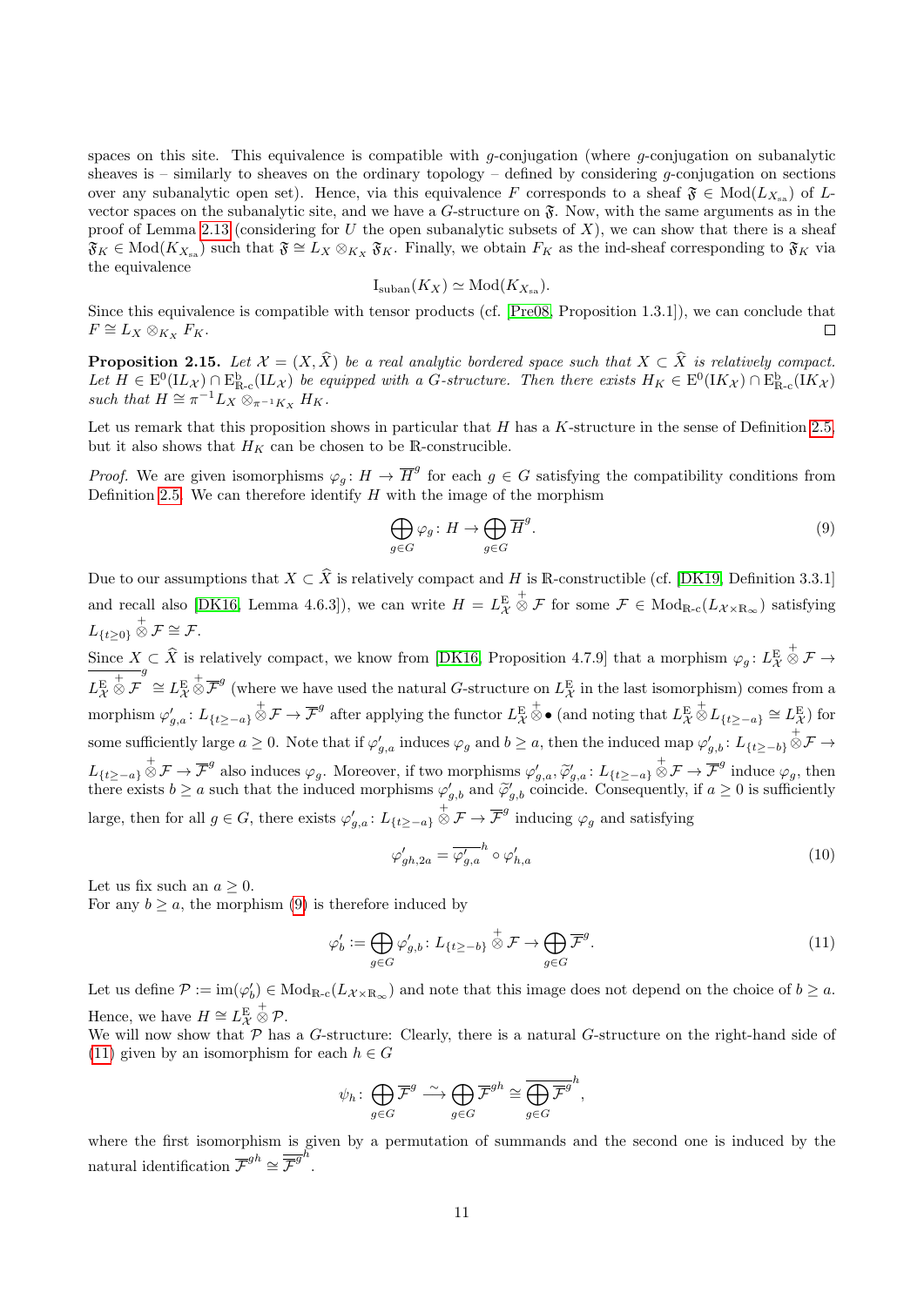spaces on this site. This equivalence is compatible with $g$-conjugation (where $g$-conjugation on subanalytic sheaves is – similarly to sheaves on the ordinary topology – defined by considering $g$-conjugation on sections over any subanalytic open set). Hence, via this equivalence $F$ corresponds to a sheaf $\mathfrak{F} \in \mathrm{Mod}(L_{X_{\mathrm{sa}}})$ of $L$-vector spaces on the subanalytic site, and we have a $G$-structure on $\mathfrak{F}$. Now, with the same arguments as in the proof of Lemma 2.13 (considering for $U$ the open subanalytic subsets of $X$), we can show that there is a sheaf $\mathfrak{F}_K \in \mathrm{Mod}(K_{X_{\mathrm{sa}}})$ such that $\mathfrak{F} \cong L_X \otimes_{K_X} \mathfrak{F}_K$. Finally, we obtain $F_K$ as the ind-sheaf corresponding to $\mathfrak{F}_K$ via the equivalence

$$\mathrm{I}_{\mathrm{suban}}(K_X) \simeq \mathrm{Mod}(K_{X_{\mathrm{sa}}}).$$

Since this equivalence is compatible with tensor products (cf. [Pre08, Proposition 1.3.1]), we can conclude that $F \cong L_X \otimes_{K_X} F_K$. ◻

**Proposition 2.15.** *Let $\mathcal{X} = (X, \widehat{X})$ be a real analytic bordered space such that $X \subset \widehat{X}$ is relatively compact. Let $H \in \mathrm{E}^0(\mathrm{I}L_{\mathcal{X}}) \cap \mathrm{E}^{\mathrm{b}}_{\mathbb{R}\text{-c}}(\mathrm{I}L_{\mathcal{X}})$ be equipped with a $G$-structure. Then there exists $H_K \in \mathrm{E}^0(\mathrm{I}K_{\mathcal{X}}) \cap \mathrm{E}^{\mathrm{b}}_{\mathbb{R}\text{-c}}(\mathrm{I}K_{\mathcal{X}})$ such that $H \cong \pi^{-1}L_X \otimes_{\pi^{-1}K_X} H_K$.*

Let us remark that this proposition shows in particular that $H$ has a $K$-structure in the sense of Definition 2.5, but it also shows that $H_K$ can be chosen to be $\mathbb{R}$-constructible.

*Proof.* We are given isomorphisms $\varphi_g \colon H \to \overline{H}^g$ for each $g \in G$ satisfying the compatibility conditions from Definition 2.5. We can therefore identify $H$ with the image of the morphism

$$\bigoplus_{g\in G} \varphi_g \colon H \to \bigoplus_{g\in G} \overline{H}^g. \tag{9}$$

Due to our assumptions that $X \subset \widehat{X}$ is relatively compact and $H$ is $\mathbb{R}$-constructible (cf. [DK19, Definition 3.3.1] and recall also [DK16, Lemma 4.6.3]), we can write $H = L^{\mathrm{E}}_{\mathcal{X}} \overset{+}{\otimes} \mathcal{F}$ for some $\mathcal{F} \in \mathrm{Mod}_{\mathbb{R}\text{-c}}(L_{\mathcal{X}\times\mathbb{R}_\infty})$ satisfying $L_{\{t\geq 0\}} \overset{+}{\otimes} \mathcal{F} \cong \mathcal{F}$.

Since $X \subset \widehat{X}$ is relatively compact, we know from [DK16, Proposition 4.7.9] that a morphism $\varphi_g \colon L^{\mathrm{E}}_{\mathcal{X}} \overset{+}{\otimes} \mathcal{F} \to \overline{L^{\mathrm{E}}_{\mathcal{X}} \overset{+}{\otimes} \mathcal{F}}^g \cong L^{\mathrm{E}}_{\mathcal{X}} \overset{+}{\otimes} \overline{\mathcal{F}}^g$ (where we have used the natural $G$-structure on $L^{\mathrm{E}}_{\mathcal{X}}$ in the last isomorphism) comes from a morphism $\varphi'_{g,a} \colon L_{\{t\geq -a\}} \overset{+}{\otimes} \mathcal{F} \to \overline{\mathcal{F}}^g$ after applying the functor $L^{\mathrm{E}}_{\mathcal{X}} \overset{+}{\otimes} \bullet$ (and noting that $L^{\mathrm{E}}_{\mathcal{X}} \overset{+}{\otimes} L_{\{t\geq -a\}} \cong L^{\mathrm{E}}_{\mathcal{X}}$) for some sufficiently large $a \geq 0$. Note that if $\varphi'_{g,a}$ induces $\varphi_g$ and $b \geq a$, then the induced map $\varphi'_{g,b} \colon L_{\{t\geq -b\}} \overset{+}{\otimes} \mathcal{F} \to L_{\{t\geq -a\}} \overset{+}{\otimes} \mathcal{F} \to \overline{\mathcal{F}}^g$ also induces $\varphi_g$. Moreover, if two morphisms $\varphi'_{g,a}, \widetilde{\varphi}'_{g,a} \colon L_{\{t\geq -a\}} \overset{+}{\otimes} \mathcal{F} \to \overline{\mathcal{F}}^g$ induce $\varphi_g$, then there exists $b \geq a$ such that the induced morphisms $\varphi'_{g,b}$ and $\widetilde{\varphi}'_{g,b}$ coincide. Consequently, if $a \geq 0$ is sufficiently large, then for all $g \in G$, there exists $\varphi'_{g,a} \colon L_{\{t\geq -a\}} \overset{+}{\otimes} \mathcal{F} \to \overline{\mathcal{F}}^g$ inducing $\varphi_g$ and satisfying

$$\varphi'_{gh,2a} = \overline{\varphi'_{g,a}}^h \circ \varphi'_{h,a} \tag{10}$$

Let us fix such an $a \geq 0$.
For any $b \geq a$, the morphism (9) is therefore induced by

$$\varphi'_b := \bigoplus_{g\in G} \varphi'_{g,b} \colon L_{\{t\geq -b\}} \overset{+}{\otimes} \mathcal{F} \to \bigoplus_{g\in G} \overline{\mathcal{F}}^g. \tag{11}$$

Let us define $\mathcal{P} := \mathrm{im}(\varphi'_b) \in \mathrm{Mod}_{\mathbb{R}\text{-c}}(L_{\mathcal{X}\times\mathbb{R}_\infty})$ and note that this image does not depend on the choice of $b \geq a$. Hence, we have $H \cong L^{\mathrm{E}}_{\mathcal{X}} \overset{+}{\otimes} \mathcal{P}$.
We will now show that $\mathcal{P}$ has a $G$-structure: Clearly, there is a natural $G$-structure on the right-hand side of (11) given by an isomorphism for each $h \in G$

$$\psi_h \colon \bigoplus_{g\in G} \overline{\mathcal{F}}^g \xrightarrow{\sim} \bigoplus_{g\in G} \overline{\mathcal{F}}^{gh} \cong \overline{\bigoplus_{g\in G} \overline{\mathcal{F}}^g}^h,$$

where the first isomorphism is given by a permutation of summands and the second one is induced by the natural identification $\overline{\mathcal{F}}^{gh} \cong \overline{\overline{\mathcal{F}}^g}^h$.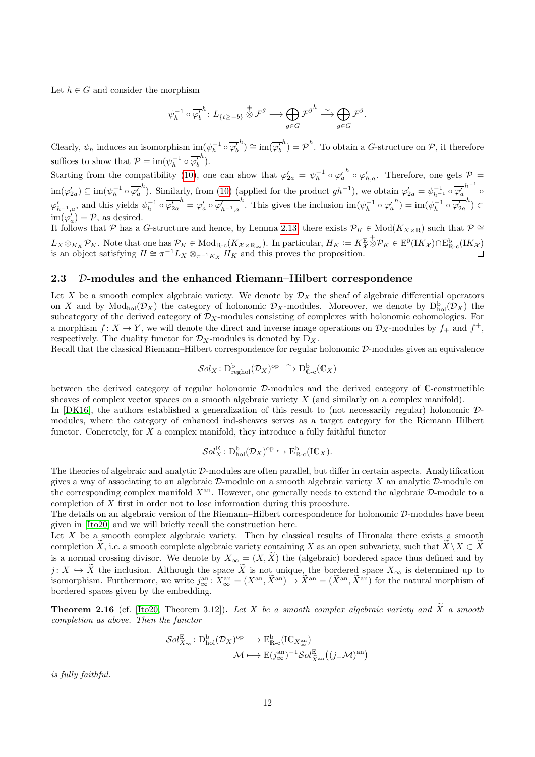Let $h \in G$ and consider the morphism

$$\psi_h^{-1} \circ \overline{\varphi_b'}^h \colon L_{\{t \geq -b\}} \overset{+}{\otimes} \overline{\mathcal{F}}^g \longrightarrow \bigoplus_{g \in G} \overline{\overline{\mathcal{F}}^g}^h \xrightarrow{\sim} \bigoplus_{g \in G} \overline{\mathcal{F}}^g.$$

Clearly, $\psi_h$ induces an isomorphism $\mathrm{im}(\psi_h^{-1} \circ \overline{\varphi_b'}^h) \cong \mathrm{im}(\overline{\varphi_b'}^h) = \overline{\mathcal{P}}^h$. To obtain a $G$-structure on $\mathcal{P}$, it therefore suffices to show that $\mathcal{P} = \mathrm{im}(\psi_h^{-1} \circ \overline{\varphi_b'}^h)$.

Starting from the compatibility (10), one can show that $\varphi_{2a}' = \psi_h^{-1} \circ \overline{\varphi_a'}^h \circ \varphi_{h,a}'$. Therefore, one gets $\mathcal{P} = \mathrm{im}(\varphi_{2a}') \subseteq \mathrm{im}(\psi_h^{-1} \circ \overline{\varphi_a'}^h)$. Similarly, from (10) (applied for the product $gh^{-1}$), we obtain $\varphi_{2a}' = \psi_{h^{-1}}^{-1} \circ \overline{\varphi_a'}^{h^{-1}} \circ \varphi_{h^{-1},a}'$, and this yields $\psi_h^{-1} \circ \overline{\varphi_{2a}'}^h = \varphi_a' \circ \overline{\varphi_{h^{-1},a}'}^h$. This gives the inclusion $\mathrm{im}(\psi_h^{-1} \circ \overline{\varphi_a'}^h) = \mathrm{im}(\psi_h^{-1} \circ \overline{\varphi_{2a}'}^h) \subset \mathrm{im}(\varphi_a') = \mathcal{P}$, as desired.

It follows that $\mathcal{P}$ has a $G$-structure and hence, by Lemma 2.13, there exists $\mathcal{P}_K \in \mathrm{Mod}(K_{X \times \mathbb{R}})$ such that $\mathcal{P} \cong L_X \otimes_{K_X} \mathcal{P}_K$. Note that one has $\mathcal{P}_K \in \mathrm{Mod}_{\mathbb{R}\text{-c}}(K_{\mathcal{X} \times \mathbb{R}_\infty})$. In particular, $H_K := K_{\mathcal{X}}^{\mathrm{E}} \overset{+}{\otimes} \mathcal{P}_K \in \mathrm{E}^0(\mathrm{I}K_{\mathcal{X}}) \cap \mathrm{E}^{\mathrm{b}}_{\mathbb{R}\text{-c}}(\mathrm{I}K_{\mathcal{X}})$ is an object satisfying $H \cong \pi^{-1} L_X \otimes_{\pi^{-1} K_X} H_K$ and this proves the proposition. □

## 2.3 $\mathcal{D}$-modules and the enhanced Riemann–Hilbert correspondence

Let $X$ be a smooth complex algebraic variety. We denote by $\mathcal{D}_X$ the sheaf of algebraic differential operators on $X$ and by $\mathrm{Mod}_{\mathrm{hol}}(\mathcal{D}_X)$ the category of holonomic $\mathcal{D}_X$-modules. Moreover, we denote by $\mathrm{D}^{\mathrm{b}}_{\mathrm{hol}}(\mathcal{D}_X)$ the subcategory of the derived category of $\mathcal{D}_X$-modules consisting of complexes with holonomic cohomologies. For a morphism $f \colon X \to Y$, we will denote the direct and inverse image operations on $\mathcal{D}_X$-modules by $f_+$ and $f^+$, respectively. The duality functor for $\mathcal{D}_X$-modules is denoted by $\mathbb{D}_X$.

Recall that the classical Riemann–Hilbert correspondence for regular holonomic $\mathcal{D}$-modules gives an equivalence

$$\mathcal{S}ol_X \colon \mathrm{D}^{\mathrm{b}}_{\mathrm{reghol}}(\mathcal{D}_X)^{\mathrm{op}} \xrightarrow{\sim} \mathrm{D}^{\mathrm{b}}_{\mathbb{C}\text{-c}}(\mathbb{C}_X)$$

between the derived category of regular holonomic $\mathcal{D}$-modules and the derived category of $\mathbb{C}$-constructible sheaves of complex vector spaces on a smooth algebraic variety $X$ (and similarly on a complex manifold).

In [DK16], the authors established a generalization of this result to (not necessarily regular) holonomic $\mathcal{D}$-modules, where the category of enhanced ind-sheaves serves as a target category for the Riemann–Hilbert functor. Concretely, for $X$ a complex manifold, they introduce a fully faithful functor

$$\mathcal{S}ol_X^{\mathrm{E}} \colon \mathrm{D}^{\mathrm{b}}_{\mathrm{hol}}(\mathcal{D}_X)^{\mathrm{op}} \hookrightarrow \mathrm{E}^{\mathrm{b}}_{\mathbb{R}\text{-c}}(\mathrm{I}\mathbb{C}_X).$$

The theories of algebraic and analytic $\mathcal{D}$-modules are often parallel, but differ in certain aspects. Analytification gives a way of associating to an algebraic $\mathcal{D}$-module on a smooth algebraic variety $X$ an analytic $\mathcal{D}$-module on the corresponding complex manifold $X^{\mathrm{an}}$. However, one generally needs to extend the algebraic $\mathcal{D}$-module to a completion of $X$ first in order not to lose information during this procedure.

The details on an algebraic version of the Riemann–Hilbert correspondence for holonomic $\mathcal{D}$-modules have been given in [Ito20] and we will briefly recall the construction here.

Let $X$ be a smooth complex algebraic variety. Then by classical results of Hironaka there exists a smooth completion $\widetilde{X}$, i.e. a smooth complete algebraic variety containing $X$ as an open subvariety, such that $\widetilde{X} \setminus X \subset \widetilde{X}$ is a normal crossing divisor. We denote by $X_\infty = (X, \widetilde{X})$ the (algebraic) bordered space thus defined and by $j \colon X \hookrightarrow \widetilde{X}$ the inclusion. Although the space $\widetilde{X}$ is not unique, the bordered space $X_\infty$ is determined up to isomorphism. Furthermore, we write $j_\infty^{\mathrm{an}} \colon X_\infty^{\mathrm{an}} = (X^{\mathrm{an}}, \widetilde{X}^{\mathrm{an}}) \to \widetilde{X}^{\mathrm{an}} = (\widetilde{X}^{\mathrm{an}}, \widetilde{X}^{\mathrm{an}})$ for the natural morphism of bordered spaces given by the embedding.

**Theorem 2.16** (cf. [Ito20, Theorem 3.12])**.** *Let $X$ be a smooth complex algebraic variety and $\widetilde{X}$ a smooth completion as above. Then the functor*

$$\begin{aligned} \mathcal{S}ol_{X_\infty}^{\mathrm{E}} \colon \mathrm{D}^{\mathrm{b}}_{\mathrm{hol}}(\mathcal{D}_X)^{\mathrm{op}} &\longrightarrow \mathrm{E}^{\mathrm{b}}_{\mathbb{R}\text{-c}}(\mathrm{I}\mathbb{C}_{X_\infty^{\mathrm{an}}}) \\ \mathcal{M} &\longmapsto \mathrm{E}(j_\infty^{\mathrm{an}})^{-1} \mathcal{S}ol_{\widetilde{X}^{\mathrm{an}}}^{\mathrm{E}}\big((j_+\mathcal{M})^{\mathrm{an}}\big) \end{aligned}$$

*is fully faithful.*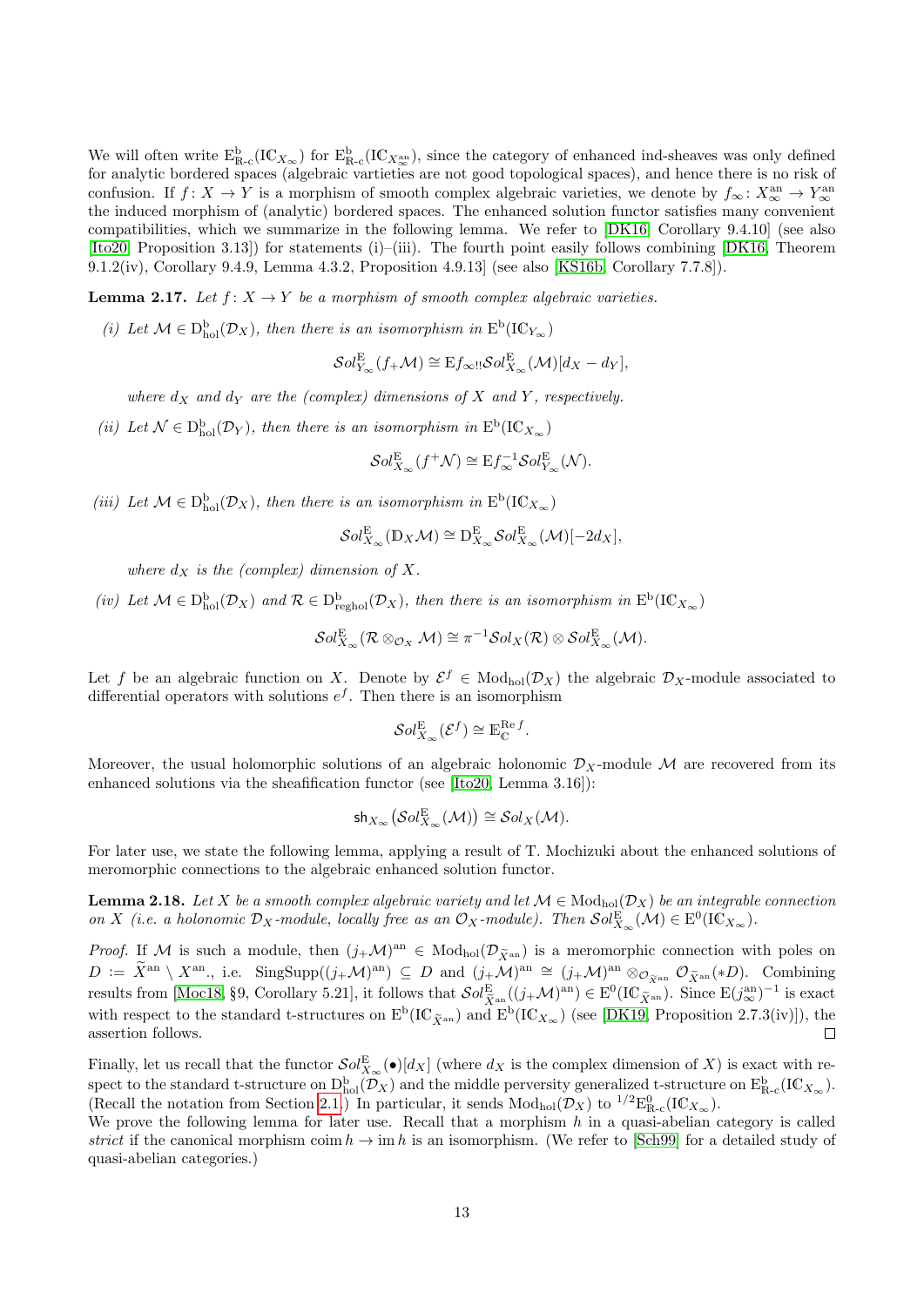We will often write $\mathrm{E}^{\mathrm{b}}_{\mathbb{R}\text{-c}}(\mathrm{I}\mathbb{C}_{X_\infty})$ for $\mathrm{E}^{\mathrm{b}}_{\mathbb{R}\text{-c}}(\mathrm{I}\mathbb{C}_{X^{\mathrm{an}}_\infty})$, since the category of enhanced ind-sheaves was only defined for analytic bordered spaces (algebraic vartieties are not good topological spaces), and hence there is no risk of confusion. If $f\colon X\to Y$ is a morphism of smooth complex algebraic varieties, we denote by $f_\infty\colon X^{\mathrm{an}}_\infty\to Y^{\mathrm{an}}_\infty$ the induced morphism of (analytic) bordered spaces. The enhanced solution functor satisfies many convenient compatibilities, which we summarize in the following lemma. We refer to [DK16, Corollary 9.4.10] (see also [Ito20, Proposition 3.13]) for statements (i)–(iii). The fourth point easily follows combining [DK16, Theorem 9.1.2(iv), Corollary 9.4.9, Lemma 4.3.2, Proposition 4.9.13] (see also [KS16b, Corollary 7.7.8]).

**Lemma 2.17.** *Let $f\colon X\to Y$ be a morphism of smooth complex algebraic varieties.*

*(i) Let $\mathcal{M}\in\mathrm{D}^{\mathrm{b}}_{\mathrm{hol}}(\mathcal{D}_X)$, then there is an isomorphism in $\mathrm{E}^{\mathrm{b}}(\mathrm{I}\mathbb{C}_{Y_\infty})$*

$$\mathcal{S}ol^{\mathrm{E}}_{Y_\infty}(f_+\mathcal{M})\cong \mathrm{E}f_{\infty!!}\mathcal{S}ol^{\mathrm{E}}_{X_\infty}(\mathcal{M})[d_X-d_Y],$$

*where $d_X$ and $d_Y$ are the (complex) dimensions of $X$ and $Y$, respectively.*

*(ii) Let $\mathcal{N}\in\mathrm{D}^{\mathrm{b}}_{\mathrm{hol}}(\mathcal{D}_Y)$, then there is an isomorphism in $\mathrm{E}^{\mathrm{b}}(\mathrm{I}\mathbb{C}_{X_\infty})$*

$$\mathcal{S}ol^{\mathrm{E}}_{X_\infty}(f^+\mathcal{N})\cong \mathrm{E}f_\infty^{-1}\mathcal{S}ol^{\mathrm{E}}_{Y_\infty}(\mathcal{N}).$$

*(iii) Let $\mathcal{M}\in\mathrm{D}^{\mathrm{b}}_{\mathrm{hol}}(\mathcal{D}_X)$, then there is an isomorphism in $\mathrm{E}^{\mathrm{b}}(\mathrm{I}\mathbb{C}_{X_\infty})$*

$$\mathcal{S}ol^{\mathrm{E}}_{X_\infty}(\mathbb{D}_X\mathcal{M})\cong \mathrm{D}^{\mathrm{E}}_{X_\infty}\mathcal{S}ol^{\mathrm{E}}_{X_\infty}(\mathcal{M})[-2d_X],$$

*where $d_X$ is the (complex) dimension of $X$.*

*(iv) Let $\mathcal{M}\in\mathrm{D}^{\mathrm{b}}_{\mathrm{hol}}(\mathcal{D}_X)$ and $\mathcal{R}\in\mathrm{D}^{\mathrm{b}}_{\mathrm{reghol}}(\mathcal{D}_X)$, then there is an isomorphism in $\mathrm{E}^{\mathrm{b}}(\mathrm{I}\mathbb{C}_{X_\infty})$*

$$\mathcal{S}ol^{\mathrm{E}}_{X_\infty}(\mathcal{R}\otimes_{\mathcal{O}_X}\mathcal{M})\cong \pi^{-1}\mathcal{S}ol_X(\mathcal{R})\otimes\mathcal{S}ol^{\mathrm{E}}_{X_\infty}(\mathcal{M}).$$

Let $f$ be an algebraic function on $X$. Denote by $\mathcal{E}^f\in\mathrm{Mod}_{\mathrm{hol}}(\mathcal{D}_X)$ the algebraic $\mathcal{D}_X$-module associated to differential operators with solutions $e^f$. Then there is an isomorphism

$$\mathcal{S}ol^{\mathrm{E}}_{X_\infty}(\mathcal{E}^f)\cong \mathbb{E}^{\mathrm{Re}\,f}_{\mathbb{C}}.$$

Moreover, the usual holomorphic solutions of an algebraic holonomic $\mathcal{D}_X$-module $\mathcal{M}$ are recovered from its enhanced solutions via the sheafification functor (see [Ito20, Lemma 3.16]):

$$\mathsf{sh}_{X_\infty}\big(\mathcal{S}ol^{\mathrm{E}}_{X_\infty}(\mathcal{M})\big)\cong \mathcal{S}ol_X(\mathcal{M}).$$

For later use, we state the following lemma, applying a result of T. Mochizuki about the enhanced solutions of meromorphic connections to the algebraic enhanced solution functor.

**Lemma 2.18.** *Let $X$ be a smooth complex algebraic variety and let $\mathcal{M}\in\mathrm{Mod}_{\mathrm{hol}}(\mathcal{D}_X)$ be an integrable connection on $X$ (i.e. a holonomic $\mathcal{D}_X$-module, locally free as an $\mathcal{O}_X$-module). Then $\mathcal{S}ol^{\mathrm{E}}_{X_\infty}(\mathcal{M})\in\mathrm{E}^0(\mathrm{I}\mathbb{C}_{X_\infty})$.*

*Proof.* If $\mathcal{M}$ is such a module, then $(j_+\mathcal{M})^{\mathrm{an}}\in\mathrm{Mod}_{\mathrm{hol}}(\mathcal{D}_{\widetilde{X}^{\mathrm{an}}})$ is a meromorphic connection with poles on $D:=\widetilde{X}^{\mathrm{an}}\setminus X^{\mathrm{an}}$., i.e. $\mathrm{SingSupp}((j_+\mathcal{M})^{\mathrm{an}})\subseteq D$ and $(j_+\mathcal{M})^{\mathrm{an}}\cong(j_+\mathcal{M})^{\mathrm{an}}\otimes_{\mathcal{O}_{\widetilde{X}^{\mathrm{an}}}}\mathcal{O}_{\widetilde{X}^{\mathrm{an}}}(*D)$. Combining results from [Moc18, §9, Corollary 5.21], it follows that $\mathcal{S}ol^{\mathrm{E}}_{\widetilde{X}^{\mathrm{an}}}((j_+\mathcal{M})^{\mathrm{an}})\in\mathrm{E}^0(\mathrm{I}\mathbb{C}_{\widetilde{X}^{\mathrm{an}}})$. Since $\mathrm{E}(j^{\mathrm{an}}_\infty)^{-1}$ is exact with respect to the standard t-structures on $\mathrm{E}^{\mathrm{b}}(\mathrm{I}\mathbb{C}_{\widetilde{X}^{\mathrm{an}}})$ and $\mathrm{E}^{\mathrm{b}}(\mathrm{I}\mathbb{C}_{X_\infty})$ (see [DK19, Proposition 2.7.3(iv)]), the assertion follows. ◻

Finally, let us recall that the functor $\mathcal{S}ol^{\mathrm{E}}_{X_\infty}(\bullet)[d_X]$ (where $d_X$ is the complex dimension of $X$) is exact with respect to the standard t-structure on $\mathrm{D}^{\mathrm{b}}_{\mathrm{hol}}(\mathcal{D}_X)$ and the middle perversity generalized t-structure on $\mathrm{E}^{\mathrm{b}}_{\mathbb{R}\text{-c}}(\mathrm{I}\mathbb{C}_{X_\infty})$. (Recall the notation from Section 2.1.) In particular, it sends $\mathrm{Mod}_{\mathrm{hol}}(\mathcal{D}_X)$ to ${}^{1/2}\mathrm{E}^0_{\mathbb{R}\text{-c}}(\mathrm{I}\mathbb{C}_{X_\infty})$.

We prove the following lemma for later use. Recall that a morphism $h$ in a quasi-abelian category is called *strict* if the canonical morphism $\operatorname{coim} h\to\operatorname{im} h$ is an isomorphism. (We refer to [Sch99] for a detailed study of quasi-abelian categories.)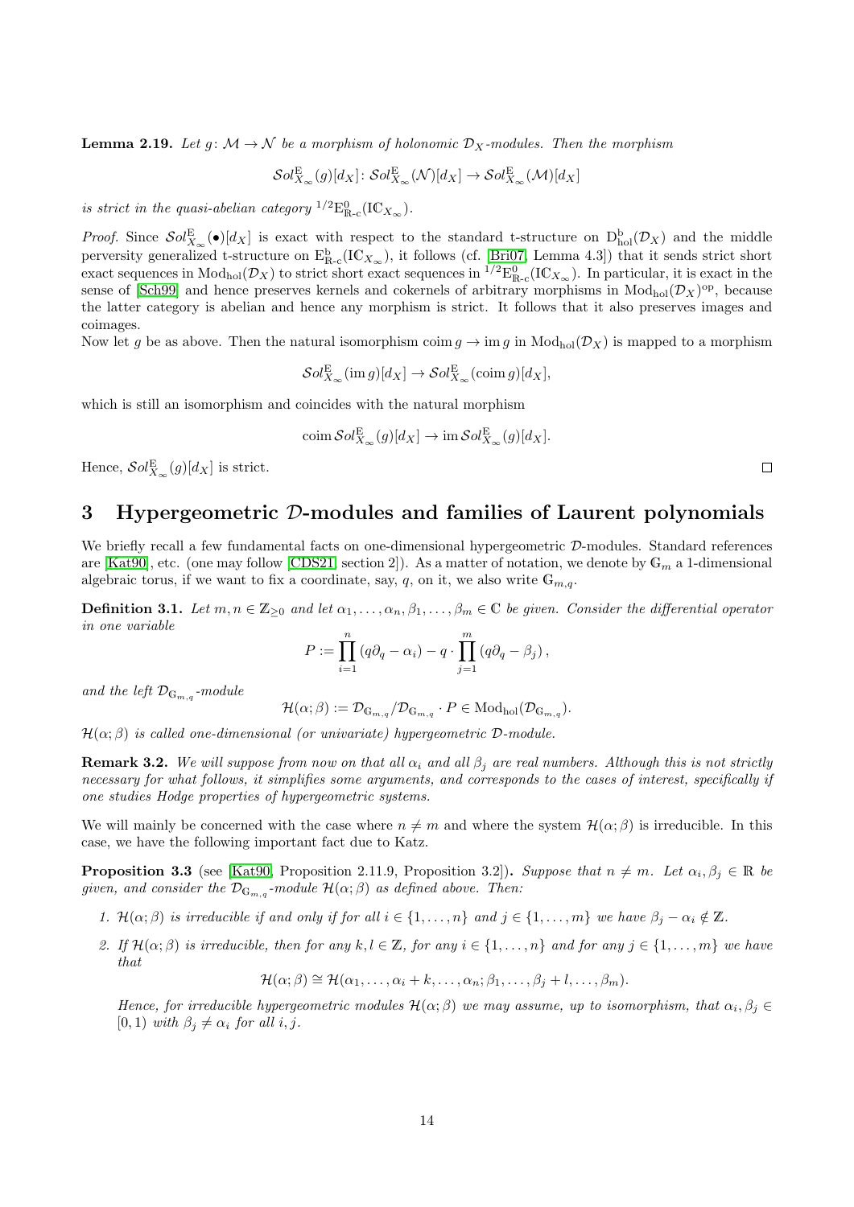**Lemma 2.19.** *Let $g\colon \mathcal{M} \to \mathcal{N}$ be a morphism of holonomic $\mathcal{D}_X$-modules. Then the morphism*

$$\mathcal{S}ol^{\mathrm{E}}_{X_\infty}(g)[d_X]\colon \mathcal{S}ol^{\mathrm{E}}_{X_\infty}(\mathcal{N})[d_X] \to \mathcal{S}ol^{\mathrm{E}}_{X_\infty}(\mathcal{M})[d_X]$$

*is strict in the quasi-abelian category ${}^{1/2}\mathrm{E}^0_{\mathbb{R}\text{-c}}(\mathrm{I}\mathbb{C}_{X_\infty})$.*

*Proof.* Since $\mathcal{S}ol^{\mathrm{E}}_{X_\infty}(\bullet)[d_X]$ is exact with respect to the standard t-structure on $\mathrm{D}^{\mathrm{b}}_{\mathrm{hol}}(\mathcal{D}_X)$ and the middle perversity generalized t-structure on $\mathrm{E}^{\mathrm{b}}_{\mathbb{R}\text{-c}}(\mathrm{I}\mathbb{C}_{X_\infty})$, it follows (cf. [Bri07, Lemma 4.3]) that it sends strict short exact sequences in $\mathrm{Mod}_{\mathrm{hol}}(\mathcal{D}_X)$ to strict short exact sequences in ${}^{1/2}\mathrm{E}^0_{\mathbb{R}\text{-c}}(\mathrm{I}\mathbb{C}_{X_\infty})$. In particular, it is exact in the sense of [Sch99] and hence preserves kernels and cokernels of arbitrary morphisms in $\mathrm{Mod}_{\mathrm{hol}}(\mathcal{D}_X)^{\mathrm{op}}$, because the latter category is abelian and hence any morphism is strict. It follows that it also preserves images and coimages.

Now let $g$ be as above. Then the natural isomorphism $\mathrm{coim}\, g \to \mathrm{im}\, g$ in $\mathrm{Mod}_{\mathrm{hol}}(\mathcal{D}_X)$ is mapped to a morphism

$$\mathcal{S}ol^{\mathrm{E}}_{X_\infty}(\mathrm{im}\, g)[d_X] \to \mathcal{S}ol^{\mathrm{E}}_{X_\infty}(\mathrm{coim}\, g)[d_X],$$

which is still an isomorphism and coincides with the natural morphism

$$\mathrm{coim}\, \mathcal{S}ol^{\mathrm{E}}_{X_\infty}(g)[d_X] \to \mathrm{im}\, \mathcal{S}ol^{\mathrm{E}}_{X_\infty}(g)[d_X].$$

Hence, $\mathcal{S}ol^{\mathrm{E}}_{X_\infty}(g)[d_X]$ is strict. □

# 3 Hypergeometric $\mathcal{D}$-modules and families of Laurent polynomials

We briefly recall a few fundamental facts on one-dimensional hypergeometric $\mathcal{D}$-modules. Standard references are [Kat90], etc. (one may follow [CDS21, section 2]). As a matter of notation, we denote by $\mathbb{G}_m$ a 1-dimensional algebraic torus, if we want to fix a coordinate, say, $q$, on it, we also write $\mathbb{G}_{m,q}$.

**Definition 3.1.** *Let $m, n \in \mathbb{Z}_{\geq 0}$ and let $\alpha_1, \ldots, \alpha_n, \beta_1, \ldots, \beta_m \in \mathbb{C}$ be given. Consider the differential operator in one variable*

$$P := \prod_{i=1}^{n} (q\partial_q - \alpha_i) - q \cdot \prod_{j=1}^{m} (q\partial_q - \beta_j),$$

*and the left $\mathcal{D}_{\mathbb{G}_{m,q}}$-module*

$$\mathcal{H}(\alpha;\beta) := \mathcal{D}_{\mathbb{G}_{m,q}} / \mathcal{D}_{\mathbb{G}_{m,q}} \cdot P \in \mathrm{Mod}_{\mathrm{hol}}(\mathcal{D}_{\mathbb{G}_{m,q}}).$$

*$\mathcal{H}(\alpha;\beta)$ is called one-dimensional (or univariate) hypergeometric $\mathcal{D}$-module.*

**Remark 3.2.** *We will suppose from now on that all $\alpha_i$ and all $\beta_j$ are real numbers. Although this is not strictly necessary for what follows, it simplifies some arguments, and corresponds to the cases of interest, specifically if one studies Hodge properties of hypergeometric systems.*

We will mainly be concerned with the case where $n \neq m$ and where the system $\mathcal{H}(\alpha;\beta)$ is irreducible. In this case, we have the following important fact due to Katz.

**Proposition 3.3** (see [Kat90, Proposition 2.11.9, Proposition 3.2])**.** *Suppose that $n \neq m$. Let $\alpha_i, \beta_j \in \mathbb{R}$ be given, and consider the $\mathcal{D}_{\mathbb{G}_{m,q}}$-module $\mathcal{H}(\alpha;\beta)$ as defined above. Then:*

1. *$\mathcal{H}(\alpha;\beta)$ is irreducible if and only if for all $i \in \{1, \ldots, n\}$ and $j \in \{1, \ldots, m\}$ we have $\beta_j - \alpha_i \notin \mathbb{Z}$.*
2. *If $\mathcal{H}(\alpha;\beta)$ is irreducible, then for any $k, l \in \mathbb{Z}$, for any $i \in \{1, \ldots, n\}$ and for any $j \in \{1, \ldots, m\}$ we have that*

$$\mathcal{H}(\alpha;\beta) \cong \mathcal{H}(\alpha_1, \ldots, \alpha_i + k, \ldots, \alpha_n; \beta_1, \ldots, \beta_j + l, \ldots, \beta_m).$$

*Hence, for irreducible hypergeometric modules $\mathcal{H}(\alpha;\beta)$ we may assume, up to isomorphism, that $\alpha_i, \beta_j \in [0,1)$ with $\beta_j \neq \alpha_i$ for all $i, j$.*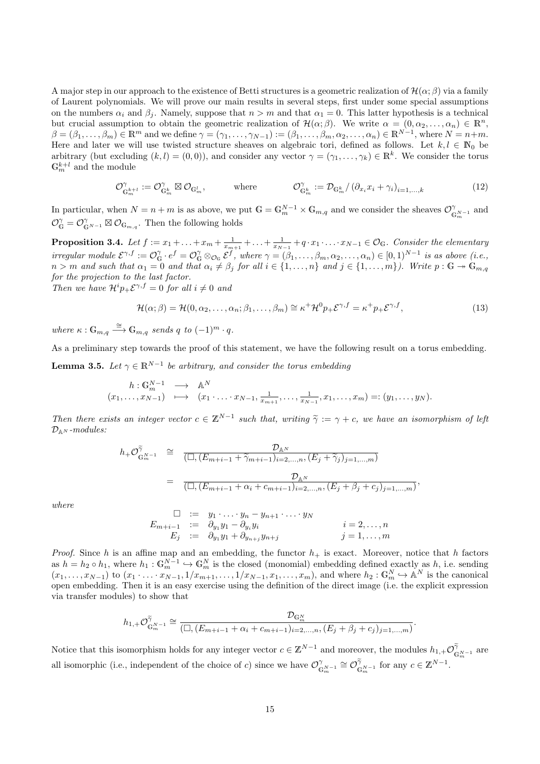A major step in our approach to the existence of Betti structures is a geometric realization of $\mathcal{H}(\alpha;\beta)$ via a family of Laurent polynomials. We will prove our main results in several steps, first under some special assumptions on the numbers $\alpha_i$ and $\beta_j$. Namely, suppose that $n > m$ and that $\alpha_1 = 0$. This latter hypothesis is a technical but crucial assumption to obtain the geometric realization of $\mathcal{H}(\alpha;\beta)$. We write $\alpha = (0, \alpha_2, \ldots, \alpha_n) \in \mathbb{R}^n$, $\beta = (\beta_1, \ldots, \beta_m) \in \mathbb{R}^m$ and we define $\gamma = (\gamma_1, \ldots, \gamma_{N-1}) := (\beta_1, \ldots, \beta_m, \alpha_2, \ldots, \alpha_n) \in \mathbb{R}^{N-1}$, where $N = n+m$. Here and later we will use twisted structure sheaves on algebraic tori, defined as follows. Let $k, l \in \mathbb{N}_0$ be arbitrary (but excluding $(k,l) = (0,0)$), and consider any vector $\gamma = (\gamma_1, \ldots, \gamma_k) \in \mathbb{R}^k$. We consider the torus $\mathbb{G}_m^{k+l}$ and the module

$$\mathcal{O}^{\gamma}_{\mathbb{G}_m^{k+l}} := \mathcal{O}^{\gamma}_{\mathbb{G}_m^{k}} \boxtimes \mathcal{O}_{\mathbb{G}_m^{l}}, \qquad \text{where} \qquad \mathcal{O}^{\gamma}_{\mathbb{G}_m^{k}} := \mathcal{D}_{\mathbb{G}_m^k} / (\partial_{x_i} x_i + \gamma_i)_{i=1,\ldots,k} \tag{12}$$

In particular, when $N = n+m$ is as above, we put $\mathbb{G} = \mathbb{G}_m^{N-1} \times \mathbb{G}_{m,q}$ and we consider the sheaves $\mathcal{O}^{\gamma}_{\mathbb{G}_m^{N-1}}$ and $\mathcal{O}^{\gamma}_{\mathbb{G}} = \mathcal{O}^{\gamma}_{\mathbb{G}^{N-1}} \boxtimes \mathcal{O}_{\mathbb{G}_{m,q}}$. Then the following holds

**Proposition 3.4.** *Let $f := x_1 + \ldots + x_m + \frac{1}{x_{m+1}} + \ldots + \frac{1}{x_{N-1}} + q \cdot x_1 \cdot \ldots \cdot x_{N-1} \in \mathcal{O}_{\mathbb{G}}$. Consider the elementary irregular module $\mathcal{E}^{\gamma,f} := \mathcal{O}^{\gamma}_{\mathbb{G}} \cdot e^f = \mathcal{O}^{\gamma}_{\mathbb{G}} \otimes_{\mathcal{O}_{\mathbb{G}}} \mathcal{E}^f$, where $\gamma = (\beta_1, \ldots, \beta_m, \alpha_2, \ldots, \alpha_n) \in [0,1)^{N-1}$ is as above (i.e., $n > m$ and such that $\alpha_1 = 0$ and that $\alpha_i \neq \beta_j$ for all $i \in \{1, \ldots, n\}$ and $j \in \{1, \ldots, m\}$). Write $p : \mathbb{G} \twoheadrightarrow \mathbb{G}_{m,q}$ for the projection to the last factor.*
*Then we have $\mathcal{H}^i p_+ \mathcal{E}^{\gamma,f} = 0$ for all $i \neq 0$ and*

$$\mathcal{H}(\alpha;\beta) = \mathcal{H}(0, \alpha_2, \ldots, \alpha_n; \beta_1, \ldots, \beta_m) \cong \kappa^+ \mathcal{H}^0 p_+ \mathcal{E}^{\gamma,f} = \kappa^+ p_+ \mathcal{E}^{\gamma,f}, \tag{13}$$

*where $\kappa : \mathbb{G}_{m,q} \xrightarrow{\cong} \mathbb{G}_{m,q}$ sends $q$ to $(-1)^m \cdot q$.*

As a preliminary step towards the proof of this statement, we have the following result on a torus embedding.

**Lemma 3.5.** *Let $\gamma \in \mathbb{R}^{N-1}$ be arbitrary, and consider the torus embedding*

$$\begin{array}{rcl} h : \mathbb{G}_m^{N-1} & \longrightarrow & \mathbb{A}^N \\ (x_1, \ldots, x_{N-1}) & \longmapsto & (x_1 \cdot \ldots \cdot x_{N-1}, \frac{1}{x_{m+1}}, \ldots, \frac{1}{x_{N-1}}, x_1, \ldots, x_m) =: (y_1, \ldots, y_N). \end{array}$$

*Then there exists an integer vector $c \in \mathbb{Z}^{N-1}$ such that, writing $\widetilde{\gamma} := \gamma + c$, we have an isomorphism of left $\mathcal{D}_{\mathbb{A}^N}$-modules:*

$$\begin{aligned} h_+ \mathcal{O}^{\widetilde{\gamma}}_{\mathbb{G}_m^{N-1}} &\cong \frac{\mathcal{D}_{\mathbb{A}^N}}{(\Box, (E_{m+i-1} + \widetilde{\gamma}_{m+i-1})_{i=2,\ldots,n}, (E_j + \widetilde{\gamma}_j)_{j=1,\ldots,m})} \\ &= \frac{\mathcal{D}_{\mathbb{A}^N}}{(\Box, (E_{m+i-1} + \alpha_i + c_{m+i-1})_{i=2,\ldots,n}, (E_j + \beta_j + c_j)_{j=1,\ldots,m})}, \end{aligned}$$

*where*

$$\begin{array}{rcll} \Box & := & y_1 \cdot \ldots \cdot y_n - y_{n+1} \cdot \ldots \cdot y_N & \\ E_{m+i-1} & := & \partial_{y_1} y_1 - \partial_{y_i} y_i & i = 2, \ldots, n \\ E_j & := & \partial_{y_1} y_1 + \partial_{y_{n+j}} y_{n+j} & j = 1, \ldots, m \end{array}$$

*Proof.* Since $h$ is an affine map and an embedding, the functor $h_+$ is exact. Moreover, notice that $h$ factors as $h = h_2 \circ h_1$, where $h_1 : \mathbb{G}_m^{N-1} \hookrightarrow \mathbb{G}_m^N$ is the closed (monomial) embedding defined exactly as $h$, i.e. sending $(x_1, \ldots, x_{N-1})$ to $(x_1 \cdot \ldots \cdot x_{N-1}, 1/x_{m+1}, \ldots, 1/x_{N-1}, x_1, \ldots, x_m)$, and where $h_2 : \mathbb{G}_m^N \hookrightarrow \mathbb{A}^N$ is the canonical open embedding. Then it is an easy exercise using the definition of the direct image (i.e. the explicit expression via transfer modules) to show that

$$h_{1,+} \mathcal{O}^{\widetilde{\gamma}}_{\mathbb{G}_m^{N-1}} \cong \frac{\mathcal{D}_{\mathbb{G}_m^N}}{(\Box, (E_{m+i-1} + \alpha_i + c_{m+i-1})_{i=2,\ldots,n}, (E_j + \beta_j + c_j)_{j=1,\ldots,m})}.$$

Notice that this isomorphism holds for any integer vector $c \in \mathbb{Z}^{N-1}$ and moreover, the modules $h_{1,+} \mathcal{O}^{\widetilde{\gamma}}_{\mathbb{G}_m^{N-1}}$ are all isomorphic (i.e., independent of the choice of $c$) since we have $\mathcal{O}^{\gamma}_{\mathbb{G}_m^{N-1}} \cong \mathcal{O}^{\widetilde{\gamma}}_{\mathbb{G}_m^{N-1}}$ for any $c \in \mathbb{Z}^{N-1}$.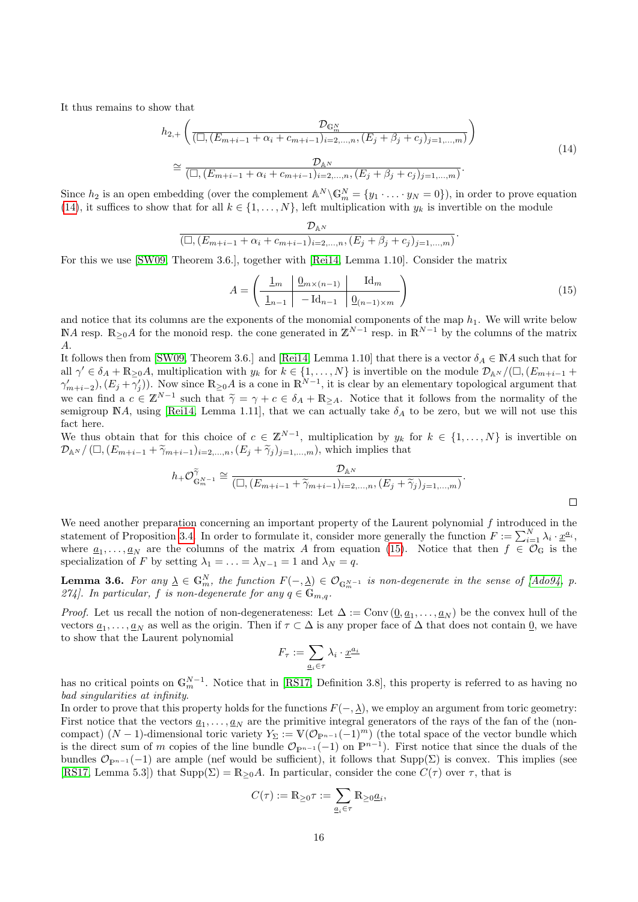It thus remains to show that

$$
\begin{aligned}
&h_{2,+}\left(\frac{\mathcal{D}_{\mathbb{G}_m^N}}{(\Box,(E_{m+i-1}+\alpha_i+c_{m+i-1})_{i=2,\ldots,n},(E_j+\beta_j+c_j)_{j=1,\ldots,m})}\right) \\
&\cong \frac{\mathcal{D}_{\mathbb{A}^N}}{(\Box,(E_{m+i-1}+\alpha_i+c_{m+i-1})_{i=2,\ldots,n},(E_j+\beta_j+c_j)_{j=1,\ldots,m})}.
\end{aligned}
\tag{14}
$$

Since $h_2$ is an open embedding (over the complement $\mathbb{A}^N\backslash\mathbb{G}_m^N=\{y_1\cdot\ldots\cdot y_N=0\}$), in order to prove equation (14), it suffices to show that for all $k\in\{1,\ldots,N\}$, left multiplication with $y_k$ is invertible on the module

$$
\frac{\mathcal{D}_{\mathbb{A}^N}}{(\Box,(E_{m+i-1}+\alpha_i+c_{m+i-1})_{i=2,\ldots,n},(E_j+\beta_j+c_j)_{j=1,\ldots,m})}.
$$

For this we use [SW09, Theorem 3.6.], together with [Rei14, Lemma 1.10]. Consider the matrix

$$
A=\left(\begin{array}{c|c|c} \underline{1}_m & \underline{0}_{m\times(n-1)} & \mathrm{Id}_m \\ \hline \underline{1}_{n-1} & -\mathrm{Id}_{n-1} & \underline{0}_{(n-1)\times m}\end{array}\right)
\tag{15}
$$

and notice that its columns are the exponents of the monomial components of the map $h_1$. We will write below $\mathbb{N}A$ resp. $\mathbb{R}_{\geq 0}A$ for the monoid resp. the cone generated in $\mathbb{Z}^{N-1}$ resp. in $\mathbb{R}^{N-1}$ by the columns of the matrix $A$.

It follows then from [SW09, Theorem 3.6.] and [Rei14, Lemma 1.10] that there is a vector $\delta_A\in\mathbb{N}A$ such that for all $\gamma'\in\delta_A+\mathbb{R}_{\geq0}A$, multiplication with $y_k$ for $k\in\{1,\ldots,N\}$ is invertible on the module $\mathcal{D}_{\mathbb{A}^N}/(\Box,(E_{m+i-1}+\gamma'_{m+i-2}),(E_j+\gamma'_j))$. Now since $\mathbb{R}_{\geq0}A$ is a cone in $\mathbb{R}^{N-1}$, it is clear by an elementary topological argument that we can find a $c\in\mathbb{Z}^{N-1}$ such that $\widetilde{\gamma}=\gamma+c\in\delta_A+\mathbb{R}_{\geq A}$. Notice that it follows from the normality of the semigroup $\mathbb{N}A$, using [Rei14, Lemma 1.11], that we can actually take $\delta_A$ to be zero, but we will not use this fact here.

We thus obtain that for this choice of $c\in\mathbb{Z}^{N-1}$, multiplication by $y_k$ for $k\in\{1,\ldots,N\}$ is invertible on $\mathcal{D}_{\mathbb{A}^N}/\left(\Box,(E_{m+i-1}+\widetilde{\gamma}_{m+i-1})_{i=2,\ldots,n},(E_j+\widetilde{\gamma}_j)_{j=1,\ldots,m}\right)$, which implies that

$$
h_+\mathcal{O}^{\widetilde{\gamma}}_{\mathbb{G}_m^{N-1}}\cong\frac{\mathcal{D}_{\mathbb{A}^N}}{(\Box,(E_{m+i-1}+\widetilde{\gamma}_{m+i-1})_{i=2,\ldots,n},(E_j+\widetilde{\gamma}_j)_{j=1,\ldots,m})}.
$$

□

We need another preparation concerning an important property of the Laurent polynomial $f$ introduced in the statement of Proposition 3.4. In order to formulate it, consider more generally the function $F:=\sum_{i=1}^N\lambda_i\cdot\underline{x}^{\underline{a}_i}$, where $\underline{a}_1,\ldots,\underline{a}_N$ are the columns of the matrix $A$ from equation (15). Notice that then $f\in\mathcal{O}_{\mathbb{G}}$ is the specialization of $F$ by setting $\lambda_1=\ldots=\lambda_{N-1}=1$ and $\lambda_N=q$.

**Lemma 3.6.** *For any $\underline{\lambda}\in\mathbb{G}_m^N$, the function $F(-,\underline{\lambda})\in\mathcal{O}_{\mathbb{G}_m^{N-1}}$ is non-degenerate in the sense of [Ado94, p. 274]. In particular, $f$ is non-degenerate for any $q\in\mathbb{G}_{m,q}$.*

*Proof.* Let us recall the notion of non-degenerateness: Let $\Delta:=\mathrm{Conv}\,(\underline{0},\underline{a}_1,\ldots,\underline{a}_N)$ be the convex hull of the vectors $\underline{a}_1,\ldots,\underline{a}_N$ as well as the origin. Then if $\tau\subset\Delta$ is any proper face of $\Delta$ that does not contain $\underline{0}$, we have to show that the Laurent polynomial

$$
F_\tau:=\sum_{\underline{a}_i\in\tau}\lambda_i\cdot\underline{x}^{\underline{a}_i}
$$

has no critical points on $\mathbb{G}_m^{N-1}$. Notice that in [RS17, Definition 3.8], this property is referred to as having no *bad singularities at infinity*.

In order to prove that this property holds for the functions $F(-,\underline{\lambda})$, we employ an argument from toric geometry: First notice that the vectors $\underline{a}_1,\ldots,\underline{a}_N$ are the primitive integral generators of the rays of the fan of the (non-compact) $(N-1)$-dimensional toric variety $Y_\Sigma:=\mathbb{V}(\mathcal{O}_{\mathbb{P}^{n-1}}(-1)^m)$ (the total space of the vector bundle which is the direct sum of $m$ copies of the line bundle $\mathcal{O}_{\mathbb{P}^{n-1}}(-1)$ on $\mathbb{P}^{n-1}$). First notice that since the duals of the bundles $\mathcal{O}_{\mathbb{P}^{n-1}}(-1)$ are ample (nef would be sufficient), it follows that $\mathrm{Supp}(\Sigma)$ is convex. This implies (see [RS17, Lemma 5.3]) that $\mathrm{Supp}(\Sigma)=\mathbb{R}_{\geq0}A$. In particular, consider the cone $C(\tau)$ over $\tau$, that is

$$
C(\tau):=\mathbb{R}_{\geq0}\tau:=\sum_{\underline{a}_i\in\tau}\mathbb{R}_{\geq0}\underline{a}_i,
$$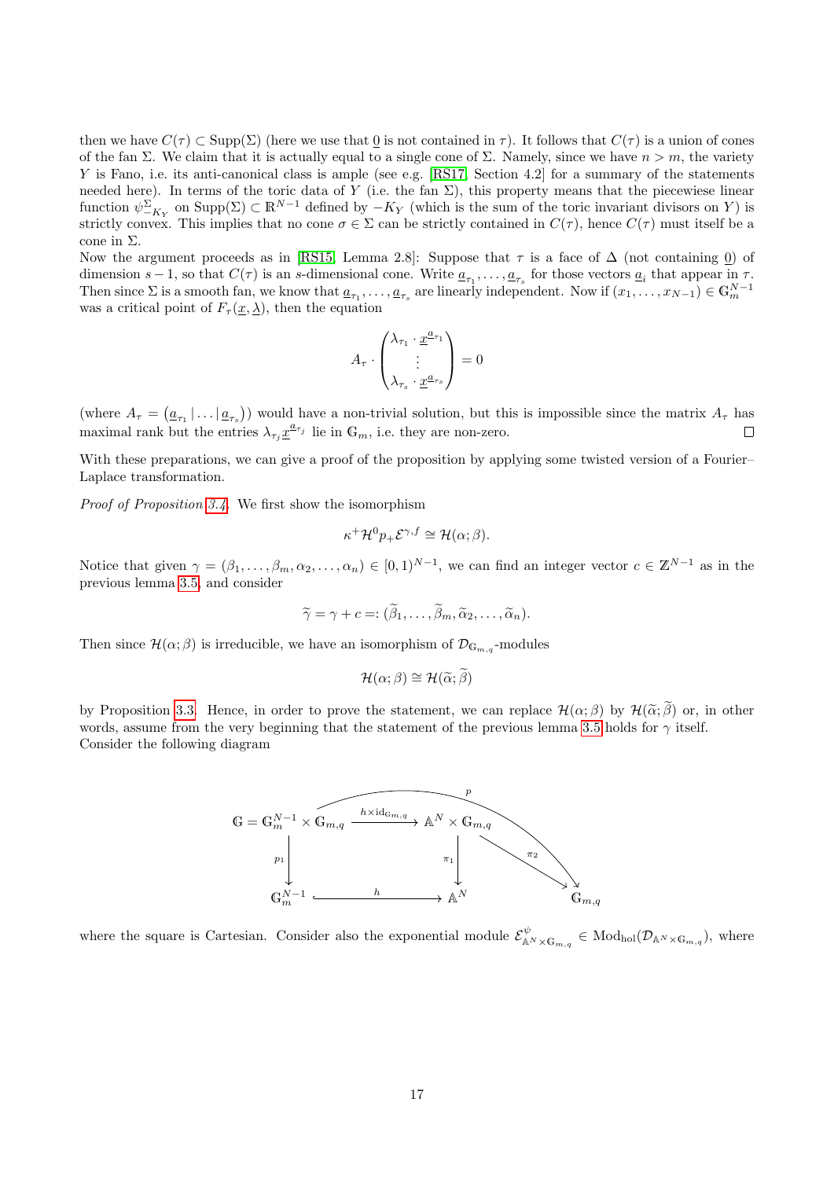then we have $C(\tau) \subset \mathrm{Supp}(\Sigma)$ (here we use that $\underline{0}$ is not contained in $\tau$). It follows that $C(\tau)$ is a union of cones of the fan $\Sigma$. We claim that it is actually equal to a single cone of $\Sigma$. Namely, since we have $n > m$, the variety $Y$ is Fano, i.e. its anti-canonical class is ample (see e.g. [RS17, Section 4.2] for a summary of the statements needed here). In terms of the toric data of $Y$ (i.e. the fan $\Sigma$), this property means that the piecewise linear function $\psi^{\Sigma}_{-K_Y}$ on $\mathrm{Supp}(\Sigma) \subset \mathbb{R}^{N-1}$ defined by $-K_Y$ (which is the sum of the toric invariant divisors on $Y$) is strictly convex. This implies that no cone $\sigma \in \Sigma$ can be strictly contained in $C(\tau)$, hence $C(\tau)$ must itself be a cone in $\Sigma$.

Now the argument proceeds as in [RS15, Lemma 2.8]: Suppose that $\tau$ is a face of $\Delta$ (not containing $\underline{0}$) of dimension $s-1$, so that $C(\tau)$ is an $s$-dimensional cone. Write $\underline{a}_{\tau_1}, \ldots, \underline{a}_{\tau_s}$ for those vectors $\underline{a}_i$ that appear in $\tau$. Then since $\Sigma$ is a smooth fan, we know that $\underline{a}_{\tau_1}, \ldots, \underline{a}_{\tau_s}$ are linearly independent. Now if $(x_1, \ldots, x_{N-1}) \in \mathbb{G}_m^{N-1}$ was a critical point of $F_\tau(\underline{x}, \underline{\lambda})$, then the equation

$$
A_\tau \cdot \begin{pmatrix} \lambda_{\tau_1} \cdot \underline{x}^{\underline{a}_{\tau_1}} \\ \vdots \\ \lambda_{\tau_s} \cdot \underline{x}^{\underline{a}_{\tau_s}} \end{pmatrix} = 0
$$

(where $A_\tau = \left(\underline{a}_{\tau_1} \,|\, \ldots \,|\, \underline{a}_{\tau_s}\right)$) would have a non-trivial solution, but this is impossible since the matrix $A_\tau$ has maximal rank but the entries $\lambda_{\tau_j} \underline{x}^{\underline{a}_{\tau_j}}$ lie in $\mathbb{G}_m$, i.e. they are non-zero. $\square$

With these preparations, we can give a proof of the proposition by applying some twisted version of a Fourier–Laplace transformation.

*Proof of Proposition 3.4.* We first show the isomorphism

$$
\kappa^+ \mathcal{H}^0 p_+ \mathcal{E}^{\gamma, f} \cong \mathcal{H}(\alpha; \beta).
$$

Notice that given $\gamma = (\beta_1, \ldots, \beta_m, \alpha_2, \ldots, \alpha_n) \in [0,1)^{N-1}$, we can find an integer vector $c \in \mathbb{Z}^{N-1}$ as in the previous lemma 3.5, and consider

$$
\widetilde{\gamma} = \gamma + c =: (\widetilde{\beta}_1, \ldots, \widetilde{\beta}_m, \widetilde{\alpha}_2, \ldots, \widetilde{\alpha}_n).
$$

Then since $\mathcal{H}(\alpha; \beta)$ is irreducible, we have an isomorphism of $\mathcal{D}_{\mathbb{G}_{m,q}}$-modules

$$
\mathcal{H}(\alpha; \beta) \cong \mathcal{H}(\widetilde{\alpha}; \widetilde{\beta})
$$

by Proposition 3.3. Hence, in order to prove the statement, we can replace $\mathcal{H}(\alpha; \beta)$ by $\mathcal{H}(\widetilde{\alpha}; \widetilde{\beta})$ or, in other words, assume from the very beginning that the statement of the previous lemma 3.5 holds for $\gamma$ itself.

Consider the following diagram

$$
\begin{array}{ccccc}
\mathbb{G} = \mathbb{G}_m^{N-1} \times \mathbb{G}_{m,q} & \xrightarrow{h \times \mathrm{id}_{\mathbb{G}_{m,q}}} & \mathbb{A}^N \times \mathbb{G}_{m,q} & \xrightarrow{\pi_2} & \mathbb{G}_{m,q} \\
\downarrow p_1 & & \downarrow \pi_1 & & \\
\mathbb{G}_m^{N-1} & \xhookrightarrow{\quad h \quad} & \mathbb{A}^N & &
\end{array}
$$

(with $p = \pi_2 \circ (h \times \mathrm{id}_{\mathbb{G}_{m,q}}) : \mathbb{G} \to \mathbb{G}_{m,q}$), where the square is Cartesian. Consider also the exponential module $\mathcal{E}^{\psi}_{\mathbb{A}^N \times \mathbb{G}_{m,q}} \in \mathrm{Mod}_{\mathrm{hol}}(\mathcal{D}_{\mathbb{A}^N \times \mathbb{G}_{m,q}})$, where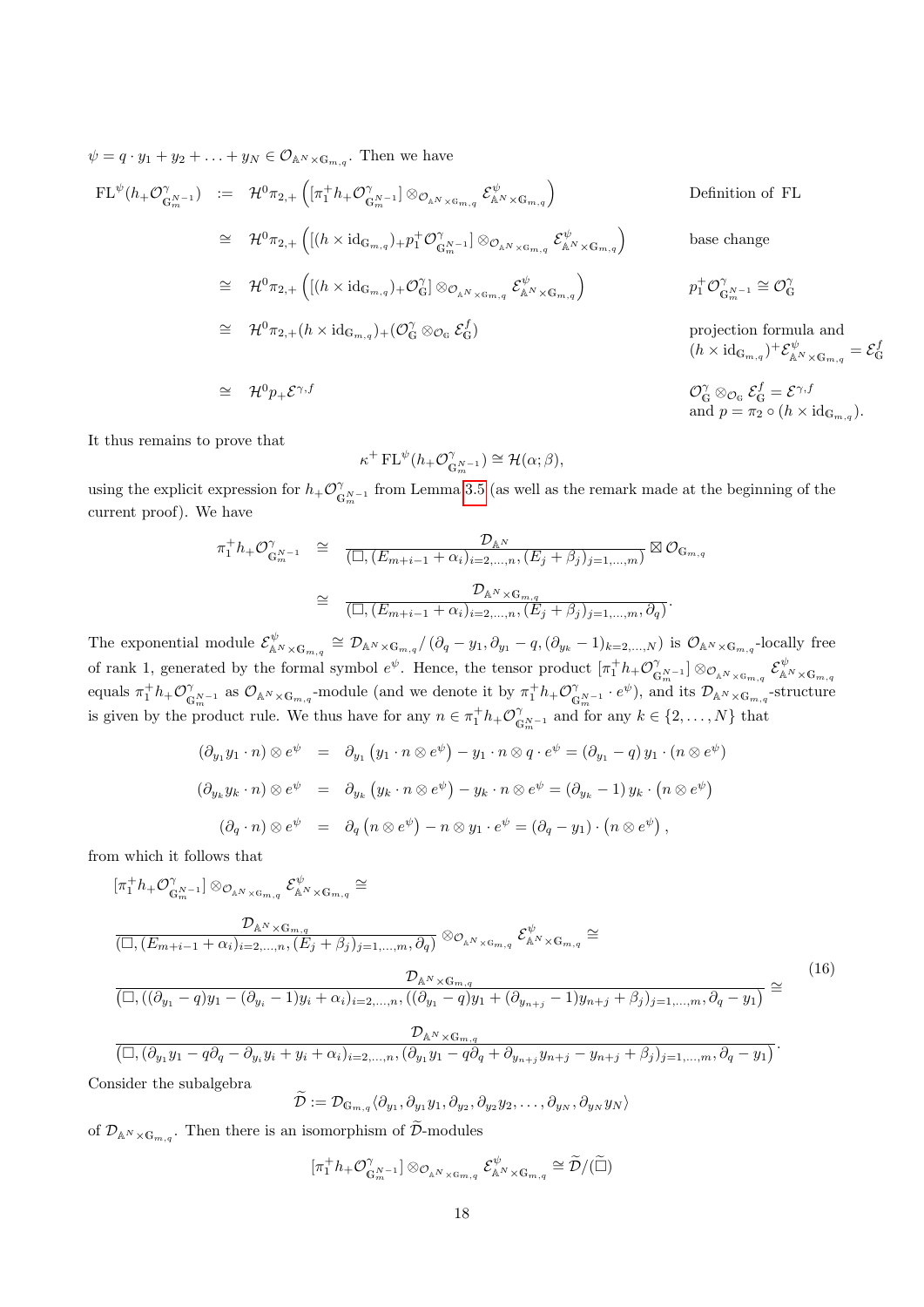$\psi = q \cdot y_1 + y_2 + \ldots + y_N \in \mathcal{O}_{\mathbb{A}^N \times \mathbb{G}_{m,q}}$. Then we have

$$
\begin{aligned}
\mathrm{FL}^\psi(h_+\mathcal{O}^\gamma_{\mathbb{G}_m^{N-1}}) &:= \mathcal{H}^0\pi_{2,+}\left([\pi_1^+ h_+\mathcal{O}^\gamma_{\mathbb{G}_m^{N-1}}] \otimes_{\mathcal{O}_{\mathbb{A}^N\times\mathbb{G}_{m,q}}} \mathcal{E}^\psi_{\mathbb{A}^N\times\mathbb{G}_{m,q}}\right) && \text{Definition of FL} \\
&\cong \mathcal{H}^0\pi_{2,+}\left([(h\times \mathrm{id}_{\mathbb{G}_{m,q}})_+ p_1^+\mathcal{O}^\gamma_{\mathbb{G}_m^{N-1}}] \otimes_{\mathcal{O}_{\mathbb{A}^N\times\mathbb{G}_{m,q}}} \mathcal{E}^\psi_{\mathbb{A}^N\times\mathbb{G}_{m,q}}\right) && \text{base change} \\
&\cong \mathcal{H}^0\pi_{2,+}\left([(h\times \mathrm{id}_{\mathbb{G}_{m,q}})_+ \mathcal{O}^\gamma_{\mathbb{G}}] \otimes_{\mathcal{O}_{\mathbb{A}^N\times\mathbb{G}_{m,q}}} \mathcal{E}^\psi_{\mathbb{A}^N\times\mathbb{G}_{m,q}}\right) && p_1^+\mathcal{O}^\gamma_{\mathbb{G}_m^{N-1}} \cong \mathcal{O}^\gamma_{\mathbb{G}} \\
&\cong \mathcal{H}^0\pi_{2,+}(h\times \mathrm{id}_{\mathbb{G}_{m,q}})_+(\mathcal{O}^\gamma_{\mathbb{G}} \otimes_{\mathcal{O}_{\mathbb{G}}} \mathcal{E}^f_{\mathbb{G}}) && \text{projection formula and } (h\times \mathrm{id}_{\mathbb{G}_{m,q}})^+\mathcal{E}^\psi_{\mathbb{A}^N\times\mathbb{G}_{m,q}} = \mathcal{E}^f_{\mathbb{G}} \\
&\cong \mathcal{H}^0 p_+ \mathcal{E}^{\gamma,f} && \mathcal{O}^\gamma_{\mathbb{G}} \otimes_{\mathcal{O}_{\mathbb{G}}} \mathcal{E}^f_{\mathbb{G}} = \mathcal{E}^{\gamma,f} \text{ and } p = \pi_2 \circ (h\times \mathrm{id}_{\mathbb{G}_{m,q}}).
\end{aligned}
$$

It thus remains to prove that

$$\kappa^+\,\mathrm{FL}^\psi(h_+\mathcal{O}^\gamma_{\mathbb{G}_m^{N-1}}) \cong \mathcal{H}(\alpha;\beta),$$

using the explicit expression for $h_+\mathcal{O}^\gamma_{\mathbb{G}_m^{N-1}}$ from Lemma 3.5 (as well as the remark made at the beginning of the current proof). We have

$$
\begin{aligned}
\pi_1^+ h_+\mathcal{O}^\gamma_{\mathbb{G}_m^{N-1}} &\cong \frac{\mathcal{D}_{\mathbb{A}^N}}{(\Box, (E_{m+i-1}+\alpha_i)_{i=2,\ldots,n}, (E_j+\beta_j)_{j=1,\ldots,m})} \boxtimes \mathcal{O}_{\mathbb{G}_{m,q}} \\
&\cong \frac{\mathcal{D}_{\mathbb{A}^N\times\mathbb{G}_{m,q}}}{(\Box, (E_{m+i-1}+\alpha_i)_{i=2,\ldots,n}, (E_j+\beta_j)_{j=1,\ldots,m}, \partial_q)}.
\end{aligned}
$$

The exponential module $\mathcal{E}^\psi_{\mathbb{A}^N\times\mathbb{G}_{m,q}} \cong \mathcal{D}_{\mathbb{A}^N\times\mathbb{G}_{m,q}}/\left(\partial_q - y_1, \partial_{y_1} - q, (\partial_{y_k}-1)_{k=2,\ldots,N}\right)$ is $\mathcal{O}_{\mathbb{A}^N\times\mathbb{G}_{m,q}}$-locally free of rank 1, generated by the formal symbol $e^\psi$. Hence, the tensor product $[\pi_1^+ h_+\mathcal{O}^\gamma_{\mathbb{G}_m^{N-1}}] \otimes_{\mathcal{O}_{\mathbb{A}^N\times\mathbb{G}_{m,q}}} \mathcal{E}^\psi_{\mathbb{A}^N\times\mathbb{G}_{m,q}}$ equals $\pi_1^+ h_+\mathcal{O}^\gamma_{\mathbb{G}_m^{N-1}}$ as $\mathcal{O}_{\mathbb{A}^N\times\mathbb{G}_{m,q}}$-module (and we denote it by $\pi_1^+ h_+\mathcal{O}^\gamma_{\mathbb{G}_m^{N-1}}\cdot e^\psi$), and its $\mathcal{D}_{\mathbb{A}^N\times\mathbb{G}_{m,q}}$-structure is given by the product rule. We thus have for any $n \in \pi_1^+ h_+\mathcal{O}^\gamma_{\mathbb{G}_m^{N-1}}$ and for any $k \in \{2,\ldots,N\}$ that

$$
\begin{aligned}
(\partial_{y_1} y_1 \cdot n)\otimes e^\psi &= \partial_{y_1}\left(y_1\cdot n \otimes e^\psi\right) - y_1\cdot n \otimes q\cdot e^\psi = (\partial_{y_1} - q)\, y_1 \cdot (n\otimes e^\psi) \\
(\partial_{y_k} y_k \cdot n)\otimes e^\psi &= \partial_{y_k}\left(y_k\cdot n \otimes e^\psi\right) - y_k\cdot n \otimes e^\psi = (\partial_{y_k} - 1)\, y_k \cdot \left(n\otimes e^\psi\right) \\
(\partial_q \cdot n)\otimes e^\psi &= \partial_q\left(n \otimes e^\psi\right) - n\otimes y_1\cdot e^\psi = (\partial_q - y_1)\cdot\left(n\otimes e^\psi\right),
\end{aligned}
$$

from which it follows that

$$
\begin{aligned}
&[\pi_1^+ h_+\mathcal{O}^\gamma_{\mathbb{G}_m^{N-1}}] \otimes_{\mathcal{O}_{\mathbb{A}^N\times\mathbb{G}_{m,q}}} \mathcal{E}^\psi_{\mathbb{A}^N\times\mathbb{G}_{m,q}} \cong \\
&\frac{\mathcal{D}_{\mathbb{A}^N\times\mathbb{G}_{m,q}}}{(\Box, (E_{m+i-1}+\alpha_i)_{i=2,\ldots,n}, (E_j+\beta_j)_{j=1,\ldots,m}, \partial_q)} \otimes_{\mathcal{O}_{\mathbb{A}^N\times\mathbb{G}_{m,q}}} \mathcal{E}^\psi_{\mathbb{A}^N\times\mathbb{G}_{m,q}} \cong \\
&\frac{\mathcal{D}_{\mathbb{A}^N\times\mathbb{G}_{m,q}}}{(\Box, ((\partial_{y_1}-q)y_1 - (\partial_{y_i}-1)y_i + \alpha_i)_{i=2,\ldots,n}, ((\partial_{y_1}-q)y_1 + (\partial_{y_{n+j}}-1)y_{n+j} + \beta_j)_{j=1,\ldots,m}, \partial_q - y_1)} \cong \\
&\frac{\mathcal{D}_{\mathbb{A}^N\times\mathbb{G}_{m,q}}}{(\Box, (\partial_{y_1}y_1 - q\partial_q - \partial_{y_i}y_i + y_i + \alpha_i)_{i=2,\ldots,n}, (\partial_{y_1}y_1 - q\partial_q + \partial_{y_{n+j}}y_{n+j} - y_{n+j} + \beta_j)_{j=1,\ldots,m}, \partial_q - y_1)}.
\end{aligned}
\tag{16}
$$

Consider the subalgebra

$$\widetilde{\mathcal{D}} := \mathcal{D}_{\mathbb{G}_{m,q}}\langle \partial_{y_1}, \partial_{y_1}y_1, \partial_{y_2}y_2, \ldots, \partial_{y_N}, \partial_{y_N}y_N\rangle$$

of $\mathcal{D}_{\mathbb{A}^N\times\mathbb{G}_{m,q}}$. Then there is an isomorphism of $\widetilde{\mathcal{D}}$-modules

$$[\pi_1^+ h_+\mathcal{O}^\gamma_{\mathbb{G}_m^{N-1}}] \otimes_{\mathcal{O}_{\mathbb{A}^N\times\mathbb{G}_{m,q}}} \mathcal{E}^\psi_{\mathbb{A}^N\times\mathbb{G}_{m,q}} \cong \widetilde{\mathcal{D}}/(\widetilde{\Box})$$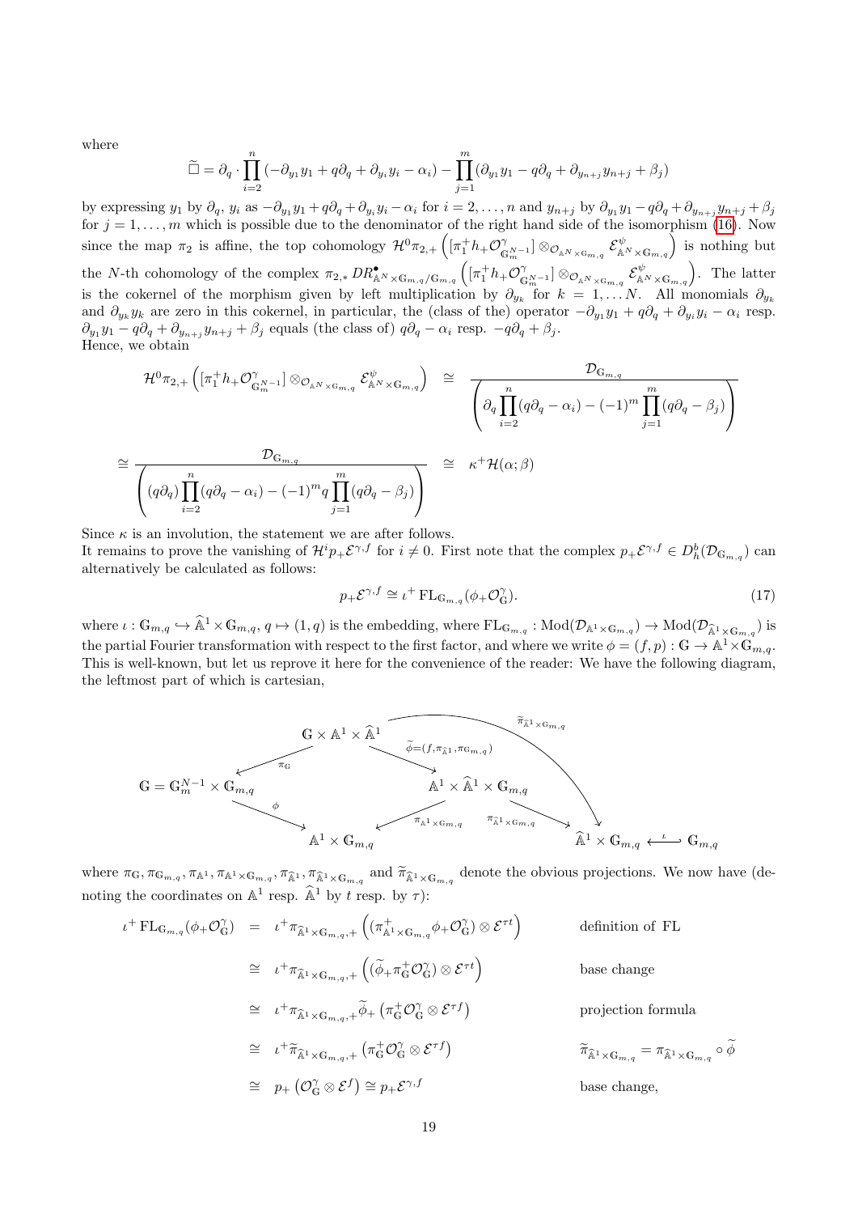where

$$\widetilde{\Box} = \partial_q \cdot \prod_{i=2}^{n} (-\partial_{y_1} y_1 + q\partial_q + \partial_{y_i} y_i - \alpha_i) - \prod_{j=1}^{m} (\partial_{y_1} y_1 - q\partial_q + \partial_{y_{n+j}} y_{n+j} + \beta_j)$$

by expressing $y_1$ by $\partial_q$, $y_i$ as $-\partial_{y_1} y_1 + q\partial_q + \partial_{y_i} y_i - \alpha_i$ for $i = 2, \ldots, n$ and $y_{n+j}$ by $\partial_{y_1} y_1 - q\partial_q + \partial_{y_{n+j}} y_{n+j} + \beta_j$ for $j = 1, \ldots, m$ which is possible due to the denominator of the right hand side of the isomorphism (16). Now since the map $\pi_2$ is affine, the top cohomology $\mathcal{H}^0 \pi_{2,+} \left( [\pi_1^+ h_+ \mathcal{O}^\gamma_{\mathbb{G}_m^{N-1}}] \otimes_{\mathcal{O}_{\mathbb{A}^N \times \mathbb{G}_{m,q}}} \mathcal{E}^\psi_{\mathbb{A}^N \times \mathbb{G}_{m,q}} \right)$ is nothing but the $N$-th cohomology of the complex $\pi_{2,*} DR^\bullet_{\mathbb{A}^N \times \mathbb{G}_{m,q}/\mathbb{G}_{m,q}} \left( [\pi_1^+ h_+ \mathcal{O}^\gamma_{\mathbb{G}_m^{N-1}}] \otimes_{\mathcal{O}_{\mathbb{A}^N \times \mathbb{G}_{m,q}}} \mathcal{E}^\psi_{\mathbb{A}^N \times \mathbb{G}_{m,q}} \right)$. The latter is the cokernel of the morphism given by left multiplication by $\partial_{y_k}$ for $k = 1, \ldots N$. All monomials $\partial_{y_k}$ and $\partial_{y_k} y_k$ are zero in this cokernel, in particular, the (class of the) operator $-\partial_{y_1} y_1 + q\partial_q + \partial_{y_i} y_i - \alpha_i$ resp. $\partial_{y_1} y_1 - q\partial_q + \partial_{y_{n+j}} y_{n+j} + \beta_j$ equals (the class of) $q\partial_q - \alpha_i$ resp. $-q\partial_q + \beta_j$.
Hence, we obtain

$$\mathcal{H}^0 \pi_{2,+} \left( [\pi_1^+ h_+ \mathcal{O}^\gamma_{\mathbb{G}_m^{N-1}}] \otimes_{\mathcal{O}_{\mathbb{A}^N \times \mathbb{G}_{m,q}}} \mathcal{E}^\psi_{\mathbb{A}^N \times \mathbb{G}_{m,q}} \right) \cong \frac{\mathcal{D}_{\mathbb{G}_{m,q}}}{\left( \partial_q \prod_{i=2}^{n} (q\partial_q - \alpha_i) - (-1)^m \prod_{j=1}^{m} (q\partial_q - \beta_j) \right)}$$

$$\cong \frac{\mathcal{D}_{\mathbb{G}_{m,q}}}{\left( (q\partial_q) \prod_{i=2}^{n} (q\partial_q - \alpha_i) - (-1)^m q \prod_{j=1}^{m} (q\partial_q - \beta_j) \right)} \cong \kappa^+ \mathcal{H}(\alpha; \beta)$$

Since $\kappa$ is an involution, the statement we are after follows.
It remains to prove the vanishing of $\mathcal{H}^i p_+ \mathcal{E}^{\gamma,f}$ for $i \neq 0$. First note that the complex $p_+ \mathcal{E}^{\gamma,f} \in D^b_h(\mathcal{D}_{\mathbb{G}_{m,q}})$ can alternatively be calculated as follows:

$$p_+ \mathcal{E}^{\gamma,f} \cong \iota^+ \operatorname{FL}_{\mathbb{G}_{m,q}}(\phi_+ \mathcal{O}^\gamma_{\mathbb{G}}). \tag{17}$$

where $\iota : \mathbb{G}_{m,q} \hookrightarrow \widehat{\mathbb{A}}^1 \times \mathbb{G}_{m,q}$, $q \mapsto (1, q)$ is the embedding, where $\operatorname{FL}_{\mathbb{G}_{m,q}} : \operatorname{Mod}(\mathcal{D}_{\mathbb{A}^1 \times \mathbb{G}_{m,q}}) \to \operatorname{Mod}(\mathcal{D}_{\widehat{\mathbb{A}}^1 \times \mathbb{G}_{m,q}})$ is the partial Fourier transformation with respect to the first factor, and where we write $\phi = (f, p) : \mathbb{G} \to \mathbb{A}^1 \times \mathbb{G}_{m,q}$. This is well-known, but let us reprove it here for the convenience of the reader: We have the following diagram, the leftmost part of which is cartesian,

$$\begin{array}{ccccc}
 & & \mathbb{G} \times \mathbb{A}^1 \times \widehat{\mathbb{A}}^1 & \xrightarrow{\widetilde{\pi}_{\widehat{\mathbb{A}}^1 \times \mathbb{G}_{m,q}}} & \\
 & \swarrow^{\pi_{\mathbb{G}}} & & \searrow^{\widetilde{\phi} = (f, \pi_{\widehat{\mathbb{A}}^1}, \pi_{\mathbb{G}_{m,q}})} & \\
\mathbb{G} = \mathbb{G}_m^{N-1} \times \mathbb{G}_{m,q} & & & & \mathbb{A}^1 \times \widehat{\mathbb{A}}^1 \times \mathbb{G}_{m,q} \\
 & \searrow^{\phi} & & \swarrow_{\pi_{\mathbb{A}^1 \times \mathbb{G}_{m,q}}} \quad \searrow^{\pi_{\widehat{\mathbb{A}}^1 \times \mathbb{G}_{m,q}}} & \\
 & & \mathbb{A}^1 \times \mathbb{G}_{m,q} & & \widehat{\mathbb{A}}^1 \times \mathbb{G}_{m,q} \xleftarrow{\iota} \mathbb{G}_{m,q}
\end{array}$$

where $\pi_{\mathbb{G}}, \pi_{\mathbb{G}_{m,q}}, \pi_{\mathbb{A}^1}, \pi_{\mathbb{A}^1 \times \mathbb{G}_{m,q}}, \pi_{\widehat{\mathbb{A}}^1}, \pi_{\widehat{\mathbb{A}}^1 \times \mathbb{G}_{m,q}}$ and $\widetilde{\pi}_{\widehat{\mathbb{A}}^1 \times \mathbb{G}_{m,q}}$ denote the obvious projections. We now have (denoting the coordinates on $\mathbb{A}^1$ resp. $\widehat{\mathbb{A}}^1$ by $t$ resp. by $\tau$):

$$\begin{aligned}
\iota^+ \operatorname{FL}_{\mathbb{G}_{m,q}}(\phi_+ \mathcal{O}^\gamma_{\mathbb{G}}) &= \iota^+ \pi_{\widehat{\mathbb{A}}^1 \times \mathbb{G}_{m,q},+} \left( (\pi^+_{\mathbb{A}^1 \times \mathbb{G}_{m,q}} \phi_+ \mathcal{O}^\gamma_{\mathbb{G}}) \otimes \mathcal{E}^{\tau t} \right) && \text{definition of FL} \\
&\cong \iota^+ \pi_{\widehat{\mathbb{A}}^1 \times \mathbb{G}_{m,q},+} \left( (\widetilde{\phi}_+ \pi^+_{\mathbb{G}} \mathcal{O}^\gamma_{\mathbb{G}}) \otimes \mathcal{E}^{\tau t} \right) && \text{base change} \\
&\cong \iota^+ \pi_{\widehat{\mathbb{A}}^1 \times \mathbb{G}_{m,q},+} \widetilde{\phi}_+ \left( \pi^+_{\mathbb{G}} \mathcal{O}^\gamma_{\mathbb{G}} \otimes \mathcal{E}^{\tau f} \right) && \text{projection formula} \\
&\cong \iota^+ \widetilde{\pi}_{\widehat{\mathbb{A}}^1 \times \mathbb{G}_{m,q},+} \left( \pi^+_{\mathbb{G}} \mathcal{O}^\gamma_{\mathbb{G}} \otimes \mathcal{E}^{\tau f} \right) && \widetilde{\pi}_{\widehat{\mathbb{A}}^1 \times \mathbb{G}_{m,q}} = \pi_{\widehat{\mathbb{A}}^1 \times \mathbb{G}_{m,q}} \circ \widetilde{\phi} \\
&\cong p_+ \left( \mathcal{O}^\gamma_{\mathbb{G}} \otimes \mathcal{E}^f \right) \cong p_+ \mathcal{E}^{\gamma,f} && \text{base change,}
\end{aligned}$$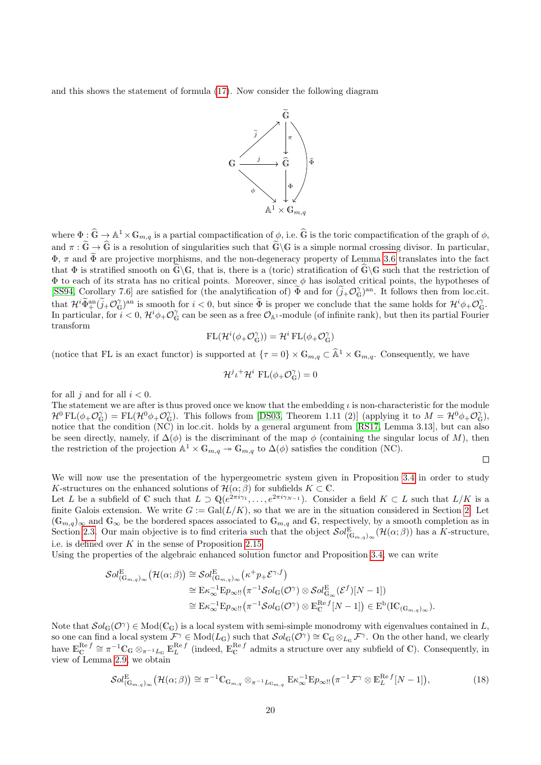and this shows the statement of formula (17). Now consider the following diagram

$$\begin{array}{ccc}
 & & \widetilde{\mathbb{G}} \\
 & \overset{\widetilde{j}}{\nearrow} & \downarrow \pi \\
\mathbb{G} & \xrightarrow{j} & \widehat{\mathbb{G}} \\
 & \underset{\phi}{\searrow} & \downarrow \Phi \\
 & & \mathbb{A}^1 \times \mathbb{G}_{m,q}
\end{array} \qquad \widetilde{\Phi} : \widetilde{\mathbb{G}} \to \mathbb{A}^1 \times \mathbb{G}_{m,q}$$

where $\Phi : \widehat{\mathbb{G}} \to \mathbb{A}^1 \times \mathbb{G}_{m,q}$ is a partial compactification of $\phi$, i.e. $\widehat{\mathbb{G}}$ is the toric compactification of the graph of $\phi$, and $\pi : \widetilde{\mathbb{G}} \to \widehat{\mathbb{G}}$ is a resolution of singularities such that $\widetilde{\mathbb{G}} \backslash \mathbb{G}$ is a simple normal crossing divisor. In particular, $\Phi$, $\pi$ and $\widetilde{\Phi}$ are projective morphisms, and the non-degeneracy property of Lemma 3.6 translates into the fact that $\Phi$ is stratified smooth on $\widehat{\mathbb{G}} \backslash \mathbb{G}$, that is, there is a (toric) stratification of $\widehat{\mathbb{G}} \backslash \mathbb{G}$ such that the restriction of $\Phi$ to each of its strata has no critical points. Moreover, since $\phi$ has isolated critical points, the hypotheses of [SS94, Corollary 7.6] are satisfied for (the analytification of) $\widetilde{\Phi}$ and for $(\widetilde{j}_+ \mathcal{O}^{\gamma}_{\mathbb{G}})^{\mathrm{an}}$. It follows then from loc.cit. that $\mathcal{H}^i \widetilde{\Phi}^{\mathrm{an}}_+ (\widetilde{j}_+ \mathcal{O}^{\gamma}_{\mathbb{G}})^{\mathrm{an}}$ is smooth for $i < 0$, but since $\widetilde{\Phi}$ is proper we conclude that the same holds for $\mathcal{H}^i \phi_+ \mathcal{O}^{\gamma}_{\mathbb{G}}$. In particular, for $i < 0$, $\mathcal{H}^i \phi_+ \mathcal{O}^{\gamma}_{\mathbb{G}}$ can be seen as a free $\mathcal{O}_{\mathbb{A}^1}$-module (of infinite rank), but then its partial Fourier transform

$$\mathrm{FL}(\mathcal{H}^i(\phi_+ \mathcal{O}^{\gamma}_{\mathbb{G}})) = \mathcal{H}^i \, \mathrm{FL}(\phi_+ \mathcal{O}^{\gamma}_{\mathbb{G}})$$

(notice that FL is an exact functor) is supported at $\{\tau = 0\} \times \mathbb{G}_{m,q} \subset \widehat{\mathbb{A}}^1 \times \mathbb{G}_{m,q}$. Consequently, we have

$$\mathcal{H}^j \iota^+ \mathcal{H}^i \, \mathrm{FL}(\phi_+ \mathcal{O}^{\gamma}_{\mathbb{G}}) = 0$$

for all $j$ and for all $i < 0$.
The statement we are after is thus proved once we know that the embedding $\iota$ is non-characteristic for the module $\mathcal{H}^0 \, \mathrm{FL}(\phi_+ \mathcal{O}^{\gamma}_{\mathbb{G}}) = \mathrm{FL}(\mathcal{H}^0 \phi_+ \mathcal{O}^{\gamma}_{\mathbb{G}})$. This follows from [DS03, Theorem 1.11 (2)] (applying it to $M = \mathcal{H}^0 \phi_+ \mathcal{O}^{\gamma}_{\mathbb{G}}$), notice that the condition (NC) in loc.cit. holds by a general argument from [RS17, Lemma 3.13], but can also be seen directly, namely, if $\Delta(\phi)$ is the discriminant of the map $\phi$ (containing the singular locus of $M$), then the restriction of the projection $\mathbb{A}^1 \times \mathbb{G}_{m,q} \twoheadrightarrow \mathbb{G}_{m,q}$ to $\Delta(\phi)$ satisfies the condition (NC).

□

We will now use the presentation of the hypergeometric system given in Proposition 3.4 in order to study $K$-structures on the enhanced solutions of $\mathcal{H}(\alpha; \beta)$ for subfields $K \subset \mathbb{C}$.
Let $L$ be a subfield of $\mathbb{C}$ such that $L \supset \mathbb{Q}(e^{2\pi i \gamma_1}, \ldots, e^{2\pi i \gamma_{N-1}})$. Consider a field $K \subset L$ such that $L/K$ is a finite Galois extension. We write $G := \mathrm{Gal}(L/K)$, so that we are in the situation considered in Section 2. Let $(\mathbb{G}_{m,q})_\infty$ and $\mathbb{G}_\infty$ be the bordered spaces associated to $\mathbb{G}_{m,q}$ and $\mathbb{G}$, respectively, by a smooth completion as in Section 2.3. Our main objective is to find criteria such that the object $\mathcal{S}ol^{\mathrm{E}}_{(\mathbb{G}_{m,q})_\infty}(\mathcal{H}(\alpha; \beta))$ has a $K$-structure, i.e. is defined over $K$ in the sense of Proposition 2.15.
Using the properties of the algebraic enhanced solution functor and Proposition 3.4, we can write

$$\begin{aligned}
\mathcal{S}ol^{\mathrm{E}}_{(\mathbb{G}_{m,q})_\infty}\big(\mathcal{H}(\alpha; \beta)\big) &\cong \mathcal{S}ol^{\mathrm{E}}_{(\mathbb{G}_{m,q})_\infty}\big(\kappa^+ p_+ \mathcal{E}^{\gamma, f}\big) \\
&\cong \mathrm{E}\kappa_\infty^{-1} \mathrm{E}p_{\infty !!}\big(\pi^{-1} \mathcal{S}ol_{\mathbb{G}}(\mathcal{O}^\gamma) \otimes \mathcal{S}ol^{\mathrm{E}}_{\mathbb{G}_\infty}(\mathcal{E}^f)[N-1]\big) \\
&\cong \mathrm{E}\kappa_\infty^{-1} \mathrm{E}p_{\infty !!}\big(\pi^{-1} \mathcal{S}ol_{\mathbb{G}}(\mathcal{O}^\gamma) \otimes \mathbb{E}^{\mathrm{Re}\, f}_{\mathbb{C}}[N-1]\big) \in \mathrm{E}^{\mathrm{b}}(\mathrm{I}\mathbb{C}_{(\mathbb{G}_{m,q})_\infty}).
\end{aligned}$$

Note that $\mathcal{S}ol_{\mathbb{G}}(\mathcal{O}^\gamma) \in \mathrm{Mod}(\mathbb{C}_{\mathbb{G}})$ is a local system with semi-simple monodromy with eigenvalues contained in $L$, so one can find a local system $\mathcal{F}^\gamma \in \mathrm{Mod}(L_{\mathbb{G}})$ such that $\mathcal{S}ol_{\mathbb{G}}(\mathcal{O}^\gamma) \cong \mathbb{C}_{\mathbb{G}} \otimes_{L_{\mathbb{G}}} \mathcal{F}^\gamma$. On the other hand, we clearly have $\mathbb{E}^{\mathrm{Re}\, f}_{\mathbb{C}} \cong \pi^{-1} \mathbb{C}_{\mathbb{G}} \otimes_{\pi^{-1} L_{\mathbb{G}}} \mathbb{E}^{\mathrm{Re}\, f}_{L}$ (indeed, $\mathbb{E}^{\mathrm{Re}\, f}_{\mathbb{C}}$ admits a structure over any subfield of $\mathbb{C}$). Consequently, in view of Lemma 2.9, we obtain

$$\mathcal{S}ol^{\mathrm{E}}_{(\mathbb{G}_{m,q})_\infty}\big(\mathcal{H}(\alpha; \beta)\big) \cong \pi^{-1} \mathbb{C}_{\mathbb{G}_{m,q}} \otimes_{\pi^{-1} L_{\mathbb{G}_{m,q}}} \mathrm{E}\kappa_\infty^{-1} \mathrm{E}p_{\infty !!}\big(\pi^{-1} \mathcal{F}^\gamma \otimes \mathbb{E}^{\mathrm{Re}\, f}_{L}[N-1]\big), \tag{18}$$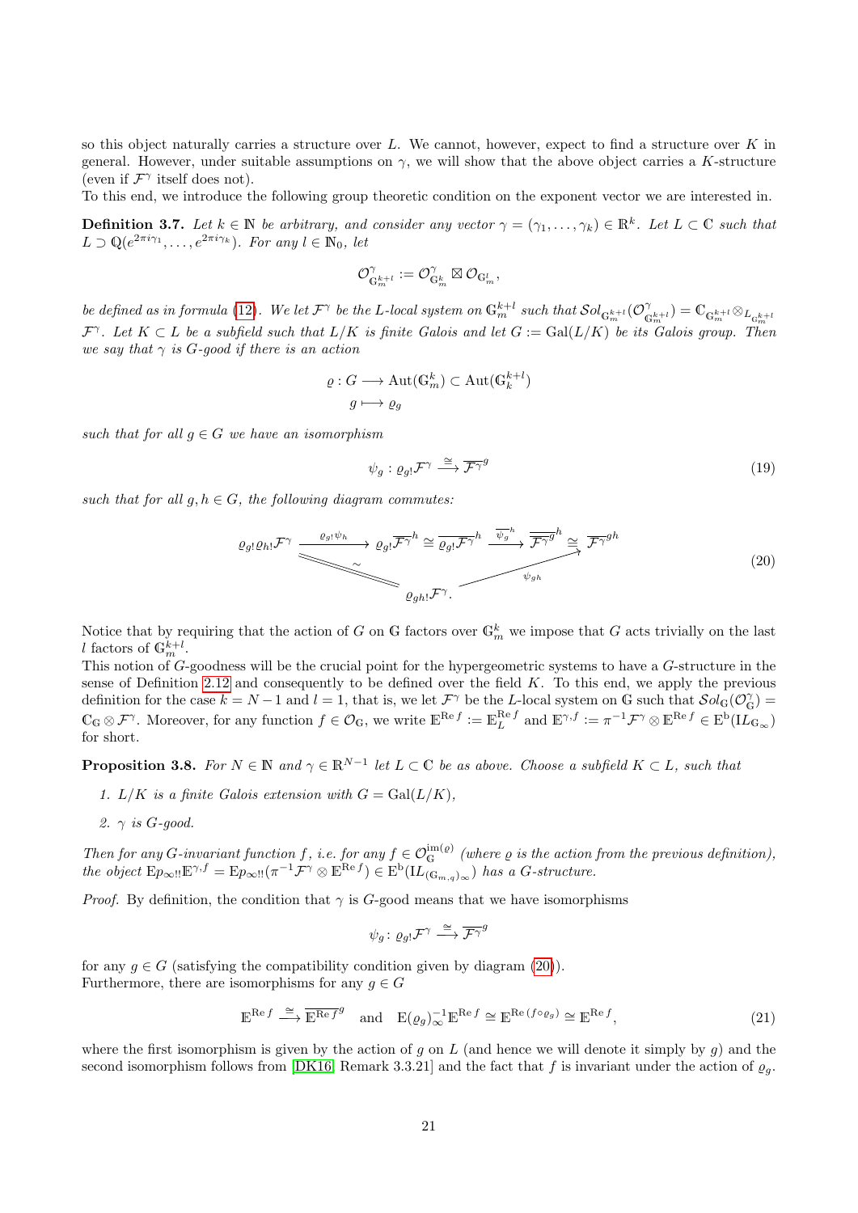so this object naturally carries a structure over $L$. We cannot, however, expect to find a structure over $K$ in general. However, under suitable assumptions on $\gamma$, we will show that the above object carries a $K$-structure (even if $\mathcal{F}^\gamma$ itself does not).
To this end, we introduce the following group theoretic condition on the exponent vector we are interested in.

**Definition 3.7.** *Let $k \in \mathbb{N}$ be arbitrary, and consider any vector $\gamma = (\gamma_1, \dots, \gamma_k) \in \mathbb{R}^k$. Let $L \subset \mathbb{C}$ such that $L \supset \mathbb{Q}(e^{2\pi i \gamma_1}, \dots, e^{2\pi i \gamma_k})$. For any $l \in \mathbb{N}_0$, let*

$$\mathcal{O}^\gamma_{\mathbb{G}_m^{k+l}} := \mathcal{O}^\gamma_{\mathbb{G}_m^k} \boxtimes \mathcal{O}_{\mathbb{G}_m^l},$$

*be defined as in formula (12). We let $\mathcal{F}^\gamma$ be the $L$-local system on $\mathbb{G}_m^{k+l}$ such that $\mathcal{S}ol_{\mathbb{G}_m^{k+l}}(\mathcal{O}^\gamma_{\mathbb{G}_m^{k+l}}) = \mathbb{C}_{\mathbb{G}_m^{k+l}} \otimes_{L_{\mathbb{G}_m^{k+l}}} \mathcal{F}^\gamma$. Let $K \subset L$ be a subfield such that $L/K$ is finite Galois and let $G := \mathrm{Gal}(L/K)$ be its Galois group. Then we say that $\gamma$ is $G$-good if there is an action*

$$\begin{aligned} \varrho : G &\longrightarrow \mathrm{Aut}(\mathbb{G}_m^k) \subset \mathrm{Aut}(\mathbb{G}_k^{k+l}) \\ g &\longmapsto \varrho_g \end{aligned}$$

*such that for all $g \in G$ we have an isomorphism*

$$\psi_g : \varrho_{g!}\mathcal{F}^\gamma \xrightarrow{\cong} \overline{\mathcal{F}^\gamma}^g \tag{19}$$

*such that for all $g, h \in G$, the following diagram commutes:*

$$\begin{array}{ccc} \varrho_{g!}\varrho_{h!}\mathcal{F}^\gamma \xrightarrow{\varrho_{g!}\psi_h} \varrho_{g!}\overline{\mathcal{F}^\gamma}^h \cong \overline{\varrho_{g!}\mathcal{F}^\gamma}^h \xrightarrow{\overline{\psi_g}^h} \overline{\overline{\mathcal{F}^\gamma}^g}^h \cong \overline{\mathcal{F}^\gamma}^{gh} \\ \searrow^{\sim} \qquad\qquad \nearrow_{\psi_{gh}} \\ \varrho_{gh!}\mathcal{F}^\gamma. \end{array} \tag{20}$$

Notice that by requiring that the action of $G$ on $\mathbb{G}$ factors over $\mathbb{G}_m^k$ we impose that $G$ acts trivially on the last $l$ factors of $\mathbb{G}_m^{k+l}$.
This notion of $G$-goodness will be the crucial point for the hypergeometric systems to have a $G$-structure in the sense of Definition 2.12 and consequently to be defined over the field $K$. To this end, we apply the previous definition for the case $k = N-1$ and $l = 1$, that is, we let $\mathcal{F}^\gamma$ be the $L$-local system on $\mathbb{G}$ such that $\mathcal{S}ol_{\mathbb{G}}(\mathcal{O}^\gamma_{\mathbb{G}}) = \mathbb{C}_{\mathbb{G}} \otimes \mathcal{F}^\gamma$. Moreover, for any function $f \in \mathcal{O}_{\mathbb{G}}$, we write $\mathbb{E}^{\mathrm{Re}\, f} := \mathbb{E}_L^{\mathrm{Re}\, f}$ and $\mathbb{E}^{\gamma, f} := \pi^{-1}\mathcal{F}^\gamma \otimes \mathbb{E}^{\mathrm{Re}\, f} \in \mathrm{E}^{\mathrm{b}}(\mathrm{I}L_{\mathbb{G}_\infty})$ for short.

**Proposition 3.8.** *For $N \in \mathbb{N}$ and $\gamma \in \mathbb{R}^{N-1}$ let $L \subset \mathbb{C}$ be as above. Choose a subfield $K \subset L$, such that*

1. *$L/K$ is a finite Galois extension with $G = \mathrm{Gal}(L/K)$,*
2. *$\gamma$ is $G$-good.*

*Then for any $G$-invariant function $f$, i.e. for any $f \in \mathcal{O}_{\mathbb{G}}^{\mathrm{im}(\varrho)}$ (where $\varrho$ is the action from the previous definition), the object $\mathrm{E}p_{\infty !!}\mathbb{E}^{\gamma, f} = \mathrm{E}p_{\infty !!}(\pi^{-1}\mathcal{F}^\gamma \otimes \mathbb{E}^{\mathrm{Re}\, f}) \in \mathrm{E}^{\mathrm{b}}(\mathrm{I}L_{(\mathbb{G}_{m,q})_\infty})$ has a $G$-structure.*

*Proof.* By definition, the condition that $\gamma$ is $G$-good means that we have isomorphisms

$$\psi_g \colon \varrho_{g!}\mathcal{F}^\gamma \xrightarrow{\cong} \overline{\mathcal{F}^\gamma}^g$$

for any $g \in G$ (satisfying the compatibility condition given by diagram (20)).
Furthermore, there are isomorphisms for any $g \in G$

$$\mathbb{E}^{\mathrm{Re}\, f} \xrightarrow{\cong} \overline{\mathbb{E}^{\mathrm{Re}\, f}}^g \quad \text{and} \quad \mathrm{E}(\varrho_g)_\infty^{-1}\mathbb{E}^{\mathrm{Re}\, f} \cong \mathbb{E}^{\mathrm{Re}\, (f \circ \varrho_g)} \cong \mathbb{E}^{\mathrm{Re}\, f}, \tag{21}$$

where the first isomorphism is given by the action of $g$ on $L$ (and hence we will denote it simply by $g$) and the second isomorphism follows from [DK16, Remark 3.3.21] and the fact that $f$ is invariant under the action of $\varrho_g$.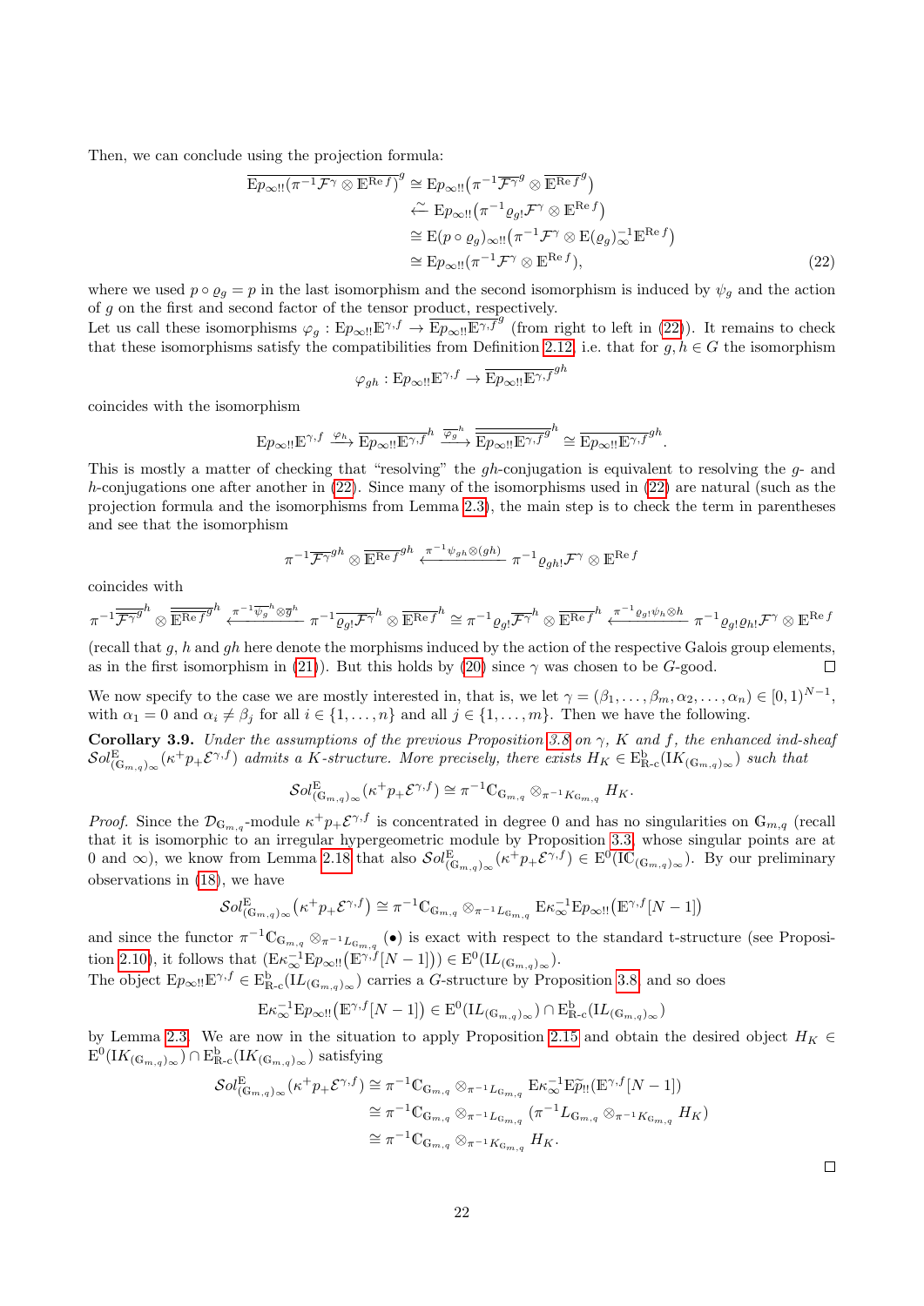Then, we can conclude using the projection formula:

$$
\begin{aligned}
\overline{\mathrm{E}p_{\infty!!}(\pi^{-1}\mathcal{F}^\gamma \otimes \mathbb{E}^{\mathrm{Re}\, f})}^g &\cong \mathrm{E}p_{\infty!!}\big(\pi^{-1}\overline{\mathcal{F}^\gamma}^g \otimes \overline{\mathbb{E}^{\mathrm{Re}\, f}}^g\big)\\
&\xleftarrow{\sim} \mathrm{E}p_{\infty!!}\big(\pi^{-1}\varrho_{g!}\mathcal{F}^\gamma \otimes \mathbb{E}^{\mathrm{Re}\, f}\big)\\
&\cong \mathrm{E}(p\circ\varrho_g)_{\infty!!}\big(\pi^{-1}\mathcal{F}^\gamma \otimes \mathrm{E}(\varrho_g)_\infty^{-1}\mathbb{E}^{\mathrm{Re}\, f}\big)\\
&\cong \mathrm{E}p_{\infty!!}(\pi^{-1}\mathcal{F}^\gamma \otimes \mathbb{E}^{\mathrm{Re}\, f}),
\end{aligned} \tag{22}
$$

where we used $p\circ\varrho_g = p$ in the last isomorphism and the second isomorphism is induced by $\psi_g$ and the action of $g$ on the first and second factor of the tensor product, respectively.
Let us call these isomorphisms $\varphi_g\colon \mathrm{E}p_{\infty!!}\mathbb{E}^{\gamma,f} \to \overline{\mathrm{E}p_{\infty!!}\mathbb{E}^{\gamma,f}}^g$ (from right to left in (22)). It remains to check that these isomorphisms satisfy the compatibilities from Definition 2.12, i.e. that for $g,h\in G$ the isomorphism

$$\varphi_{gh}\colon \mathrm{E}p_{\infty!!}\mathbb{E}^{\gamma,f} \to \overline{\mathrm{E}p_{\infty!!}\mathbb{E}^{\gamma,f}}^{gh}$$

coincides with the isomorphism

$$\mathrm{E}p_{\infty!!}\mathbb{E}^{\gamma,f} \xrightarrow{\varphi_h} \overline{\mathrm{E}p_{\infty!!}\mathbb{E}^{\gamma,f}}^h \xrightarrow{\overline{\varphi_g}^h} \overline{\overline{\mathrm{E}p_{\infty!!}\mathbb{E}^{\gamma,f}}^g}^h \cong \overline{\mathrm{E}p_{\infty!!}\mathbb{E}^{\gamma,f}}^{gh}.$$

This is mostly a matter of checking that "resolving" the $gh$-conjugation is equivalent to resolving the $g$- and $h$-conjugations one after another in (22). Since many of the isomorphisms used in (22) are natural (such as the projection formula and the isomorphisms from Lemma 2.3), the main step is to check the term in parentheses and see that the isomorphism

$$\pi^{-1}\overline{\mathcal{F}^\gamma}^{gh} \otimes \overline{\mathbb{E}^{\mathrm{Re}\, f}}^{gh} \xleftarrow{\pi^{-1}\psi_{gh}\otimes(gh)} \pi^{-1}\varrho_{gh!}\mathcal{F}^\gamma \otimes \mathbb{E}^{\mathrm{Re}\, f}$$

coincides with

$$\pi^{-1}\overline{\overline{\mathcal{F}^\gamma}^g}^h \otimes \overline{\overline{\mathbb{E}^{\mathrm{Re}\, f}}^g}^h \xleftarrow{\pi^{-1}\overline{\psi_g}^h\otimes\overline{g}^h} \pi^{-1}\overline{\varrho_{g!}\mathcal{F}^\gamma}^h \otimes \overline{\mathbb{E}^{\mathrm{Re}\, f}}^h \cong \pi^{-1}\varrho_{g!}\overline{\mathcal{F}^\gamma}^h \otimes \overline{\mathbb{E}^{\mathrm{Re}\, f}}^h \xleftarrow{\pi^{-1}\varrho_{g!}\psi_h\otimes h} \pi^{-1}\varrho_{g!}\varrho_{h!}\mathcal{F}^\gamma \otimes \mathbb{E}^{\mathrm{Re}\, f}$$

(recall that $g$, $h$ and $gh$ here denote the morphisms induced by the action of the respective Galois group elements, as in the first isomorphism in (21)). But this holds by (20) since $\gamma$ was chosen to be $G$-good. ∎

We now specify to the case we are mostly interested in, that is, we let $\gamma = (\beta_1,\ldots,\beta_m,\alpha_2,\ldots,\alpha_n)\in[0,1)^{N-1}$, with $\alpha_1 = 0$ and $\alpha_i\neq\beta_j$ for all $i\in\{1,\ldots,n\}$ and all $j\in\{1,\ldots,m\}$. Then we have the following.

**Corollary 3.9.** *Under the assumptions of the previous Proposition 3.8 on $\gamma$, $K$ and $f$, the enhanced ind-sheaf $\mathcal{S}ol^{\mathrm{E}}_{(\mathbb{G}_{m,q})_\infty}(\kappa^+p_+\mathcal{E}^{\gamma,f})$ admits a $K$-structure. More precisely, there exists $H_K\in\mathrm{E}^{\mathrm{b}}_{\mathbb{R}\text{-c}}(\mathrm{I}K_{(\mathbb{G}_{m,q})_\infty})$ such that*

$$\mathcal{S}ol^{\mathrm{E}}_{(\mathbb{G}_{m,q})_\infty}(\kappa^+p_+\mathcal{E}^{\gamma,f}) \cong \pi^{-1}\mathbb{C}_{\mathbb{G}_{m,q}} \otimes_{\pi^{-1}K_{\mathbb{G}_{m,q}}} H_K.$$

*Proof.* Since the $\mathcal{D}_{\mathbb{G}_{m,q}}$-module $\kappa^+p_+\mathcal{E}^{\gamma,f}$ is concentrated in degree 0 and has no singularities on $\mathbb{G}_{m,q}$ (recall that it is isomorphic to an irregular hypergeometric module by Proposition 3.3, whose singular points are at 0 and $\infty$), we know from Lemma 2.18 that also $\mathcal{S}ol^{\mathrm{E}}_{(\mathbb{G}_{m,q})_\infty}(\kappa^+p_+\mathcal{E}^{\gamma,f})\in\mathrm{E}^0(\mathrm{I}\mathbb{C}_{(\mathbb{G}_{m,q})_\infty})$. By our preliminary observations in (18), we have

$$\mathcal{S}ol^{\mathrm{E}}_{(\mathbb{G}_{m,q})_\infty}(\kappa^+p_+\mathcal{E}^{\gamma,f}) \cong \pi^{-1}\mathbb{C}_{\mathbb{G}_{m,q}} \otimes_{\pi^{-1}L_{\mathbb{G}_{m,q}}} \mathrm{E}\kappa_\infty^{-1}\mathrm{E}p_{\infty!!}\big(\mathbb{E}^{\gamma,f}[N-1]\big)$$

and since the functor $\pi^{-1}\mathbb{C}_{\mathbb{G}_{m,q}} \otimes_{\pi^{-1}L_{\mathbb{G}_{m,q}}} (\bullet)$ is exact with respect to the standard t-structure (see Proposition 2.10), it follows that $\big(\mathrm{E}\kappa_\infty^{-1}\mathrm{E}p_{\infty!!}\big(\mathbb{E}^{\gamma,f}[N-1]\big)\big)\in\mathrm{E}^0(\mathrm{I}L_{(\mathbb{G}_{m,q})_\infty})$.
The object $\mathrm{E}p_{\infty!!}\mathbb{E}^{\gamma,f}\in\mathrm{E}^{\mathrm{b}}_{\mathbb{R}\text{-c}}(\mathrm{I}L_{(\mathbb{G}_{m,q})_\infty})$ carries a $G$-structure by Proposition 3.8 and so does

$$\mathrm{E}\kappa_\infty^{-1}\mathrm{E}p_{\infty!!}\big(\mathbb{E}^{\gamma,f}[N-1]\big)\in\mathrm{E}^0(\mathrm{I}L_{(\mathbb{G}_{m,q})_\infty})\cap\mathrm{E}^{\mathrm{b}}_{\mathbb{R}\text{-c}}(\mathrm{I}L_{(\mathbb{G}_{m,q})_\infty})$$

by Lemma 2.3. We are now in the situation to apply Proposition 2.15 and obtain the desired object $H_K\in\mathrm{E}^0(\mathrm{I}K_{(\mathbb{G}_{m,q})_\infty})\cap\mathrm{E}^{\mathrm{b}}_{\mathbb{R}\text{-c}}(\mathrm{I}K_{(\mathbb{G}_{m,q})_\infty})$ satisfying

$$
\begin{aligned}
\mathcal{S}ol^{\mathrm{E}}_{(\mathbb{G}_{m,q})_\infty}(\kappa^+p_+\mathcal{E}^{\gamma,f}) &\cong \pi^{-1}\mathbb{C}_{\mathbb{G}_{m,q}} \otimes_{\pi^{-1}L_{\mathbb{G}_{m,q}}} \mathrm{E}\kappa_\infty^{-1}\mathrm{E}\widetilde{p}_{!!}(\mathbb{E}^{\gamma,f}[N-1])\\
&\cong \pi^{-1}\mathbb{C}_{\mathbb{G}_{m,q}} \otimes_{\pi^{-1}L_{\mathbb{G}_{m,q}}} (\pi^{-1}L_{\mathbb{G}_{m,q}} \otimes_{\pi^{-1}K_{\mathbb{G}_{m,q}}} H_K)\\
&\cong \pi^{-1}\mathbb{C}_{\mathbb{G}_{m,q}} \otimes_{\pi^{-1}K_{\mathbb{G}_{m,q}}} H_K.
\end{aligned}
$$

∎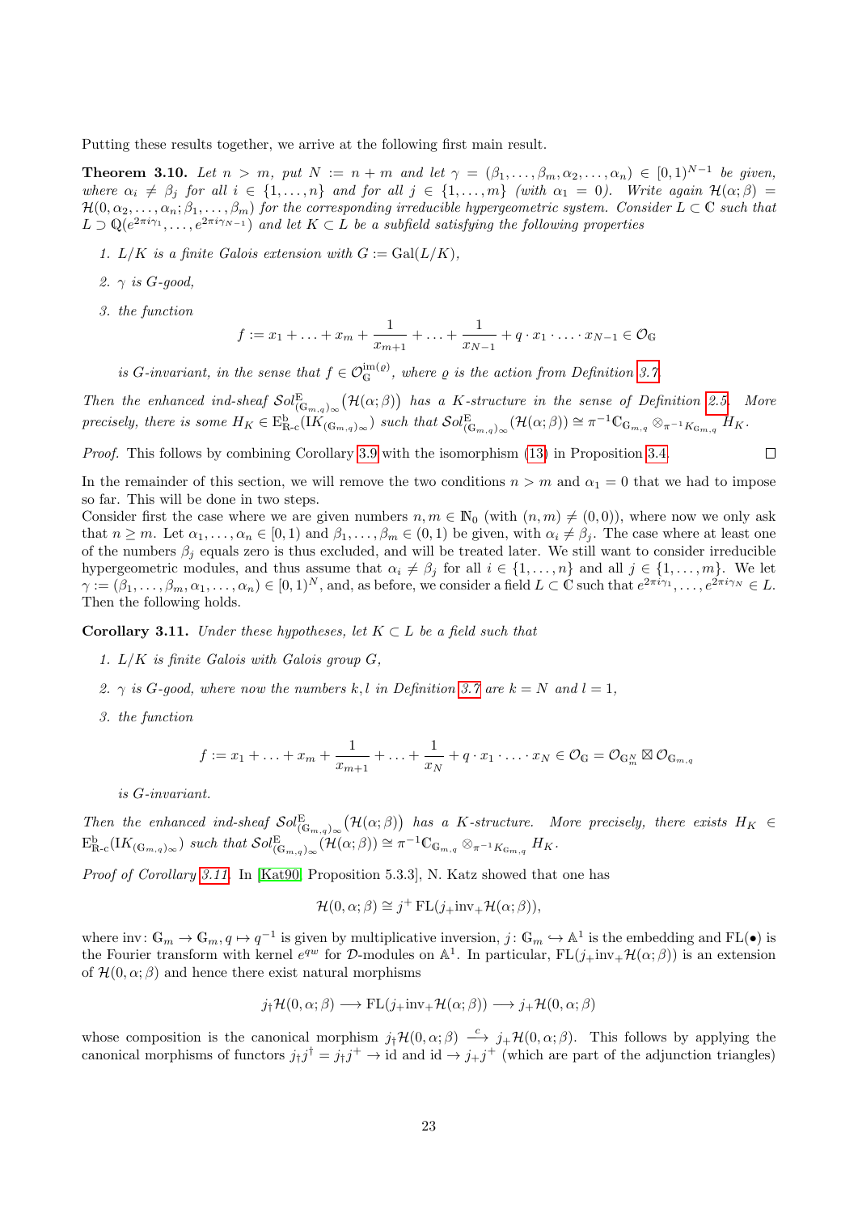Putting these results together, we arrive at the following first main result.

**Theorem 3.10.** *Let $n > m$, put $N := n + m$ and let $\gamma = (\beta_1, \dots, \beta_m, \alpha_2, \dots, \alpha_n) \in [0,1)^{N-1}$ be given, where $\alpha_i \neq \beta_j$ for all $i \in \{1, \dots, n\}$ and for all $j \in \{1, \dots, m\}$ (with $\alpha_1 = 0$). Write again $\mathcal{H}(\alpha;\beta) = \mathcal{H}(0, \alpha_2, \dots, \alpha_n; \beta_1, \dots, \beta_m)$ for the corresponding irreducible hypergeometric system. Consider $L \subset \mathbb{C}$ such that $L \supset \mathbb{Q}(e^{2\pi i \gamma_1}, \dots, e^{2\pi i \gamma_{N-1}})$ and let $K \subset L$ be a subfield satisfying the following properties*

1. *$L/K$ is a finite Galois extension with $G := \mathrm{Gal}(L/K)$,*
2. *$\gamma$ is $G$-good,*
3. *the function*
$$f := x_1 + \ldots + x_m + \frac{1}{x_{m+1}} + \ldots + \frac{1}{x_{N-1}} + q \cdot x_1 \cdot \ldots \cdot x_{N-1} \in \mathcal{O}_{\mathbb{G}}$$
*is $G$-invariant, in the sense that $f \in \mathcal{O}_{\mathbb{G}}^{\mathrm{im}(\varrho)}$, where $\varrho$ is the action from Definition 3.7.*

*Then the enhanced ind-sheaf $\mathcal{S}ol^{\mathrm{E}}_{(\mathbb{G}_{m,q})_\infty}\big(\mathcal{H}(\alpha;\beta)\big)$ has a $K$-structure in the sense of Definition 2.5. More precisely, there is some $H_K \in \mathrm{E}^{\mathrm{b}}_{\mathbb{R}\text{-c}}(\mathrm{I}K_{(\mathbb{G}_{m,q})_\infty})$ such that $\mathcal{S}ol^{\mathrm{E}}_{(\mathbb{G}_{m,q})_\infty}(\mathcal{H}(\alpha;\beta)) \cong \pi^{-1}\mathbb{C}_{\mathbb{G}_{m,q}} \otimes_{\pi^{-1}K_{\mathbb{G}_{m,q}}} H_K$.*

*Proof.* This follows by combining Corollary 3.9 with the isomorphism (13) in Proposition 3.4. □

In the remainder of this section, we will remove the two conditions $n > m$ and $\alpha_1 = 0$ that we had to impose so far. This will be done in two steps.
Consider first the case where we are given numbers $n, m \in \mathbb{N}_0$ (with $(n,m) \neq (0,0)$), where now we only ask that $n \geq m$. Let $\alpha_1, \dots, \alpha_n \in [0,1)$ and $\beta_1, \dots, \beta_m \in (0,1)$ be given, with $\alpha_i \neq \beta_j$. The case where at least one of the numbers $\beta_j$ equals zero is thus excluded, and will be treated later. We still want to consider irreducible hypergeometric modules, and thus assume that $\alpha_i \neq \beta_j$ for all $i \in \{1, \dots, n\}$ and all $j \in \{1, \dots, m\}$. We let $\gamma := (\beta_1, \dots, \beta_m, \alpha_1, \dots, \alpha_n) \in [0,1)^N$, and, as before, we consider a field $L \subset \mathbb{C}$ such that $e^{2\pi i \gamma_1}, \dots, e^{2\pi i \gamma_N} \in L$. Then the following holds.

**Corollary 3.11.** *Under these hypotheses, let $K \subset L$ be a field such that*

1. *$L/K$ is finite Galois with Galois group $G$,*
2. *$\gamma$ is $G$-good, where now the numbers $k, l$ in Definition 3.7 are $k = N$ and $l = 1$,*
3. *the function*
$$f := x_1 + \ldots + x_m + \frac{1}{x_{m+1}} + \ldots + \frac{1}{x_N} + q \cdot x_1 \cdot \ldots \cdot x_N \in \mathcal{O}_{\mathbb{G}} = \mathcal{O}_{\mathbb{G}_m^N} \boxtimes \mathcal{O}_{\mathbb{G}_{m,q}}$$
*is $G$-invariant.*

*Then the enhanced ind-sheaf $\mathcal{S}ol^{\mathrm{E}}_{(\mathbb{G}_{m,q})_\infty}\big(\mathcal{H}(\alpha;\beta)\big)$ has a $K$-structure. More precisely, there exists $H_K \in \mathrm{E}^{\mathrm{b}}_{\mathbb{R}\text{-c}}(\mathrm{I}K_{(\mathbb{G}_{m,q})_\infty})$ such that $\mathcal{S}ol^{\mathrm{E}}_{(\mathbb{G}_{m,q})_\infty}(\mathcal{H}(\alpha;\beta)) \cong \pi^{-1}\mathbb{C}_{\mathbb{G}_{m,q}} \otimes_{\pi^{-1}K_{\mathbb{G}_{m,q}}} H_K$.*

*Proof of Corollary 3.11.* In [Kat90, Proposition 5.3.3], N. Katz showed that one has

$$\mathcal{H}(0, \alpha; \beta) \cong j^+ \,\mathrm{FL}(j_+ \mathrm{inv}_+ \mathcal{H}(\alpha;\beta)),$$

where $\mathrm{inv}\colon \mathbb{G}_m \to \mathbb{G}_m, q \mapsto q^{-1}$ is given by multiplicative inversion, $j\colon \mathbb{G}_m \hookrightarrow \mathbb{A}^1$ is the embedding and $\mathrm{FL}(\bullet)$ is the Fourier transform with kernel $e^{qw}$ for $\mathcal{D}$-modules on $\mathbb{A}^1$. In particular, $\mathrm{FL}(j_+ \mathrm{inv}_+ \mathcal{H}(\alpha;\beta))$ is an extension of $\mathcal{H}(0,\alpha;\beta)$ and hence there exist natural morphisms

$$j_\dagger \mathcal{H}(0, \alpha; \beta) \longrightarrow \mathrm{FL}(j_+ \mathrm{inv}_+ \mathcal{H}(\alpha;\beta)) \longrightarrow j_+ \mathcal{H}(0, \alpha; \beta)$$

whose composition is the canonical morphism $j_\dagger \mathcal{H}(0,\alpha;\beta) \xrightarrow{c} j_+ \mathcal{H}(0,\alpha;\beta)$. This follows by applying the canonical morphisms of functors $j_\dagger j^\dagger = j_\dagger j^+ \to \mathrm{id}$ and $\mathrm{id} \to j_+ j^+$ (which are part of the adjunction triangles)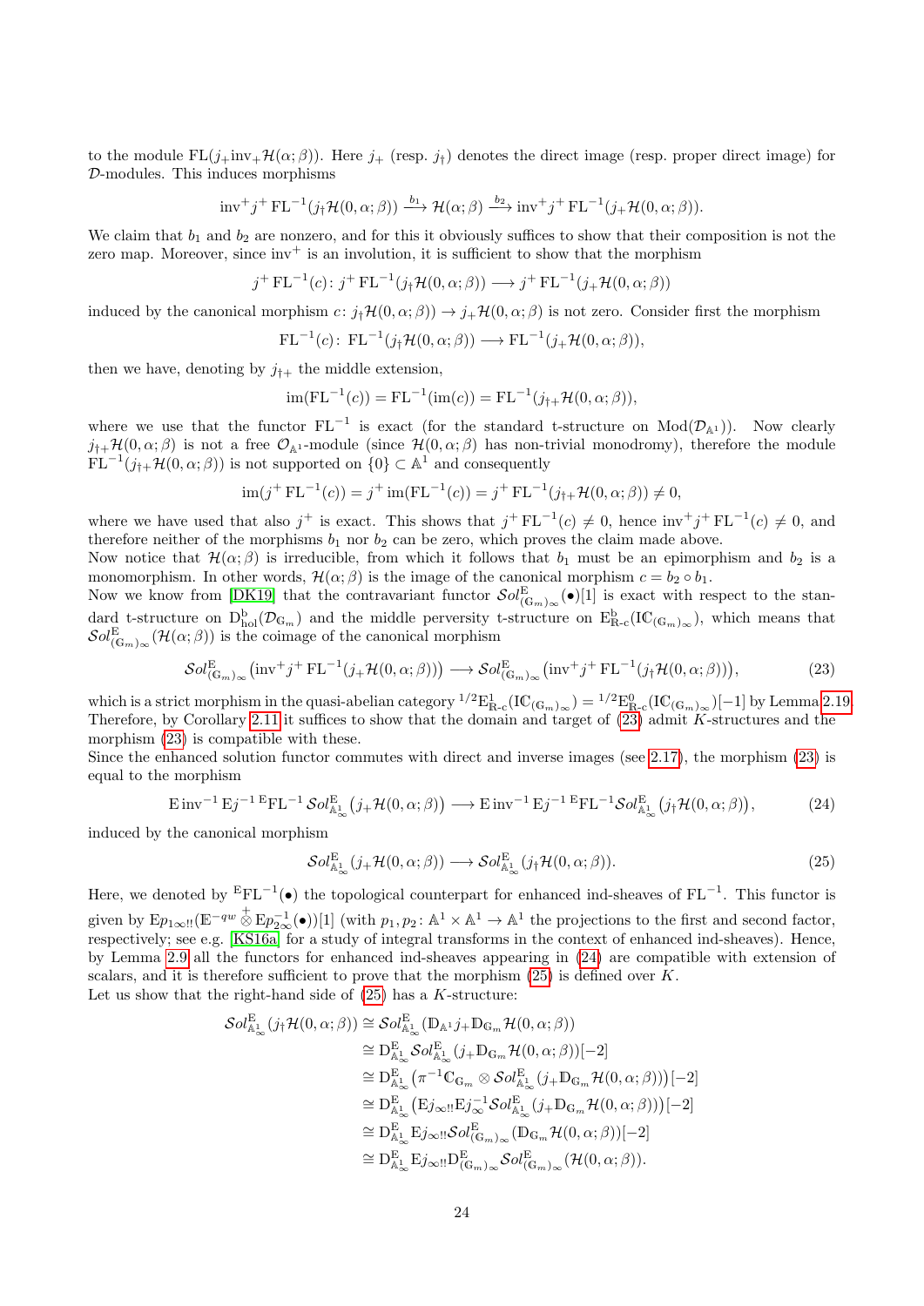to the module $\mathrm{FL}(j_+ \mathrm{inv}_+ \mathcal{H}(\alpha;\beta))$. Here $j_+$ (resp. $j_\dagger$) denotes the direct image (resp. proper direct image) for $\mathcal{D}$-modules. This induces morphisms

$$\mathrm{inv}^+ j^+ \mathrm{FL}^{-1}(j_\dagger \mathcal{H}(0,\alpha;\beta)) \xrightarrow{b_1} \mathcal{H}(\alpha;\beta) \xrightarrow{b_2} \mathrm{inv}^+ j^+ \mathrm{FL}^{-1}(j_+ \mathcal{H}(0,\alpha;\beta)).$$

We claim that $b_1$ and $b_2$ are nonzero, and for this it obviously suffices to show that their composition is not the zero map. Moreover, since $\mathrm{inv}^+$ is an involution, it is sufficient to show that the morphism

$$j^+ \mathrm{FL}^{-1}(c) \colon j^+ \mathrm{FL}^{-1}(j_\dagger \mathcal{H}(0,\alpha;\beta)) \longrightarrow j^+ \mathrm{FL}^{-1}(j_+ \mathcal{H}(0,\alpha;\beta))$$

induced by the canonical morphism $c\colon j_\dagger \mathcal{H}(0,\alpha;\beta) \to j_+ \mathcal{H}(0,\alpha;\beta)$ is not zero. Consider first the morphism

$$\mathrm{FL}^{-1}(c)\colon \mathrm{FL}^{-1}(j_\dagger \mathcal{H}(0,\alpha;\beta)) \longrightarrow \mathrm{FL}^{-1}(j_+ \mathcal{H}(0,\alpha;\beta)),$$

then we have, denoting by $j_{\dagger+}$ the middle extension,

$$\mathrm{im}(\mathrm{FL}^{-1}(c)) = \mathrm{FL}^{-1}(\mathrm{im}(c)) = \mathrm{FL}^{-1}(j_{\dagger+} \mathcal{H}(0,\alpha;\beta)),$$

where we use that the functor $\mathrm{FL}^{-1}$ is exact (for the standard t-structure on $\mathrm{Mod}(\mathcal{D}_{\mathbb{A}^1})$). Now clearly $j_{\dagger+}\mathcal{H}(0,\alpha;\beta)$ is not a free $\mathcal{O}_{\mathbb{A}^1}$-module (since $\mathcal{H}(0,\alpha;\beta)$ has non-trivial monodromy), therefore the module $\mathrm{FL}^{-1}(j_{\dagger+}\mathcal{H}(0,\alpha;\beta))$ is not supported on $\{0\} \subset \mathbb{A}^1$ and consequently

$$\mathrm{im}(j^+ \mathrm{FL}^{-1}(c)) = j^+ \mathrm{im}(\mathrm{FL}^{-1}(c)) = j^+ \mathrm{FL}^{-1}(j_{\dagger+}\mathcal{H}(0,\alpha;\beta)) \neq 0,$$

where we have used that also $j^+$ is exact. This shows that $j^+ \mathrm{FL}^{-1}(c) \neq 0$, hence $\mathrm{inv}^+ j^+ \mathrm{FL}^{-1}(c) \neq 0$, and therefore neither of the morphisms $b_1$ nor $b_2$ can be zero, which proves the claim made above.

Now notice that $\mathcal{H}(\alpha;\beta)$ is irreducible, from which it follows that $b_1$ must be an epimorphism and $b_2$ is a monomorphism. In other words, $\mathcal{H}(\alpha;\beta)$ is the image of the canonical morphism $c = b_2 \circ b_1$.

Now we know from [DK19] that the contravariant functor $\mathcal{S}ol^{\mathrm{E}}_{(\mathbb{G}_m)_\infty}(\bullet)[1]$ is exact with respect to the standard t-structure on $\mathrm{D}^{\mathrm{b}}_{\mathrm{hol}}(\mathcal{D}_{\mathbb{G}_m})$ and the middle perversity t-structure on $\mathrm{E}^{\mathrm{b}}_{\mathbb{R}\text{-c}}(\mathrm{I}\mathbb{C}_{(\mathbb{G}_m)_\infty})$, which means that $\mathcal{S}ol^{\mathrm{E}}_{(\mathbb{G}_m)_\infty}(\mathcal{H}(\alpha;\beta))$ is the coimage of the canonical morphism

$$\mathcal{S}ol^{\mathrm{E}}_{(\mathbb{G}_m)_\infty}\big(\mathrm{inv}^+ j^+ \mathrm{FL}^{-1}(j_+ \mathcal{H}(0,\alpha;\beta))\big) \longrightarrow \mathcal{S}ol^{\mathrm{E}}_{(\mathbb{G}_m)_\infty}\big(\mathrm{inv}^+ j^+ \mathrm{FL}^{-1}(j_\dagger \mathcal{H}(0,\alpha;\beta))\big), \tag{23}$$

which is a strict morphism in the quasi-abelian category ${}^{1/2}\mathrm{E}^1_{\mathbb{R}\text{-c}}(\mathrm{I}\mathbb{C}_{(\mathbb{G}_m)_\infty}) = {}^{1/2}\mathrm{E}^0_{\mathbb{R}\text{-c}}(\mathrm{I}\mathbb{C}_{(\mathbb{G}_m)_\infty})[-1]$ by Lemma 2.19. Therefore, by Corollary 2.11 it suffices to show that the domain and target of (23) admit $K$-structures and the morphism (23) is compatible with these.

Since the enhanced solution functor commutes with direct and inverse images (see 2.17), the morphism (23) is equal to the morphism

$$\mathrm{E}\,\mathrm{inv}^{-1}\,\mathrm{E}j^{-1}\,{}^{\mathrm{E}}\mathrm{FL}^{-1}\,\mathcal{S}ol^{\mathrm{E}}_{\mathbb{A}^1_\infty}\big(j_+ \mathcal{H}(0,\alpha;\beta)\big) \longrightarrow \mathrm{E}\,\mathrm{inv}^{-1}\,\mathrm{E}j^{-1}\,{}^{\mathrm{E}}\mathrm{FL}^{-1}\mathcal{S}ol^{\mathrm{E}}_{\mathbb{A}^1_\infty}\big(j_\dagger \mathcal{H}(0,\alpha;\beta)\big), \tag{24}$$

induced by the canonical morphism

$$\mathcal{S}ol^{\mathrm{E}}_{\mathbb{A}^1_\infty}(j_+ \mathcal{H}(0,\alpha;\beta)) \longrightarrow \mathcal{S}ol^{\mathrm{E}}_{\mathbb{A}^1_\infty}(j_\dagger \mathcal{H}(0,\alpha;\beta)). \tag{25}$$

Here, we denoted by ${}^{\mathrm{E}}\mathrm{FL}^{-1}(\bullet)$ the topological counterpart for enhanced ind-sheaves of $\mathrm{FL}^{-1}$. This functor is given by $\mathrm{E}p_{1\infty!!}(\mathbb{E}^{-qw} \overset{+}{\otimes} \mathrm{E}p_{2\infty}^{-1}(\bullet))[1]$ (with $p_1, p_2 \colon \mathbb{A}^1 \times \mathbb{A}^1 \to \mathbb{A}^1$ the projections to the first and second factor, respectively; see e.g. [KS16a] for a study of integral transforms in the context of enhanced ind-sheaves). Hence, by Lemma 2.9 all the functors for enhanced ind-sheaves appearing in (24) are compatible with extension of scalars, and it is therefore sufficient to prove that the morphism (25) is defined over $K$.

Let us show that the right-hand side of (25) has a $K$-structure:

$$\begin{aligned}
\mathcal{S}ol^{\mathrm{E}}_{\mathbb{A}^1_\infty}(j_\dagger \mathcal{H}(0,\alpha;\beta)) &\cong \mathcal{S}ol^{\mathrm{E}}_{\mathbb{A}^1_\infty}(\mathbb{D}_{\mathbb{A}^1} j_+ \mathbb{D}_{\mathbb{G}_m} \mathcal{H}(0,\alpha;\beta)) \\
&\cong \mathrm{D}^{\mathrm{E}}_{\mathbb{A}^1_\infty}\, \mathcal{S}ol^{\mathrm{E}}_{\mathbb{A}^1_\infty}(j_+ \mathbb{D}_{\mathbb{G}_m} \mathcal{H}(0,\alpha;\beta))[-2] \\
&\cong \mathrm{D}^{\mathrm{E}}_{\mathbb{A}^1_\infty}\big(\pi^{-1}\mathbb{C}_{\mathbb{G}_m} \otimes \mathcal{S}ol^{\mathrm{E}}_{\mathbb{A}^1_\infty}(j_+ \mathbb{D}_{\mathbb{G}_m} \mathcal{H}(0,\alpha;\beta))\big)[-2] \\
&\cong \mathrm{D}^{\mathrm{E}}_{\mathbb{A}^1_\infty}\big(\mathrm{E}j_{\infty!!}\mathrm{E}j_\infty^{-1}\mathcal{S}ol^{\mathrm{E}}_{\mathbb{A}^1_\infty}(j_+ \mathbb{D}_{\mathbb{G}_m} \mathcal{H}(0,\alpha;\beta))\big)[-2] \\
&\cong \mathrm{D}^{\mathrm{E}}_{\mathbb{A}^1_\infty}\, \mathrm{E}j_{\infty!!}\mathcal{S}ol^{\mathrm{E}}_{(\mathbb{G}_m)_\infty}(\mathbb{D}_{\mathbb{G}_m} \mathcal{H}(0,\alpha;\beta))[-2] \\
&\cong \mathrm{D}^{\mathrm{E}}_{\mathbb{A}^1_\infty}\, \mathrm{E}j_{\infty!!}\mathrm{D}^{\mathrm{E}}_{(\mathbb{G}_m)_\infty}\mathcal{S}ol^{\mathrm{E}}_{(\mathbb{G}_m)_\infty}(\mathcal{H}(0,\alpha;\beta)).
\end{aligned}$$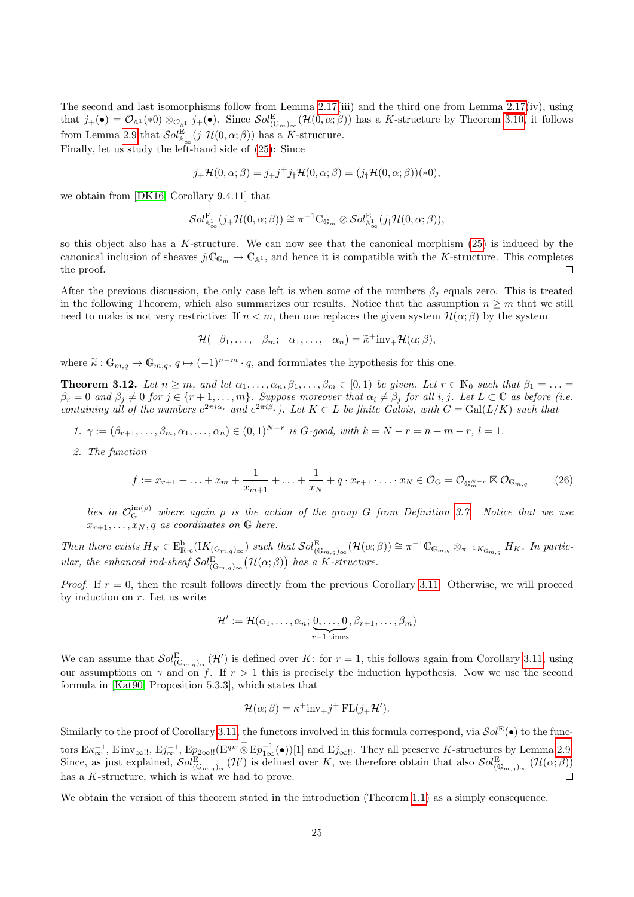The second and last isomorphisms follow from Lemma 2.17(iii) and the third one from Lemma 2.17(iv), using that $j_+(\bullet) = \mathcal{O}_{\mathbb{A}^1}(*0) \otimes_{\mathcal{O}_{\mathbb{A}^1}} j_+(\bullet)$. Since $\mathcal{S}ol^{\mathrm{E}}_{(\mathbb{G}_m)_\infty}(\mathcal{H}(0,\alpha;\beta))$ has a $K$-structure by Theorem 3.10, it follows from Lemma 2.9 that $\mathcal{S}ol^{\mathrm{E}}_{\mathbb{A}^1_\infty}(j_\dagger \mathcal{H}(0,\alpha;\beta))$ has a $K$-structure.
Finally, let us study the left-hand side of (25): Since

$$j_+\mathcal{H}(0,\alpha;\beta) = j_+j^+j_\dagger\mathcal{H}(0,\alpha;\beta) = (j_\dagger\mathcal{H}(0,\alpha;\beta))(*0),$$

we obtain from [DK16, Corollary 9.4.11] that

$$\mathcal{S}ol^{\mathrm{E}}_{\mathbb{A}^1_\infty}(j_+\mathcal{H}(0,\alpha;\beta)) \cong \pi^{-1}\mathbb{C}_{\mathbb{G}_m} \otimes \mathcal{S}ol^{\mathrm{E}}_{\mathbb{A}^1_\infty}(j_\dagger\mathcal{H}(0,\alpha;\beta)),$$

so this object also has a $K$-structure. We can now see that the canonical morphism (25) is induced by the canonical inclusion of sheaves $j_!\mathbb{C}_{\mathbb{G}_m} \to \mathbb{C}_{\mathbb{A}^1}$, and hence it is compatible with the $K$-structure. This completes the proof. ∎

After the previous discussion, the only case left is when some of the numbers $\beta_j$ equals zero. This is treated in the following Theorem, which also summarizes our results. Notice that the assumption $n \geq m$ that we still need to make is not very restrictive: If $n < m$, then one replaces the given system $\mathcal{H}(\alpha;\beta)$ by the system

$$\mathcal{H}(-\beta_1,\ldots,-\beta_m;-\alpha_1,\ldots,-\alpha_n) = \widetilde{\kappa}^+\mathrm{inv}_+\mathcal{H}(\alpha;\beta),$$

where $\widetilde{\kappa} : \mathbb{G}_{m,q} \to \mathbb{G}_{m,q}$, $q \mapsto (-1)^{n-m} \cdot q$, and formulates the hypothesis for this one.

**Theorem 3.12.** *Let $n \geq m$, and let $\alpha_1,\ldots,\alpha_n,\beta_1,\ldots,\beta_m \in [0,1)$ be given. Let $r \in \mathbb{N}_0$ such that $\beta_1 = \ldots = \beta_r = 0$ and $\beta_j \neq 0$ for $j \in \{r+1,\ldots,m\}$. Suppose moreover that $\alpha_i \neq \beta_j$ for all $i,j$. Let $L \subset \mathbb{C}$ as before (i.e. containing all of the numbers $e^{2\pi i\alpha_i}$ and $e^{2\pi i\beta_j}$). Let $K \subset L$ be finite Galois, with $G = \mathrm{Gal}(L/K)$ such that*

1. *$\gamma := (\beta_{r+1},\ldots,\beta_m,\alpha_1,\ldots,\alpha_n) \in (0,1)^{N-r}$ is $G$-good, with $k = N-r = n+m-r$, $l=1$.*
2. *The function*

$$f := x_{r+1} + \ldots + x_m + \frac{1}{x_{m+1}} + \ldots + \frac{1}{x_N} + q \cdot x_{r+1} \cdot \ldots \cdot x_N \in \mathcal{O}_{\mathbb{G}} = \mathcal{O}_{\mathbb{G}_m^{N-r}} \boxtimes \mathcal{O}_{\mathbb{G}_{m,q}} \tag{26}$$

*lies in $\mathcal{O}_{\mathbb{G}}^{\mathrm{im}(\rho)}$ where again $\rho$ is the action of the group $G$ from Definition 3.7. Notice that we use $x_{r+1},\ldots,x_N,q$ as coordinates on $\mathbb{G}$ here.*

*Then there exists $H_K \in \mathrm{E}^{\mathrm{b}}_{\mathbb{R}\text{-}c}(\mathrm{I}K_{(\mathbb{G}_{m,q})_\infty})$ such that $\mathcal{S}ol^{\mathrm{E}}_{(\mathbb{G}_{m,q})_\infty}(\mathcal{H}(\alpha;\beta)) \cong \pi^{-1}\mathbb{C}_{\mathbb{G}_{m,q}} \otimes_{\pi^{-1}K_{\mathbb{G}_{m,q}}} H_K$. In particular, the enhanced ind-sheaf $\mathcal{S}ol^{\mathrm{E}}_{(\mathbb{G}_{m,q})_\infty}(\mathcal{H}(\alpha;\beta))$ has a $K$-structure.*

*Proof.* If $r=0$, then the result follows directly from the previous Corollary 3.11. Otherwise, we will proceed by induction on $r$. Let us write

$$\mathcal{H}' := \mathcal{H}(\alpha_1,\ldots,\alpha_n;\underbrace{0,\ldots,0}_{r-1\text{ times}},\beta_{r+1},\ldots,\beta_m)$$

We can assume that $\mathcal{S}ol^{\mathrm{E}}_{(\mathbb{G}_{m,q})_\infty}(\mathcal{H}')$ is defined over $K$: for $r=1$, this follows again from Corollary 3.11, using our assumptions on $\gamma$ and on $f$. If $r>1$ this is precisely the induction hypothesis. Now we use the second formula in [Kat90, Proposition 5.3.3], which states that

$$\mathcal{H}(\alpha;\beta) = \kappa^+\mathrm{inv}_+j^+\,\mathrm{FL}(j_+\mathcal{H}').$$

Similarly to the proof of Corollary 3.11, the functors involved in this formula correspond, via $\mathcal{S}ol^{\mathrm{E}}(\bullet)$ to the functors $\mathrm{E}\kappa^{-1}_\infty$, $\mathrm{E}\,\mathrm{inv}_{\infty!!}$, $\mathrm{E}j^{-1}_\infty$, $\mathrm{E}p_{2\infty!!}(\mathbb{E}^{qw} \overset{+}{\otimes} \mathrm{E}p^{-1}_{1\infty}(\bullet))[1]$ and $\mathrm{E}j_{\infty!!}$. They all preserve $K$-structures by Lemma 2.9. Since, as just explained, $\mathcal{S}ol^{\mathrm{E}}_{(\mathbb{G}_{m,q})_\infty}(\mathcal{H}')$ is defined over $K$, we therefore obtain that also $\mathcal{S}ol^{\mathrm{E}}_{(\mathbb{G}_{m,q})_\infty}(\mathcal{H}(\alpha;\beta))$ has a $K$-structure, which is what we had to prove. ∎

We obtain the version of this theorem stated in the introduction (Theorem 1.1) as a simply consequence.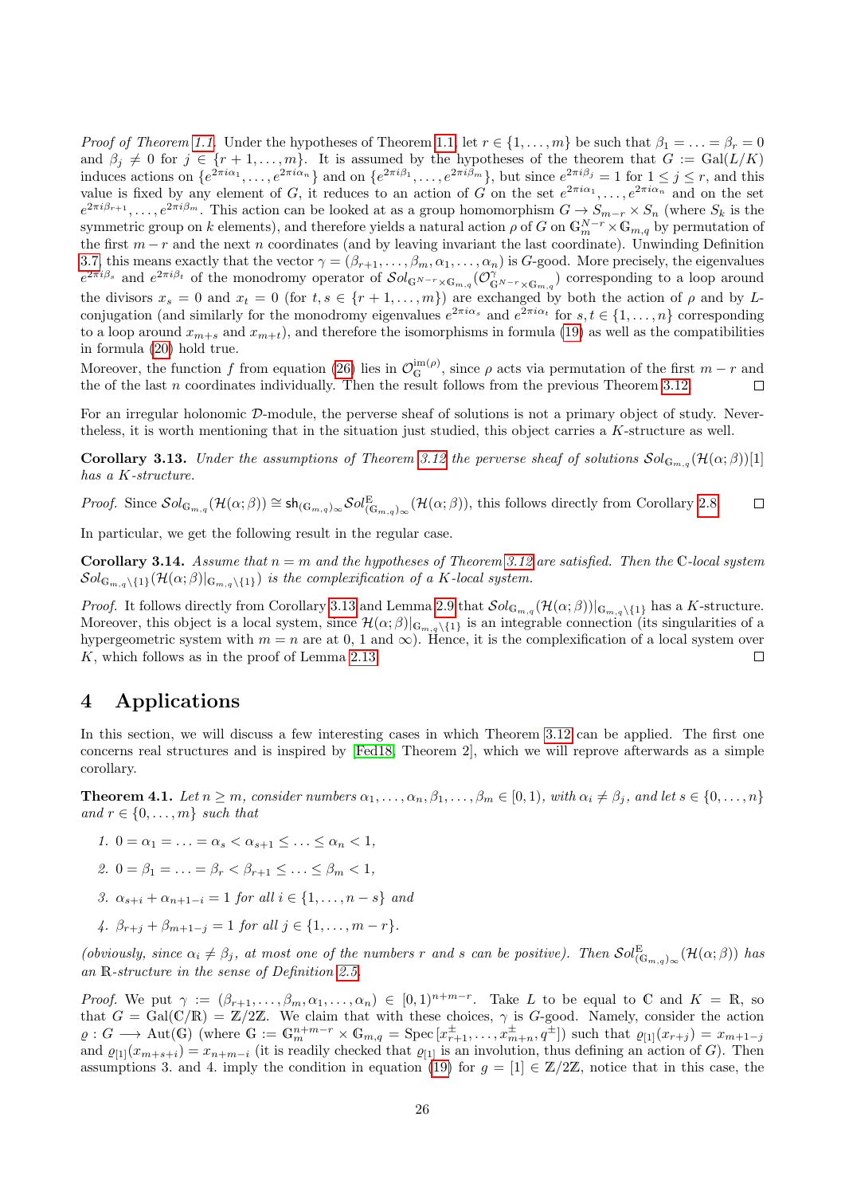*Proof of Theorem 1.1.* Under the hypotheses of Theorem 1.1, let $r \in \{1, \ldots, m\}$ be such that $\beta_1 = \ldots = \beta_r = 0$ and $\beta_j \neq 0$ for $j \in \{r+1, \ldots, m\}$. It is assumed by the hypotheses of the theorem that $G := \mathrm{Gal}(L/K)$ induces actions on $\{e^{2\pi i \alpha_1}, \ldots, e^{2\pi i \alpha_n}\}$ and on $\{e^{2\pi i \beta_1}, \ldots, e^{2\pi i \beta_m}\}$, but since $e^{2\pi i \beta_j} = 1$ for $1 \leq j \leq r$, and this value is fixed by any element of $G$, it reduces to an action of $G$ on the set $e^{2\pi i \alpha_1}, \ldots, e^{2\pi i \alpha_n}$ and on the set $e^{2\pi i \beta_{r+1}}, \ldots, e^{2\pi i \beta_m}$. This action can be looked at as a group homomorphism $G \to S_{m-r} \times S_n$ (where $S_k$ is the symmetric group on $k$ elements), and therefore yields a natural action $\rho$ of $G$ on $\mathbb{G}_m^{N-r} \times \mathbb{G}_{m,q}$ by permutation of the first $m-r$ and the next $n$ coordinates (and by leaving invariant the last coordinate). Unwinding Definition 3.7, this means exactly that the vector $\gamma = (\beta_{r+1}, \ldots, \beta_m, \alpha_1, \ldots, \alpha_n)$ is $G$-good. More precisely, the eigenvalues $e^{2\pi i \beta_s}$ and $e^{2\pi i \beta_t}$ of the monodromy operator of $\mathcal{S}ol_{\mathbb{G}^{N-r} \times \mathbb{G}_{m,q}}(\mathcal{O}^{\gamma}_{\mathbb{G}^{N-r} \times \mathbb{G}_{m,q}})$ corresponding to a loop around the divisors $x_s = 0$ and $x_t = 0$ (for $t, s \in \{r+1, \ldots, m\}$) are exchanged by both the action of $\rho$ and by $L$-conjugation (and similarly for the monodromy eigenvalues $e^{2\pi i \alpha_s}$ and $e^{2\pi i \alpha_t}$ for $s, t \in \{1, \ldots, n\}$ corresponding to a loop around $x_{m+s}$ and $x_{m+t}$), and therefore the isomorphisms in formula (19) as well as the compatibilities in formula (20) hold true.

Moreover, the function $f$ from equation (26) lies in $\mathcal{O}^{\mathrm{im}(\rho)}_{\mathbb{G}}$, since $\rho$ acts via permutation of the first $m-r$ and the of the last $n$ coordinates individually. Then the result follows from the previous Theorem 3.12. $\square$

For an irregular holonomic $\mathcal{D}$-module, the perverse sheaf of solutions is not a primary object of study. Nevertheless, it is worth mentioning that in the situation just studied, this object carries a $K$-structure as well.

**Corollary 3.13.** *Under the assumptions of Theorem 3.12 the perverse sheaf of solutions $\mathcal{S}ol_{\mathbb{G}_{m,q}}(\mathcal{H}(\alpha;\beta))[1]$ has a $K$-structure.*

*Proof.* Since $\mathcal{S}ol_{\mathbb{G}_{m,q}}(\mathcal{H}(\alpha;\beta)) \cong \mathsf{sh}_{(\mathbb{G}_{m,q})_\infty} \mathcal{S}ol^{\mathrm{E}}_{(\mathbb{G}_{m,q})_\infty}(\mathcal{H}(\alpha;\beta))$, this follows directly from Corollary 2.8. $\square$

In particular, we get the following result in the regular case.

**Corollary 3.14.** *Assume that $n = m$ and the hypotheses of Theorem 3.12 are satisfied. Then the $\mathbb{C}$-local system $\mathcal{S}ol_{\mathbb{G}_{m,q}\setminus\{1\}}(\mathcal{H}(\alpha;\beta)|_{\mathbb{G}_{m,q}\setminus\{1\}})$ is the complexification of a $K$-local system.*

*Proof.* It follows directly from Corollary 3.13 and Lemma 2.9 that $\mathcal{S}ol_{\mathbb{G}_{m,q}}(\mathcal{H}(\alpha;\beta))|_{\mathbb{G}_{m,q}\setminus\{1\}}$ has a $K$-structure. Moreover, this object is a local system, since $\mathcal{H}(\alpha;\beta)|_{\mathbb{G}_{m,q}\setminus\{1\}}$ is an integrable connection (its singularities of a hypergeometric system with $m = n$ are at $0$, $1$ and $\infty$). Hence, it is the complexification of a local system over $K$, which follows as in the proof of Lemma 2.13. $\square$

# 4 Applications

In this section, we will discuss a few interesting cases in which Theorem 3.12 can be applied. The first one concerns real structures and is inspired by [Fed18, Theorem 2], which we will reprove afterwards as a simple corollary.

**Theorem 4.1.** *Let $n \geq m$, consider numbers $\alpha_1, \ldots, \alpha_n, \beta_1, \ldots, \beta_m \in [0,1)$, with $\alpha_i \neq \beta_j$, and let $s \in \{0, \ldots, n\}$ and $r \in \{0, \ldots, m\}$ such that*

1. *$0 = \alpha_1 = \ldots = \alpha_s < \alpha_{s+1} \leq \ldots \leq \alpha_n < 1$,*
2. *$0 = \beta_1 = \ldots = \beta_r < \beta_{r+1} \leq \ldots \leq \beta_m < 1$,*
3. *$\alpha_{s+i} + \alpha_{n+1-i} = 1$ for all $i \in \{1, \ldots, n-s\}$ and*
4. *$\beta_{r+j} + \beta_{m+1-j} = 1$ for all $j \in \{1, \ldots, m-r\}$.*

*(obviously, since $\alpha_i \neq \beta_j$, at most one of the numbers $r$ and $s$ can be positive). Then $\mathcal{S}ol^{\mathrm{E}}_{(\mathbb{G}_{m,q})_\infty}(\mathcal{H}(\alpha;\beta))$ has an $\mathbb{R}$-structure in the sense of Definition 2.5.*

*Proof.* We put $\gamma := (\beta_{r+1}, \ldots, \beta_m, \alpha_1, \ldots, \alpha_n) \in [0,1)^{n+m-r}$. Take $L$ to be equal to $\mathbb{C}$ and $K = \mathbb{R}$, so that $G = \mathrm{Gal}(\mathbb{C}/\mathbb{R}) = \mathbb{Z}/2\mathbb{Z}$. We claim that with these choices, $\gamma$ is $G$-good. Namely, consider the action $\varrho : G \longrightarrow \mathrm{Aut}(\mathbb{G})$ (where $\mathbb{G} := \mathbb{G}_m^{n+m-r} \times \mathbb{G}_{m,q} = \mathrm{Spec}\,[x_{r+1}^{\pm}, \ldots, x_{m+n}^{\pm}, q^{\pm}]$) such that $\varrho_{[1]}(x_{r+j}) = x_{m+1-j}$ and $\varrho_{[1]}(x_{m+s+i}) = x_{n+m-i}$ (it is readily checked that $\varrho_{[1]}$ is an involution, thus defining an action of $G$). Then assumptions 3. and 4. imply the condition in equation (19) for $g = [1] \in \mathbb{Z}/2\mathbb{Z}$, notice that in this case, the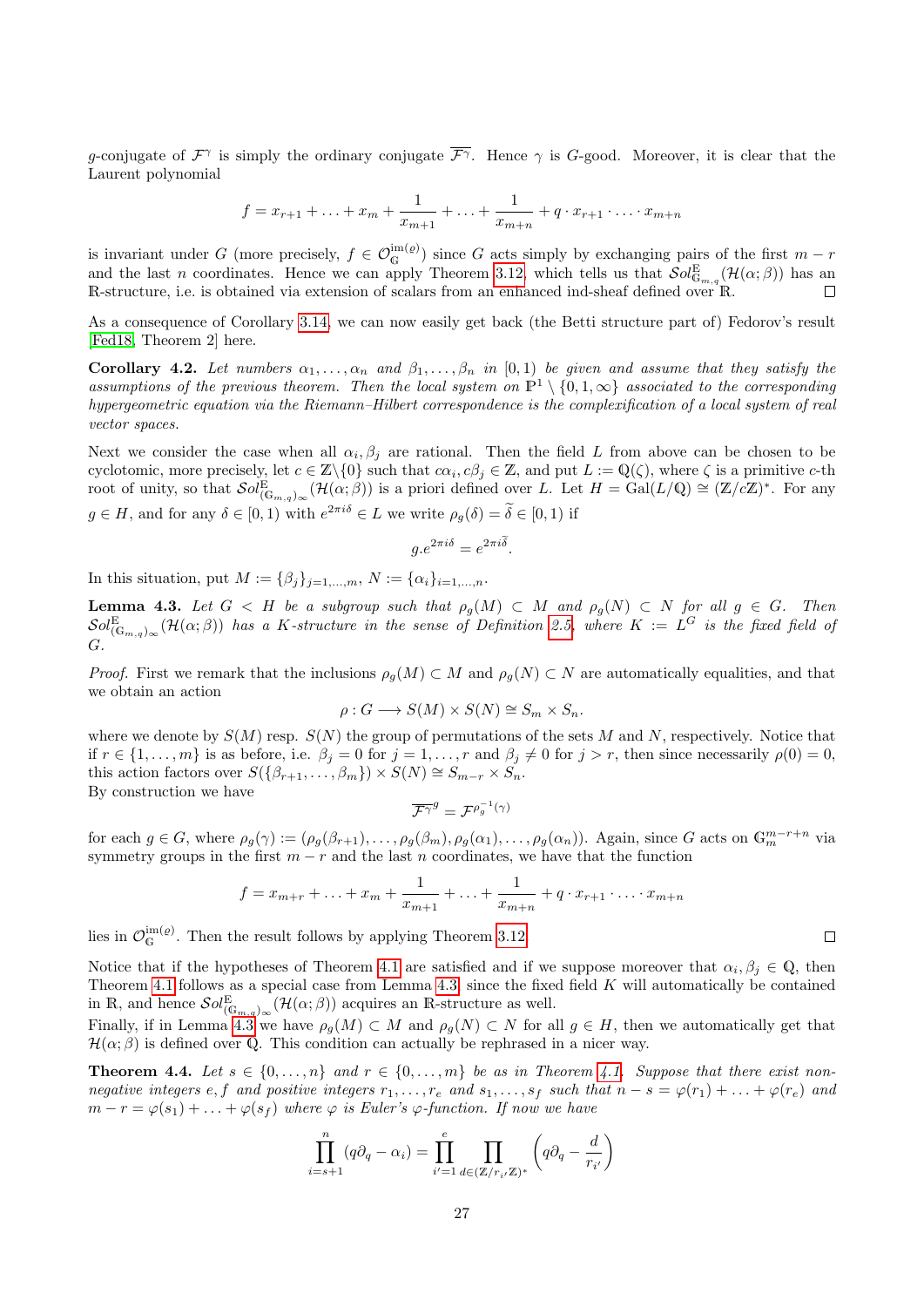$g$-conjugate of $\mathcal{F}^\gamma$ is simply the ordinary conjugate $\overline{\mathcal{F}^\gamma}$. Hence $\gamma$ is $G$-good. Moreover, it is clear that the Laurent polynomial

$$f = x_{r+1} + \ldots + x_m + \frac{1}{x_{m+1}} + \ldots + \frac{1}{x_{m+n}} + q \cdot x_{r+1} \cdot \ldots \cdot x_{m+n}$$

is invariant under $G$ (more precisely, $f \in \mathcal{O}_{\mathbb{G}}^{\mathrm{im}(\varrho)}$) since $G$ acts simply by exchanging pairs of the first $m-r$ and the last $n$ coordinates. Hence we can apply Theorem 3.12, which tells us that $\mathcal{S}ol^{\mathrm{E}}_{\mathbb{G}_{m,q}}(\mathcal{H}(\alpha;\beta))$ has an $\mathbb{R}$-structure, i.e. is obtained via extension of scalars from an enhanced ind-sheaf defined over $\mathbb{R}$. $\square$

As a consequence of Corollary 3.14, we can now easily get back (the Betti structure part of) Fedorov's result [Fed18, Theorem 2] here.

**Corollary 4.2.** *Let numbers $\alpha_1, \ldots, \alpha_n$ and $\beta_1, \ldots, \beta_n$ in $[0,1)$ be given and assume that they satisfy the assumptions of the previous theorem. Then the local system on $\mathbb{P}^1 \setminus \{0, 1, \infty\}$ associated to the corresponding hypergeometric equation via the Riemann–Hilbert correspondence is the complexification of a local system of real vector spaces.*

Next we consider the case when all $\alpha_i, \beta_j$ are rational. Then the field $L$ from above can be chosen to be cyclotomic, more precisely, let $c \in \mathbb{Z}\backslash\{0\}$ such that $c\alpha_i, c\beta_j \in \mathbb{Z}$, and put $L := \mathbb{Q}(\zeta)$, where $\zeta$ is a primitive $c$-th root of unity, so that $\mathcal{S}ol^{\mathrm{E}}_{(\mathbb{G}_{m,q})_\infty}(\mathcal{H}(\alpha;\beta))$ is a priori defined over $L$. Let $H = \mathrm{Gal}(L/\mathbb{Q}) \cong (\mathbb{Z}/c\mathbb{Z})^*$. For any $g \in H$, and for any $\delta \in [0,1)$ with $e^{2\pi i \delta} \in L$ we write $\rho_g(\delta) = \widetilde{\delta} \in [0,1)$ if

$$g.e^{2\pi i \delta} = e^{2\pi i \widetilde{\delta}}.$$

In this situation, put $M := \{\beta_j\}_{j=1,\ldots,m}$, $N := \{\alpha_i\}_{i=1,\ldots,n}$.

**Lemma 4.3.** *Let $G < H$ be a subgroup such that $\rho_g(M) \subset M$ and $\rho_g(N) \subset N$ for all $g \in G$. Then $\mathcal{S}ol^{\mathrm{E}}_{(\mathbb{G}_{m,q})_\infty}(\mathcal{H}(\alpha;\beta))$ has a $K$-structure in the sense of Definition 2.5, where $K := L^G$ is the fixed field of $G$.*

*Proof.* First we remark that the inclusions $\rho_g(M) \subset M$ and $\rho_g(N) \subset N$ are automatically equalities, and that we obtain an action

$$\rho : G \longrightarrow S(M) \times S(N) \cong S_m \times S_n.$$

where we denote by $S(M)$ resp. $S(N)$ the group of permutations of the sets $M$ and $N$, respectively. Notice that if $r \in \{1, \ldots, m\}$ is as before, i.e. $\beta_j = 0$ for $j = 1, \ldots, r$ and $\beta_j \neq 0$ for $j > r$, then since necessarily $\rho(0) = 0$, this action factors over $S(\{\beta_{r+1}, \ldots, \beta_m\}) \times S(N) \cong S_{m-r} \times S_n$.
By construction we have

$$\overline{\mathcal{F}^\gamma}^g = \mathcal{F}^{\rho_g^{-1}(\gamma)}$$

for each $g \in G$, where $\rho_g(\gamma) := (\rho_g(\beta_{r+1}), \ldots, \rho_g(\beta_m), \rho_g(\alpha_1), \ldots, \rho_g(\alpha_n))$. Again, since $G$ acts on $\mathbb{G}_m^{m-r+n}$ via symmetry groups in the first $m-r$ and the last $n$ coordinates, we have that the function

$$f = x_{m+r} + \ldots + x_m + \frac{1}{x_{m+1}} + \ldots + \frac{1}{x_{m+n}} + q \cdot x_{r+1} \cdot \ldots \cdot x_{m+n}$$

lies in $\mathcal{O}_{\mathbb{G}}^{\mathrm{im}(\varrho)}$. Then the result follows by applying Theorem 3.12. $\square$

Notice that if the hypotheses of Theorem 4.1 are satisfied and if we suppose moreover that $\alpha_i, \beta_j \in \mathbb{Q}$, then Theorem 4.1 follows as a special case from Lemma 4.3, since the fixed field $K$ will automatically be contained in $\mathbb{R}$, and hence $\mathcal{S}ol^{\mathrm{E}}_{(\mathbb{G}_{m,q})_\infty}(\mathcal{H}(\alpha;\beta))$ acquires an $\mathbb{R}$-structure as well.
Finally, if in Lemma 4.3 we have $\rho_g(M) \subset M$ and $\rho_g(N) \subset N$ for all $g \in H$, then we automatically get that $\mathcal{H}(\alpha;\beta)$ is defined over $\mathbb{Q}$. This condition can actually be rephrased in a nicer way.

**Theorem 4.4.** *Let $s \in \{0, \ldots, n\}$ and $r \in \{0, \ldots, m\}$ be as in Theorem 4.1. Suppose that there exist non-negative integers $e, f$ and positive integers $r_1, \ldots, r_e$ and $s_1, \ldots, s_f$ such that $n - s = \varphi(r_1) + \ldots + \varphi(r_e)$ and $m - r = \varphi(s_1) + \ldots + \varphi(s_f)$ where $\varphi$ is Euler's $\varphi$-function. If now we have*

$$\prod_{i=s+1}^{n} (q\partial_q - \alpha_i) = \prod_{i'=1}^{e} \prod_{d \in (\mathbb{Z}/r_{i'}\mathbb{Z})^*} \left( q\partial_q - \frac{d}{r_{i'}} \right)$$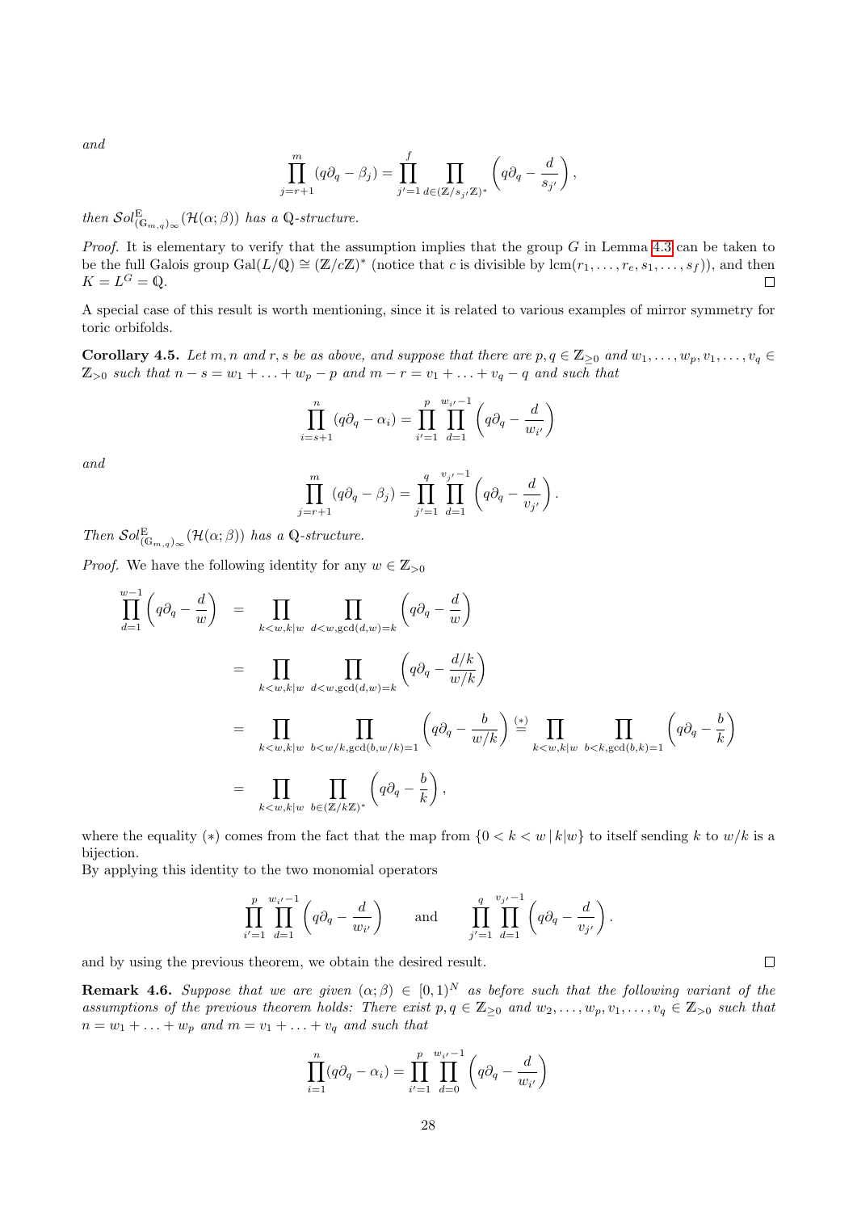*and*

$$\prod_{j=r+1}^{m}(q\partial_q-\beta_j)=\prod_{j'=1}^{f}\prod_{d\in(\mathbb{Z}/s_{j'}\mathbb{Z})^*}\left(q\partial_q-\frac{d}{s_{j'}}\right),$$

*then* $\mathcal{S}ol^{\mathrm{E}}_{(\mathbb{G}_{m,q})_\infty}(\mathcal{H}(\alpha;\beta))$ *has a* $\mathbb{Q}$*-structure.*

*Proof.* It is elementary to verify that the assumption implies that the group $G$ in Lemma 4.3 can be taken to be the full Galois group $\mathrm{Gal}(L/\mathbb{Q})\cong(\mathbb{Z}/c\mathbb{Z})^*$ (notice that $c$ is divisible by $\mathrm{lcm}(r_1,\ldots,r_e,s_1,\ldots,s_f)$), and then $K=L^G=\mathbb{Q}$. □

A special case of this result is worth mentioning, since it is related to various examples of mirror symmetry for toric orbifolds.

**Corollary 4.5.** *Let* $m,n$ *and* $r,s$ *be as above, and suppose that there are* $p,q\in\mathbb{Z}_{\geq 0}$ *and* $w_1,\ldots,w_p,v_1,\ldots,v_q\in\mathbb{Z}_{>0}$ *such that* $n-s=w_1+\ldots+w_p-p$ *and* $m-r=v_1+\ldots+v_q-q$ *and such that*

$$\prod_{i=s+1}^{n}(q\partial_q-\alpha_i)=\prod_{i'=1}^{p}\prod_{d=1}^{w_{i'}-1}\left(q\partial_q-\frac{d}{w_{i'}}\right)$$

*and*

$$\prod_{j=r+1}^{m}(q\partial_q-\beta_j)=\prod_{j'=1}^{q}\prod_{d=1}^{v_{j'}-1}\left(q\partial_q-\frac{d}{v_{j'}}\right).$$

*Then* $\mathcal{S}ol^{\mathrm{E}}_{(\mathbb{G}_{m,q})_\infty}(\mathcal{H}(\alpha;\beta))$ *has a* $\mathbb{Q}$*-structure.*

*Proof.* We have the following identity for any $w\in\mathbb{Z}_{>0}$

$$\begin{aligned}
\prod_{d=1}^{w-1}\left(q\partial_q-\frac{d}{w}\right) &= \prod_{k<w,k|w}\ \prod_{d<w,\gcd(d,w)=k}\left(q\partial_q-\frac{d}{w}\right)\\
&= \prod_{k<w,k|w}\ \prod_{d<w,\gcd(d,w)=k}\left(q\partial_q-\frac{d/k}{w/k}\right)\\
&= \prod_{k<w,k|w}\ \prod_{b<w/k,\gcd(b,w/k)=1}\left(q\partial_q-\frac{b}{w/k}\right)\overset{(*)}{=}\prod_{k<w,k|w}\ \prod_{b<k,\gcd(b,k)=1}\left(q\partial_q-\frac{b}{k}\right)\\
&= \prod_{k<w,k|w}\ \prod_{b\in(\mathbb{Z}/k\mathbb{Z})^*}\left(q\partial_q-\frac{b}{k}\right),
\end{aligned}$$

where the equality $(*)$ comes from the fact that the map from $\{0<k<w\,|\,k|w\}$ to itself sending $k$ to $w/k$ is a bijection.
By applying this identity to the two monomial operators

$$\prod_{i'=1}^{p}\prod_{d=1}^{w_{i'}-1}\left(q\partial_q-\frac{d}{w_{i'}}\right)\qquad\text{and}\qquad\prod_{j'=1}^{q}\prod_{d=1}^{v_{j'}-1}\left(q\partial_q-\frac{d}{v_{j'}}\right).$$

and by using the previous theorem, we obtain the desired result. □

**Remark 4.6.** *Suppose that we are given* $(\alpha;\beta)\in[0,1)^N$ *as before such that the following variant of the assumptions of the previous theorem holds: There exist* $p,q\in\mathbb{Z}_{\geq 0}$ *and* $w_2,\ldots,w_p,v_1,\ldots,v_q\in\mathbb{Z}_{>0}$ *such that* $n=w_1+\ldots+w_p$ *and* $m=v_1+\ldots+v_q$ *and such that*

$$\prod_{i=1}^{n}(q\partial_q-\alpha_i)=\prod_{i'=1}^{p}\prod_{d=0}^{w_{i'}-1}\left(q\partial_q-\frac{d}{w_{i'}}\right)$$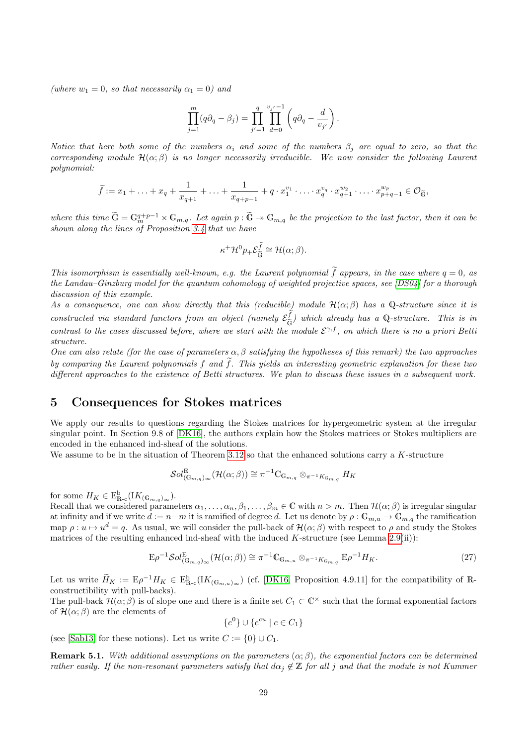*(where $w_1 = 0$, so that necessarily $\alpha_1 = 0$) and*

$$\prod_{j=1}^{m}(q\partial_q - \beta_j) = \prod_{j'=1}^{q}\prod_{d=0}^{v_{j'}-1}\left(q\partial_q - \frac{d}{v_{j'}}\right).$$

*Notice that here both some of the numbers $\alpha_i$ and some of the numbers $\beta_j$ are equal to zero, so that the corresponding module $\mathcal{H}(\alpha;\beta)$ is no longer necessarily irreducible. We now consider the following Laurent polynomial:*

$$\widetilde{f} := x_1 + \ldots + x_q + \frac{1}{x_{q+1}} + \ldots + \frac{1}{x_{q+p-1}} + q \cdot x_1^{v_1} \cdot \ldots \cdot x_q^{v_q} \cdot x_{q+1}^{w_2} \cdot \ldots \cdot x_{p+q-1}^{w_p} \in \mathcal{O}_{\widetilde{\mathbb{G}}},$$

*where this time $\widetilde{\mathbb{G}} = \mathbb{G}_m^{q+p-1} \times \mathbb{G}_{m,q}$. Let again $p : \widetilde{\mathbb{G}} \twoheadrightarrow \mathbb{G}_{m,q}$ be the projection to the last factor, then it can be shown along the lines of Proposition 3.4 that we have*

$$\kappa^+ \mathcal{H}^0 p_+ \mathcal{E}^{\widetilde{f}}_{\widetilde{\mathbb{G}}} \cong \mathcal{H}(\alpha;\beta).$$

*This isomorphism is essentially well-known, e.g. the Laurent polynomial $\widetilde{f}$ appears, in the case where $q = 0$, as the Landau–Ginzburg model for the quantum cohomology of weighted projective spaces, see [DS04] for a thorough discussion of this example.*

*As a consequence, one can show directly that this (reducible) module $\mathcal{H}(\alpha;\beta)$ has a $\mathbb{Q}$-structure since it is constructed via standard functors from an object (namely $\mathcal{E}^{\widetilde{f}}_{\widetilde{\mathbb{G}}}$) which already has a $\mathbb{Q}$-structure. This is in contrast to the cases discussed before, where we start with the module $\mathcal{E}^{\gamma,f}$, on which there is no a priori Betti structure.*

*One can also relate (for the case of parameters $\alpha, \beta$ satisfying the hypotheses of this remark) the two approaches by comparing the Laurent polynomials $f$ and $\widetilde{f}$. This yields an interesting geometric explanation for these two different approaches to the existence of Betti structures. We plan to discuss these issues in a subsequent work.*

# 5 Consequences for Stokes matrices

We apply our results to questions regarding the Stokes matrices for hypergeometric system at the irregular singular point. In Section 9.8 of [DK16], the authors explain how the Stokes matrices or Stokes multipliers are encoded in the enhanced ind-sheaf of the solutions.

We assume to be in the situation of Theorem 3.12 so that the enhanced solutions carry a $K$-structure

$$\mathcal{S}ol^{\mathrm{E}}_{(\mathbb{G}_{m,q})_\infty}(\mathcal{H}(\alpha;\beta)) \cong \pi^{-1}\mathbb{C}_{\mathbb{G}_{m,q}} \otimes_{\pi^{-1}K_{\mathbb{G}_{m,q}}} H_K$$

for some $H_K \in \mathrm{E}^{\mathrm{b}}_{\mathbb{R}\text{-c}}(\mathrm{I}K_{(\mathbb{G}_{m,q})_\infty})$.

Recall that we considered parameters $\alpha_1, \ldots, \alpha_n, \beta_1, \ldots, \beta_m \in \mathbb{C}$ with $n > m$. Then $\mathcal{H}(\alpha;\beta)$ is irregular singular at infinity and if we write $d := n-m$ it is ramified of degree $d$. Let us denote by $\rho : \mathbb{G}_{m,u} \to \mathbb{G}_{m,q}$ the ramification map $\rho : u \mapsto u^d = q$. As usual, we will consider the pull-back of $\mathcal{H}(\alpha;\beta)$ with respect to $\rho$ and study the Stokes matrices of the resulting enhanced ind-sheaf with the induced $K$-structure (see Lemma 2.9(ii)):

$$\mathrm{E}\rho^{-1}\mathcal{S}ol^{\mathrm{E}}_{(\mathbb{G}_{m,q})_\infty}(\mathcal{H}(\alpha;\beta)) \cong \pi^{-1}\mathbb{C}_{\mathbb{G}_{m,u}} \otimes_{\pi^{-1}K_{\mathbb{G}_{m,q}}} \mathrm{E}\rho^{-1}H_K. \tag{27}$$

Let us write $\widetilde{H}_K := \mathrm{E}\rho^{-1}H_K \in \mathrm{E}^{\mathrm{b}}_{\mathbb{R}\text{-c}}(\mathrm{I}K_{(\mathbb{G}_{m,u})_\infty})$ (cf. [DK16, Proposition 4.9.11] for the compatibility of $\mathbb{R}$-constructibility with pull-backs).

The pull-back $\mathcal{H}(\alpha;\beta)$ is of slope one and there is a finite set $C_1 \subset \mathbb{C}^\times$ such that the formal exponential factors of $\mathcal{H}(\alpha;\beta)$ are the elements of

$$\{e^0\} \cup \{e^{cu} \mid c \in C_1\}$$

(see [Sab13] for these notions). Let us write $C := \{0\} \cup C_1$.

**Remark 5.1.** *With additional assumptions on the parameters $(\alpha;\beta)$, the exponential factors can be determined rather easily. If the non-resonant parameters satisfy that $d\alpha_j \notin \mathbb{Z}$ for all $j$ and that the module is not Kummer*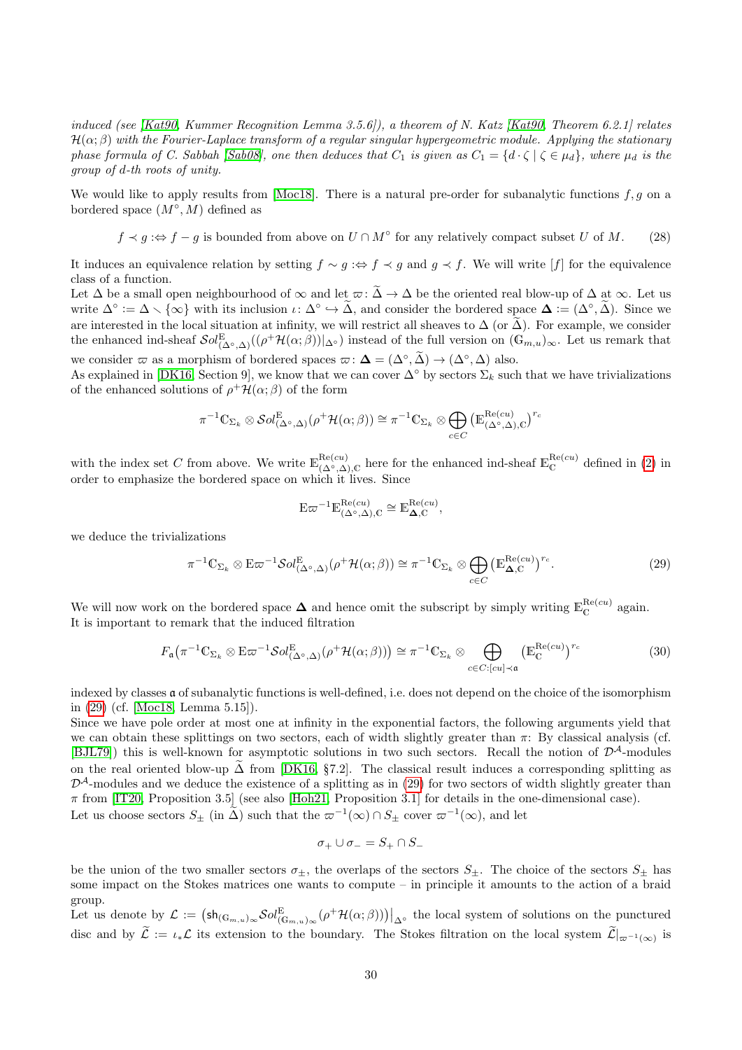*induced (see [Kat90, Kummer Recognition Lemma 3.5.6]), a theorem of N. Katz [Kat90, Theorem 6.2.1] relates $\mathcal{H}(\alpha;\beta)$ with the Fourier-Laplace transform of a regular singular hypergeometric module. Applying the stationary phase formula of C. Sabbah [Sab08], one then deduces that $C_1$ is given as $C_1 = \{d \cdot \zeta \mid \zeta \in \mu_d\}$, where $\mu_d$ is the group of $d$-th roots of unity.*

We would like to apply results from [Moc18]. There is a natural pre-order for subanalytic functions $f, g$ on a bordered space $(M^\circ, M)$ defined as

$$f \prec g :\Leftrightarrow f - g \text{ is bounded from above on } U \cap M^\circ \text{ for any relatively compact subset } U \text{ of } M. \tag{28}$$

It induces an equivalence relation by setting $f \sim g :\Leftrightarrow f \prec g$ and $g \prec f$. We will write $[f]$ for the equivalence class of a function.
Let $\Delta$ be a small open neighbourhood of $\infty$ and let $\varpi\colon \widetilde{\Delta} \to \Delta$ be the oriented real blow-up of $\Delta$ at $\infty$. Let us write $\Delta^\circ := \Delta \smallsetminus \{\infty\}$ with its inclusion $\iota\colon \Delta^\circ \hookrightarrow \widetilde{\Delta}$, and consider the bordered space $\mathbf{\Delta} := (\Delta^\circ, \widetilde{\Delta})$. Since we are interested in the local situation at infinity, we will restrict all sheaves to $\Delta$ (or $\widetilde{\Delta}$). For example, we consider the enhanced ind-sheaf $\mathcal{S}ol^{\mathrm{E}}_{(\Delta^\circ,\Delta)}((\rho^+\mathcal{H}(\alpha;\beta))|_{\Delta^\circ})$ instead of the full version on $(\mathbb{G}_{m,u})_\infty$. Let us remark that we consider $\varpi$ as a morphism of bordered spaces $\varpi\colon \mathbf{\Delta} = (\Delta^\circ, \widetilde{\Delta}) \to (\Delta^\circ, \Delta)$ also.
As explained in [DK16, Section 9], we know that we can cover $\Delta^\circ$ by sectors $\Sigma_k$ such that we have trivializations of the enhanced solutions of $\rho^+\mathcal{H}(\alpha;\beta)$ of the form

$$\pi^{-1}\mathbb{C}_{\Sigma_k} \otimes \mathcal{S}ol^{\mathrm{E}}_{(\Delta^\circ,\Delta)}(\rho^+\mathcal{H}(\alpha;\beta)) \cong \pi^{-1}\mathbb{C}_{\Sigma_k} \otimes \bigoplus_{c\in C} \left(\mathbb{E}^{\mathrm{Re}(cu)}_{(\Delta^\circ,\Delta),\mathbb{C}}\right)^{r_c}$$

with the index set $C$ from above. We write $\mathbb{E}^{\mathrm{Re}(cu)}_{(\Delta^\circ,\Delta),\mathbb{C}}$ here for the enhanced ind-sheaf $\mathbb{E}^{\mathrm{Re}(cu)}_{\mathbb{C}}$ defined in (2) in order to emphasize the bordered space on which it lives. Since

$$\mathrm{E}\varpi^{-1}\mathbb{E}^{\mathrm{Re}(cu)}_{(\Delta^\circ,\Delta),\mathbb{C}} \cong \mathbb{E}^{\mathrm{Re}(cu)}_{\mathbf{\Delta},\mathbb{C}},$$

we deduce the trivializations

$$\pi^{-1}\mathbb{C}_{\Sigma_k} \otimes \mathrm{E}\varpi^{-1}\mathcal{S}ol^{\mathrm{E}}_{(\Delta^\circ,\Delta)}(\rho^+\mathcal{H}(\alpha;\beta)) \cong \pi^{-1}\mathbb{C}_{\Sigma_k} \otimes \bigoplus_{c\in C} \left(\mathbb{E}^{\mathrm{Re}(cu)}_{\mathbf{\Delta},\mathbb{C}}\right)^{r_c}. \tag{29}$$

We will now work on the bordered space $\mathbf{\Delta}$ and hence omit the subscript by simply writing $\mathbb{E}^{\mathrm{Re}(cu)}_{\mathbb{C}}$ again.
It is important to remark that the induced filtration

$$F_{\mathfrak{a}}\big(\pi^{-1}\mathbb{C}_{\Sigma_k} \otimes \mathrm{E}\varpi^{-1}\mathcal{S}ol^{\mathrm{E}}_{(\Delta^\circ,\Delta)}(\rho^+\mathcal{H}(\alpha;\beta))\big) \cong \pi^{-1}\mathbb{C}_{\Sigma_k} \otimes \bigoplus_{c\in C:[cu]\prec\mathfrak{a}} \left(\mathbb{E}^{\mathrm{Re}(cu)}_{\mathbb{C}}\right)^{r_c} \tag{30}$$

indexed by classes $\mathfrak{a}$ of subanalytic functions is well-defined, i.e. does not depend on the choice of the isomorphism in (29) (cf. [Moc18, Lemma 5.15]).
Since we have pole order at most one at infinity in the exponential factors, the following arguments yield that we can obtain these splittings on two sectors, each of width slightly greater than $\pi$: By classical analysis (cf. [BJL79]) this is well-known for asymptotic solutions in two such sectors. Recall the notion of $\mathcal{D}^{\mathcal{A}}$-modules on the real oriented blow-up $\widetilde{\Delta}$ from [DK16, §7.2]. The classical result induces a corresponding splitting as $\mathcal{D}^{\mathcal{A}}$-modules and we deduce the existence of a splitting as in (29) for two sectors of width slightly greater than $\pi$ from [IT20, Proposition 3.5] (see also [Hoh21, Proposition 3.1] for details in the one-dimensional case).
Let us choose sectors $S_\pm$ (in $\widetilde{\Delta}$) such that the $\varpi^{-1}(\infty) \cap S_\pm$ cover $\varpi^{-1}(\infty)$, and let

$$\sigma_+ \cup \sigma_- = S_+ \cap S_-$$

be the union of the two smaller sectors $\sigma_\pm$, the overlaps of the sectors $S_\pm$. The choice of the sectors $S_\pm$ has some impact on the Stokes matrices one wants to compute – in principle it amounts to the action of a braid group.
Let us denote by $\mathcal{L} := \big(\mathsf{sh}_{(\mathbb{G}_{m,u})_\infty}\mathcal{S}ol^{\mathrm{E}}_{(\mathbb{G}_{m,u})_\infty}(\rho^+\mathcal{H}(\alpha;\beta))\big)\big|_{\Delta^\circ}$ the local system of solutions on the punctured disc and by $\widetilde{\mathcal{L}} := \iota_*\mathcal{L}$ its extension to the boundary. The Stokes filtration on the local system $\widetilde{\mathcal{L}}|_{\varpi^{-1}(\infty)}$ is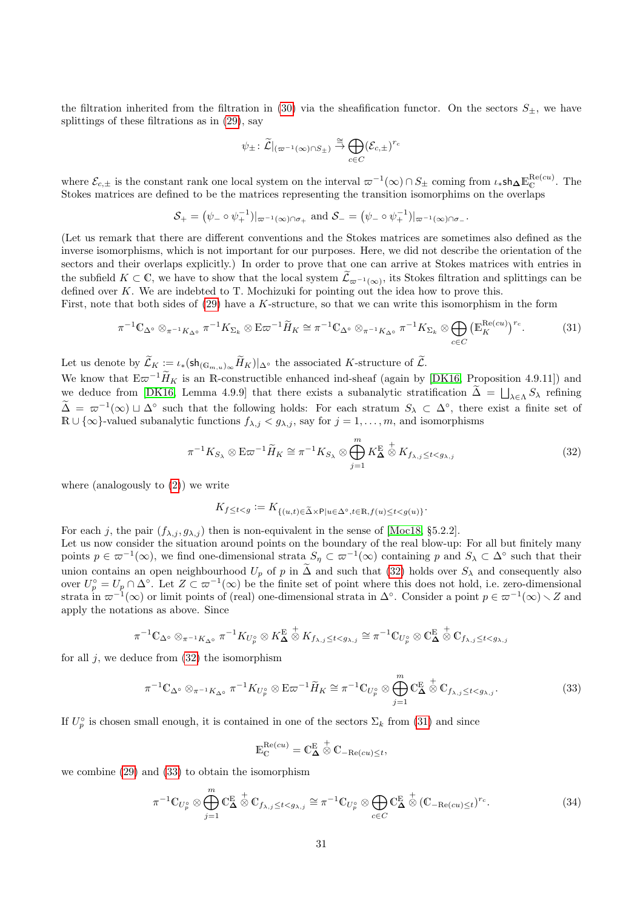the filtration inherited from the filtration in (30) via the sheafification functor. On the sectors $S_\pm$, we have splittings of these filtrations as in (29), say

$$\psi_\pm \colon \widetilde{\mathcal{L}}|_{(\varpi^{-1}(\infty)\cap S_\pm)} \xrightarrow{\cong} \bigoplus_{c\in C} (\mathcal{E}_{c,\pm})^{r_c}$$

where $\mathcal{E}_{c,\pm}$ is the constant rank one local system on the interval $\varpi^{-1}(\infty)\cap S_\pm$ coming from $\iota_*\mathsf{sh}_{\mathbf{\Delta}}\mathbb{E}_{\mathbb{C}}^{\mathrm{Re}(cu)}$. The Stokes matrices are defined to be the matrices representing the transition isomorphims on the overlaps

$$\mathcal{S}_+ = (\psi_- \circ \psi_+^{-1})|_{\varpi^{-1}(\infty)\cap\sigma_+} \text{ and } \mathcal{S}_- = (\psi_- \circ \psi_+^{-1})|_{\varpi^{-1}(\infty)\cap\sigma_-}.$$

(Let us remark that there are different conventions and the Stokes matrices are sometimes also defined as the inverse isomorphisms, which is not important for our purposes. Here, we did not describe the orientation of the sectors and their overlaps explicitly.) In order to prove that one can arrive at Stokes matrices with entries in the subfield $K\subset\mathbb{C}$, we have to show that the local system $\widetilde{\mathcal{L}}_{\varpi^{-1}(\infty)}$, its Stokes filtration and splittings can be defined over $K$. We are indebted to T. Mochizuki for pointing out the idea how to prove this.
First, note that both sides of (29) have a $K$-structure, so that we can write this isomorphism in the form

$$\pi^{-1}\mathbb{C}_{\Delta^\circ}\otimes_{\pi^{-1}K_{\Delta^\circ}}\pi^{-1}K_{\Sigma_k}\otimes \mathrm{E}\varpi^{-1}\widetilde{H}_K \cong \pi^{-1}\mathbb{C}_{\Delta^\circ}\otimes_{\pi^{-1}K_{\Delta^\circ}}\pi^{-1}K_{\Sigma_k}\otimes\bigoplus_{c\in C}\left(\mathbb{E}_K^{\mathrm{Re}(cu)}\right)^{r_c}. \tag{31}$$

Let us denote by $\widetilde{\mathcal{L}}_K := \iota_*(\mathsf{sh}_{(\mathbb{G}_{m,u})_\infty}\widetilde{H}_K)|_{\Delta^\circ}$ the associated $K$-structure of $\widetilde{\mathcal{L}}$.
We know that $\mathrm{E}\varpi^{-1}\widetilde{H}_K$ is an $\mathbb{R}$-constructible enhanced ind-sheaf (again by [DK16, Proposition 4.9.11]) and we deduce from [DK16, Lemma 4.9.9] that there exists a subanalytic stratification $\widetilde{\Delta} = \bigsqcup_{\lambda\in\Lambda} S_\lambda$ refining $\widetilde{\Delta} = \varpi^{-1}(\infty)\sqcup\Delta^\circ$ such that the following holds: For each stratum $S_\lambda\subset\Delta^\circ$, there exist a finite set of $\mathbb{R}\cup\{\infty\}$-valued subanalytic functions $f_{\lambda,j} < g_{\lambda,j}$, say for $j=1,\ldots,m$, and isomorphisms

$$\pi^{-1}K_{S_\lambda}\otimes \mathrm{E}\varpi^{-1}\widetilde{H}_K \cong \pi^{-1}K_{S_\lambda}\otimes\bigoplus_{j=1}^m K_{\mathbf{\Delta}}^{\mathrm{E}}\overset{+}{\otimes} K_{f_{\lambda,j}\le t<g_{\lambda,j}} \tag{32}$$

where (analogously to (2)) we write

$$K_{f\le t<g} := K_{\{(u,t)\in\widetilde{\Delta}\times\mathsf{P}\,|\,u\in\Delta^\circ, t\in\mathbb{R}, f(u)\le t<g(u)\}}.$$

For each $j$, the pair $(f_{\lambda,j}, g_{\lambda,j})$ then is non-equivalent in the sense of [Moc18, §5.2.2].
Let us now consider the situation around points on the boundary of the real blow-up: For all but finitely many points $p\in\varpi^{-1}(\infty)$, we find one-dimensional strata $S_\eta\subset\varpi^{-1}(\infty)$ containing $p$ and $S_\lambda\subset\Delta^\circ$ such that their union contains an open neighbourhood $U_p$ of $p$ in $\widetilde{\Delta}$ and such that (32) holds over $S_\lambda$ and consequently also over $U_p^\circ = U_p\cap\Delta^\circ$. Let $Z\subset\varpi^{-1}(\infty)$ be the finite set of point where this does not hold, i.e. zero-dimensional strata in $\varpi^{-1}(\infty)$ or limit points of (real) one-dimensional strata in $\Delta^\circ$. Consider a point $p\in\varpi^{-1}(\infty)\smallsetminus Z$ and apply the notations as above. Since

$$\pi^{-1}\mathbb{C}_{\Delta^\circ}\otimes_{\pi^{-1}K_{\Delta^\circ}}\pi^{-1}K_{U_p^\circ}\otimes K_{\mathbf{\Delta}}^{\mathrm{E}}\overset{+}{\otimes} K_{f_{\lambda,j}\le t<g_{\lambda,j}} \cong \pi^{-1}\mathbb{C}_{U_p^\circ}\otimes\mathbb{C}_{\mathbf{\Delta}}^{\mathrm{E}}\overset{+}{\otimes}\mathbb{C}_{f_{\lambda,j}\le t<g_{\lambda,j}}$$

for all $j$, we deduce from (32) the isomorphism

$$\pi^{-1}\mathbb{C}_{\Delta^\circ}\otimes_{\pi^{-1}K_{\Delta^\circ}}\pi^{-1}K_{U_p^\circ}\otimes\mathrm{E}\varpi^{-1}\widetilde{H}_K \cong \pi^{-1}\mathbb{C}_{U_p^\circ}\otimes\bigoplus_{j=1}^m\mathbb{C}_{\mathbf{\Delta}}^{\mathrm{E}}\overset{+}{\otimes}\mathbb{C}_{f_{\lambda,j}\le t<g_{\lambda,j}}. \tag{33}$$

If $U_p^\circ$ is chosen small enough, it is contained in one of the sectors $\Sigma_k$ from (31) and since

$$\mathbb{E}_{\mathbb{C}}^{\mathrm{Re}(cu)} = \mathbb{C}_{\mathbf{\Delta}}^{\mathrm{E}}\overset{+}{\otimes}\mathbb{C}_{-\mathrm{Re}(cu)\le t},$$

we combine (29) and (33) to obtain the isomorphism

$$\pi^{-1}\mathbb{C}_{U_p^\circ}\otimes\bigoplus_{j=1}^m\mathbb{C}_{\mathbf{\Delta}}^{\mathrm{E}}\overset{+}{\otimes}\mathbb{C}_{f_{\lambda,j}\le t<g_{\lambda,j}} \cong \pi^{-1}\mathbb{C}_{U_p^\circ}\otimes\bigoplus_{c\in C}\mathbb{C}_{\mathbf{\Delta}}^{\mathrm{E}}\overset{+}{\otimes}(\mathbb{C}_{-\mathrm{Re}(cu)\le t})^{r_c}. \tag{34}$$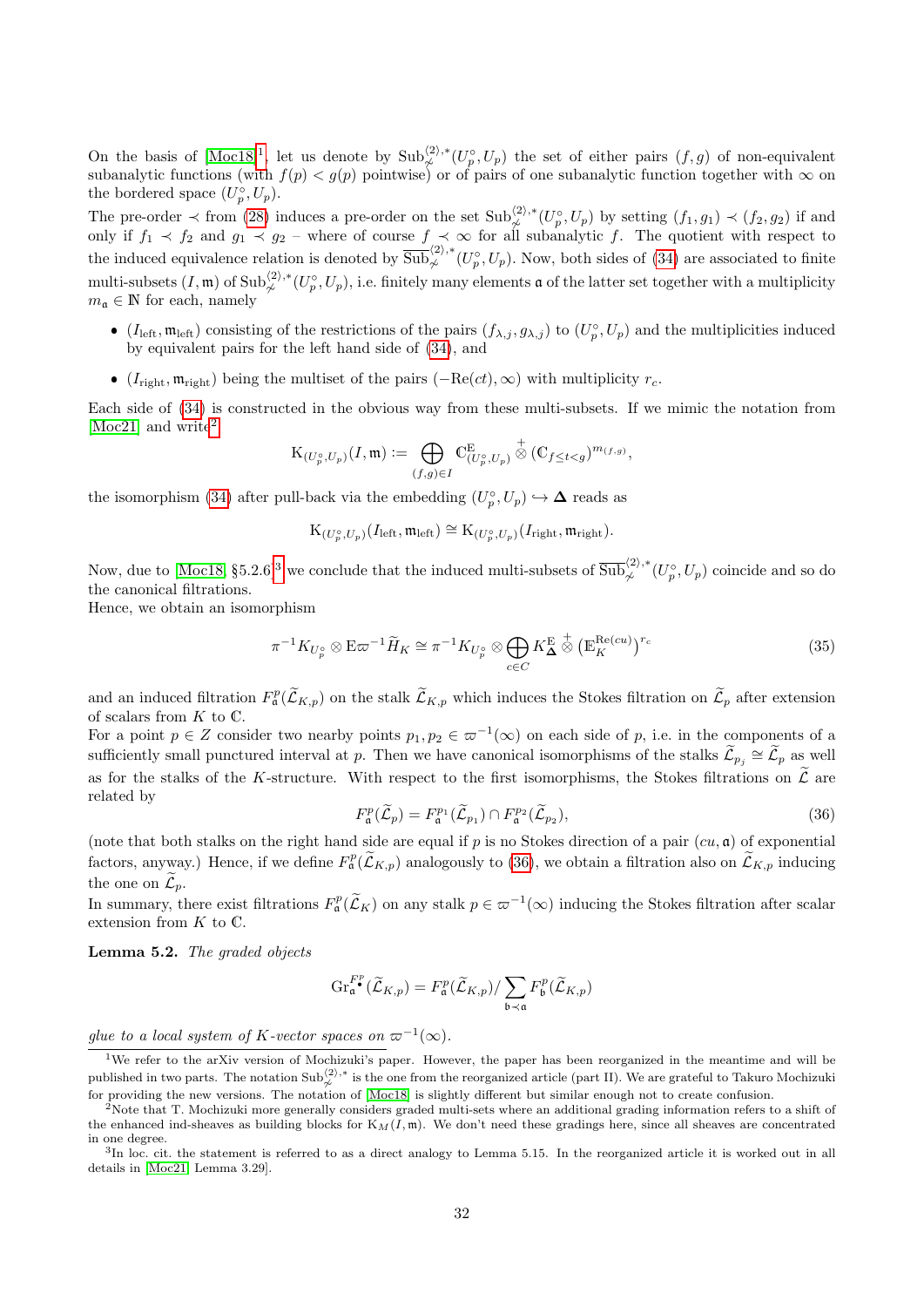On the basis of [Moc18][1], let us denote by $\mathrm{Sub}^{\langle 2\rangle,*}_{\not\sim}(U_p^\circ, U_p)$ the set of either pairs $(f,g)$ of non-equivalent subanalytic functions (with $f(p) < g(p)$ pointwise) or of pairs of one subanalytic function together with $\infty$ on the bordered space $(U_p^\circ, U_p)$.

The pre-order $\prec$ from (28) induces a pre-order on the set $\mathrm{Sub}^{\langle 2\rangle,*}_{\not\sim}(U_p^\circ, U_p)$ by setting $(f_1,g_1) \prec (f_2,g_2)$ if and only if $f_1 \prec f_2$ and $g_1 \prec g_2$ – where of course $f \prec \infty$ for all subanalytic $f$. The quotient with respect to the induced equivalence relation is denoted by $\overline{\mathrm{Sub}}^{\langle 2\rangle,*}_{\not\sim}(U_p^\circ, U_p)$. Now, both sides of (34) are associated to finite multi-subsets $(I,\mathfrak{m})$ of $\mathrm{Sub}^{\langle 2\rangle,*}_{\not\sim}(U_p^\circ, U_p)$, i.e. finitely many elements $\mathfrak{a}$ of the latter set together with a multiplicity $m_{\mathfrak{a}} \in \mathbb{N}$ for each, namely

- $(I_{\mathrm{left}}, \mathfrak{m}_{\mathrm{left}})$ consisting of the restrictions of the pairs $(f_{\lambda,j}, g_{\lambda,j})$ to $(U_p^\circ, U_p)$ and the multiplicities induced by equivalent pairs for the left hand side of (34), and
- $(I_{\mathrm{right}}, \mathfrak{m}_{\mathrm{right}})$ being the multiset of the pairs $(-\mathrm{Re}(ct), \infty)$ with multiplicity $r_c$.

Each side of (34) is constructed in the obvious way from these multi-subsets. If we mimic the notation from [Moc21] and write[2]

$$\mathrm{K}_{(U_p^\circ,U_p)}(I,\mathfrak{m}) := \bigoplus_{(f,g)\in I} \mathbb{C}^{\mathrm{E}}_{(U_p^\circ,U_p)} \overset{+}{\otimes} (\mathbb{C}_{f\le t<g})^{m_{(f,g)}},$$

the isomorphism (34) after pull-back via the embedding $(U_p^\circ, U_p) \hookrightarrow \mathbf{\Delta}$ reads as

$$\mathrm{K}_{(U_p^\circ,U_p)}(I_{\mathrm{left}}, \mathfrak{m}_{\mathrm{left}}) \cong \mathrm{K}_{(U_p^\circ,U_p)}(I_{\mathrm{right}}, \mathfrak{m}_{\mathrm{right}}).$$

Now, due to [Moc18, §5.2.6][3] we conclude that the induced multi-subsets of $\overline{\mathrm{Sub}}^{\langle 2\rangle,*}_{\not\sim}(U_p^\circ, U_p)$ coincide and so do the canonical filtrations.

Hence, we obtain an isomorphism

$$\pi^{-1}K_{U_p^\circ} \otimes \mathrm{E}\varpi^{-1}\widetilde{H}_K \cong \pi^{-1}K_{U_p^\circ} \otimes \bigoplus_{c\in C} K^{\mathrm{E}}_{\mathbf{\Delta}} \overset{+}{\otimes} \left(\mathbb{E}_K^{\mathrm{Re}(cu)}\right)^{r_c} \tag{35}$$

and an induced filtration $F^p_{\mathfrak{a}}(\widetilde{\mathcal{L}}_{K,p})$ on the stalk $\widetilde{\mathcal{L}}_{K,p}$ which induces the Stokes filtration on $\widetilde{\mathcal{L}}_p$ after extension of scalars from $K$ to $\mathbb{C}$.

For a point $p \in Z$ consider two nearby points $p_1, p_2 \in \varpi^{-1}(\infty)$ on each side of $p$, i.e. in the components of a sufficiently small punctured interval at $p$. Then we have canonical isomorphisms of the stalks $\widetilde{\mathcal{L}}_{p_j} \cong \widetilde{\mathcal{L}}_p$ as well as for the stalks of the $K$-structure. With respect to the first isomorphisms, the Stokes filtrations on $\widetilde{\mathcal{L}}$ are related by

$$F^p_{\mathfrak{a}}(\widetilde{\mathcal{L}}_p) = F^{p_1}_{\mathfrak{a}}(\widetilde{\mathcal{L}}_{p_1}) \cap F^{p_2}_{\mathfrak{a}}(\widetilde{\mathcal{L}}_{p_2}), \tag{36}$$

(note that both stalks on the right hand side are equal if $p$ is no Stokes direction of a pair $(cu, \mathfrak{a})$ of exponential factors, anyway.) Hence, if we define $F^p_{\mathfrak{a}}(\widetilde{\mathcal{L}}_{K,p})$ analogously to (36), we obtain a filtration also on $\widetilde{\mathcal{L}}_{K,p}$ inducing the one on $\widetilde{\mathcal{L}}_p$.

In summary, there exist filtrations $F^p_{\mathfrak{a}}(\widetilde{\mathcal{L}}_K)$ on any stalk $p \in \varpi^{-1}(\infty)$ inducing the Stokes filtration after scalar extension from $K$ to $\mathbb{C}$.

**Lemma 5.2.** *The graded objects*

$$\mathrm{Gr}^{F^p_\bullet}_{\mathfrak{a}}(\widetilde{\mathcal{L}}_{K,p}) = F^p_{\mathfrak{a}}(\widetilde{\mathcal{L}}_{K,p}) / \sum_{\mathfrak{b}\prec\mathfrak{a}} F^p_{\mathfrak{b}}(\widetilde{\mathcal{L}}_{K,p})$$

*glue to a local system of $K$-vector spaces on $\varpi^{-1}(\infty)$.*

---

[1] We refer to the arXiv version of Mochizuki's paper. However, the paper has been reorganized in the meantime and will be published in two parts. The notation $\mathrm{Sub}^{\langle 2\rangle,*}_{\not\sim}$ is the one from the reorganized article (part II). We are grateful to Takuro Mochizuki for providing the new versions. The notation of [Moc18] is slightly different but similar enough not to create confusion.

[2] Note that T. Mochizuki more generally considers graded multi-sets where an additional grading information refers to a shift of the enhanced ind-sheaves as building blocks for $\mathrm{K}_M(I,\mathfrak{m})$. We don't need these gradings here, since all sheaves are concentrated in one degree.

[3] In loc. cit. the statement is referred to as a direct analogy to Lemma 5.15. In the reorganized article it is worked out in all details in [Moc21, Lemma 3.29].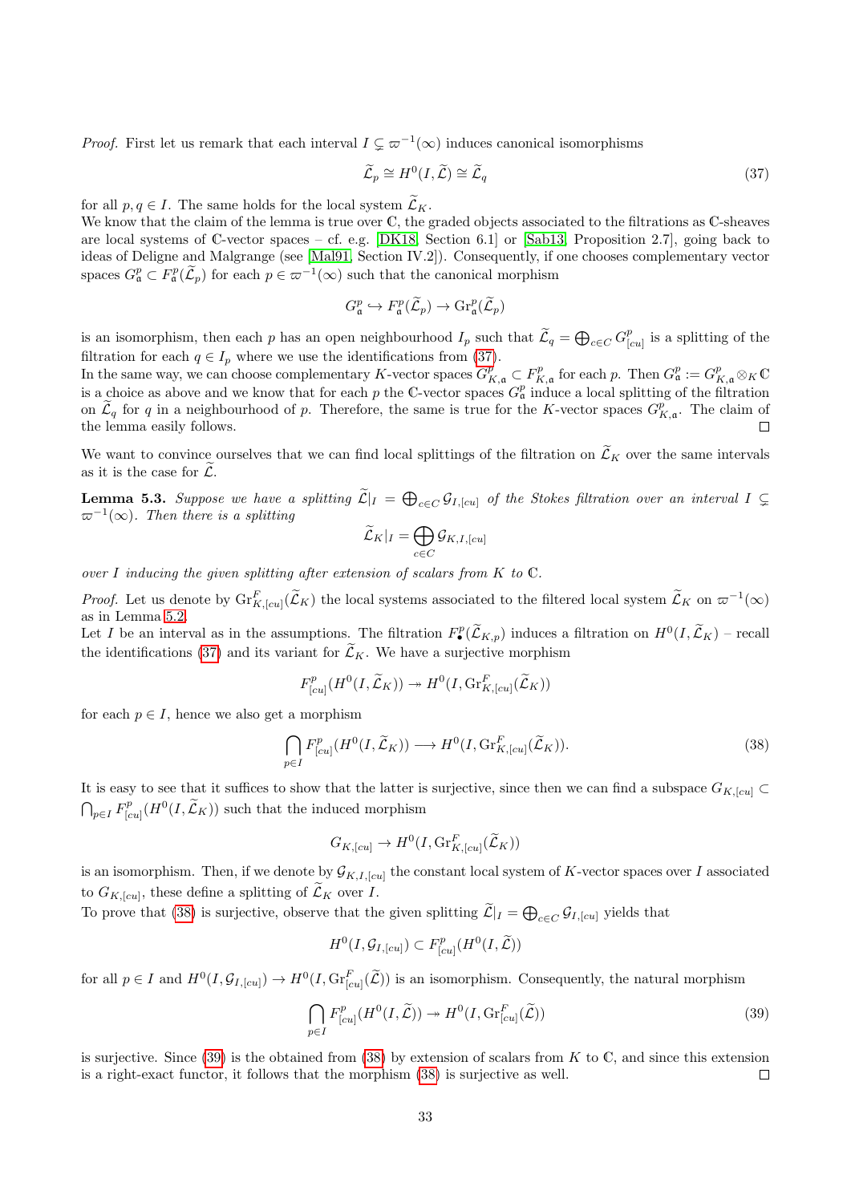*Proof.* First let us remark that each interval $I \subsetneq \varpi^{-1}(\infty)$ induces canonical isomorphisms

$$\widetilde{\mathcal{L}}_p \cong H^0(I, \widetilde{\mathcal{L}}) \cong \widetilde{\mathcal{L}}_q \tag{37}$$

for all $p, q \in I$. The same holds for the local system $\widetilde{\mathcal{L}}_K$.
We know that the claim of the lemma is true over $\mathbb{C}$, the graded objects associated to the filtrations as $\mathbb{C}$-sheaves are local systems of $\mathbb{C}$-vector spaces – cf. e.g. [DK18, Section 6.1] or [Sab13, Proposition 2.7], going back to ideas of Deligne and Malgrange (see [Mal91, Section IV.2]). Consequently, if one chooses complementary vector spaces $G^p_{\mathfrak{a}} \subset F^p_{\mathfrak{a}}(\widetilde{\mathcal{L}}_p)$ for each $p \in \varpi^{-1}(\infty)$ such that the canonical morphism

$$G^p_{\mathfrak{a}} \hookrightarrow F^p_{\mathfrak{a}}(\widetilde{\mathcal{L}}_p) \to \mathrm{Gr}^p_{\mathfrak{a}}(\widetilde{\mathcal{L}}_p)$$

is an isomorphism, then each $p$ has an open neighbourhood $I_p$ such that $\widetilde{\mathcal{L}}_q = \bigoplus_{c\in C} G^p_{[cu]}$ is a splitting of the filtration for each $q \in I_p$ where we use the identifications from (37).
In the same way, we can choose complementary $K$-vector spaces $G^p_{K,\mathfrak{a}} \subset F^p_{K,\mathfrak{a}}$ for each $p$. Then $G^p_{\mathfrak{a}} := G^p_{K,\mathfrak{a}} \otimes_K \mathbb{C}$ is a choice as above and we know that for each $p$ the $\mathbb{C}$-vector spaces $G^p_{\mathfrak{a}}$ induce a local splitting of the filtration on $\widetilde{\mathcal{L}}_q$ for $q$ in a neighbourhood of $p$. Therefore, the same is true for the $K$-vector spaces $G^p_{K,\mathfrak{a}}$. The claim of the lemma easily follows. $\square$

We want to convince ourselves that we can find local splittings of the filtration on $\widetilde{\mathcal{L}}_K$ over the same intervals as it is the case for $\widetilde{\mathcal{L}}$.

**Lemma 5.3.** *Suppose we have a splitting $\widetilde{\mathcal{L}}|_I = \bigoplus_{c\in C} \mathcal{G}_{I,[cu]}$ of the Stokes filtration over an interval $I \subsetneq \varpi^{-1}(\infty)$. Then there is a splitting*

$$\widetilde{\mathcal{L}}_K|_I = \bigoplus_{c\in C} \mathcal{G}_{K,I,[cu]}$$

*over $I$ inducing the given splitting after extension of scalars from $K$ to $\mathbb{C}$.*

*Proof.* Let us denote by $\mathrm{Gr}^F_{K,[cu]}(\widetilde{\mathcal{L}}_K)$ the local systems associated to the filtered local system $\widetilde{\mathcal{L}}_K$ on $\varpi^{-1}(\infty)$ as in Lemma 5.2.
Let $I$ be an interval as in the assumptions. The filtration $F^p_\bullet(\widetilde{\mathcal{L}}_{K,p})$ induces a filtration on $H^0(I, \widetilde{\mathcal{L}}_K)$ – recall the identifications (37) and its variant for $\widetilde{\mathcal{L}}_K$. We have a surjective morphism

$$F^p_{[cu]}(H^0(I, \widetilde{\mathcal{L}}_K)) \twoheadrightarrow H^0(I, \mathrm{Gr}^F_{K,[cu]}(\widetilde{\mathcal{L}}_K))$$

for each $p \in I$, hence we also get a morphism

$$\bigcap_{p\in I} F^p_{[cu]}(H^0(I, \widetilde{\mathcal{L}}_K)) \longrightarrow H^0(I, \mathrm{Gr}^F_{K,[cu]}(\widetilde{\mathcal{L}}_K)). \tag{38}$$

It is easy to see that it suffices to show that the latter is surjective, since then we can find a subspace $G_{K,[cu]} \subset \bigcap_{p\in I} F^p_{[cu]}(H^0(I, \widetilde{\mathcal{L}}_K))$ such that the induced morphism

$$G_{K,[cu]} \to H^0(I, \mathrm{Gr}^F_{K,[cu]}(\widetilde{\mathcal{L}}_K))$$

is an isomorphism. Then, if we denote by $\mathcal{G}_{K,I,[cu]}$ the constant local system of $K$-vector spaces over $I$ associated to $G_{K,[cu]}$, these define a splitting of $\widetilde{\mathcal{L}}_K$ over $I$.
To prove that (38) is surjective, observe that the given splitting $\widetilde{\mathcal{L}}|_I = \bigoplus_{c\in C} \mathcal{G}_{I,[cu]}$ yields that

$$H^0(I, \mathcal{G}_{I,[cu]}) \subset F^p_{[cu]}(H^0(I, \widetilde{\mathcal{L}}))$$

for all $p \in I$ and $H^0(I, \mathcal{G}_{I,[cu]}) \to H^0(I, \mathrm{Gr}^F_{[cu]}(\widetilde{\mathcal{L}}))$ is an isomorphism. Consequently, the natural morphism

$$\bigcap_{p\in I} F^p_{[cu]}(H^0(I, \widetilde{\mathcal{L}})) \twoheadrightarrow H^0(I, \mathrm{Gr}^F_{[cu]}(\widetilde{\mathcal{L}})) \tag{39}$$

is surjective. Since (39) is the obtained from (38) by extension of scalars from $K$ to $\mathbb{C}$, and since this extension is a right-exact functor, it follows that the morphism (38) is surjective as well. $\square$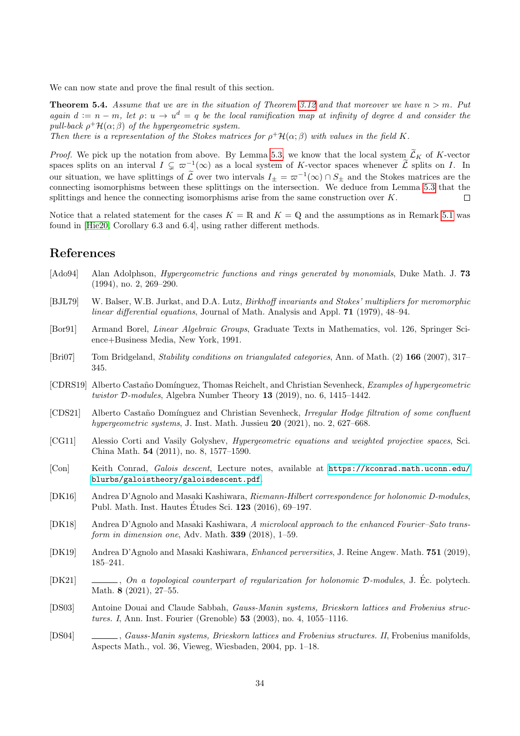We can now state and prove the final result of this section.

**Theorem 5.4.** *Assume that we are in the situation of Theorem 3.12 and that moreover we have $n > m$. Put again $d := n - m$, let $\rho\colon u \to u^d = q$ be the local ramification map at infinity of degree $d$ and consider the pull-back $\rho^+\mathcal{H}(\alpha;\beta)$ of the hypergeometric system.*
*Then there is a representation of the Stokes matrices for $\rho^+\mathcal{H}(\alpha;\beta)$ with values in the field $K$.*

*Proof.* We pick up the notation from above. By Lemma 5.3, we know that the local system $\widetilde{\mathcal{L}}_K$ of $K$-vector spaces splits on an interval $I \subsetneq \varpi^{-1}(\infty)$ as a local system of $K$-vector spaces whenever $\widetilde{\mathcal{L}}$ splits on $I$. In our situation, we have splittings of $\widetilde{\mathcal{L}}$ over two intervals $I_\pm = \varpi^{-1}(\infty) \cap S_\pm$ and the Stokes matrices are the connecting isomorphisms between these splittings on the intersection. We deduce from Lemma 5.3 that the splittings and hence the connecting isomorphisms arise from the same construction over $K$. $\square$

Notice that a related statement for the cases $K = \mathbb{R}$ and $K = \mathbb{Q}$ and the assumptions as in Remark 5.1 was found in [Hie20, Corollary 6.3 and 6.4], using rather different methods.

## References

[Ado94] Alan Adolphson, *Hypergeometric functions and rings generated by monomials*, Duke Math. J. **73** (1994), no. 2, 269–290.

[BJL79] W. Balser, W.B. Jurkat, and D.A. Lutz, *Birkhoff invariants and Stokes' multipliers for meromorphic linear differential equations*, Journal of Math. Analysis and Appl. **71** (1979), 48–94.

[Bor91] Armand Borel, *Linear Algebraic Groups*, Graduate Texts in Mathematics, vol. 126, Springer Science+Business Media, New York, 1991.

[Bri07] Tom Bridgeland, *Stability conditions on triangulated categories*, Ann. of Math. (2) **166** (2007), 317–345.

[CDRS19] Alberto Castaño Domínguez, Thomas Reichelt, and Christian Sevenheck, *Examples of hypergeometric twistor $\mathcal{D}$-modules*, Algebra Number Theory **13** (2019), no. 6, 1415–1442.

[CDS21] Alberto Castaño Domínguez and Christian Sevenheck, *Irregular Hodge filtration of some confluent hypergeometric systems*, J. Inst. Math. Jussieu **20** (2021), no. 2, 627–668.

[CG11] Alessio Corti and Vasily Golyshev, *Hypergeometric equations and weighted projective spaces*, Sci. China Math. **54** (2011), no. 8, 1577–1590.

[Con] Keith Conrad, *Galois descent*, Lecture notes, available at https://kconrad.math.uconn.edu/blurbs/galoistheory/galoisdescent.pdf.

[DK16] Andrea D'Agnolo and Masaki Kashiwara, *Riemann-Hilbert correspondence for holonomic D-modules*, Publ. Math. Inst. Hautes Études Sci. **123** (2016), 69–197.

[DK18] Andrea D'Agnolo and Masaki Kashiwara, *A microlocal approach to the enhanced Fourier–Sato transform in dimension one*, Adv. Math. **339** (2018), 1–59.

[DK19] Andrea D'Agnolo and Masaki Kashiwara, *Enhanced perversities*, J. Reine Angew. Math. **751** (2019), 185–241.

[DK21] ______, *On a topological counterpart of regularization for holonomic $\mathcal{D}$-modules*, J. Éc. polytech. Math. **8** (2021), 27–55.

[DS03] Antoine Douai and Claude Sabbah, *Gauss-Manin systems, Brieskorn lattices and Frobenius structures. I*, Ann. Inst. Fourier (Grenoble) **53** (2003), no. 4, 1055–1116.

[DS04] ______, *Gauss-Manin systems, Brieskorn lattices and Frobenius structures. II*, Frobenius manifolds, Aspects Math., vol. 36, Vieweg, Wiesbaden, 2004, pp. 1–18.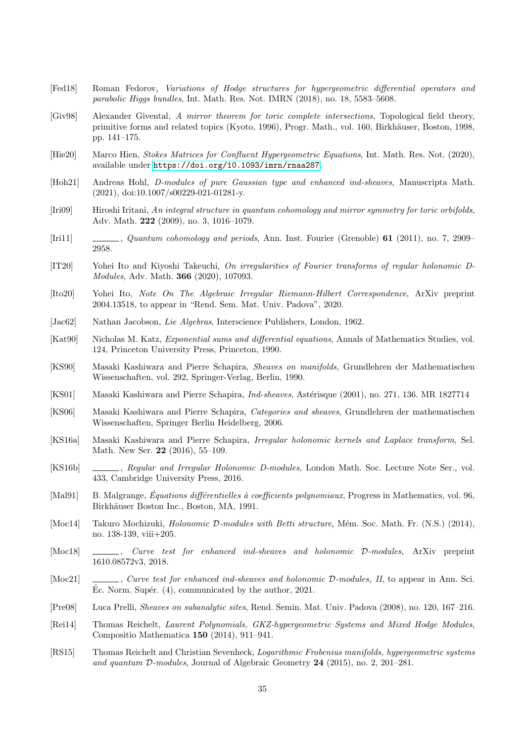[Fed18] Roman Fedorov, *Variations of Hodge structures for hypergeometric differential operators and parabolic Higgs bundles*, Int. Math. Res. Not. IMRN (2018), no. 18, 5583–5608.

[Giv98] Alexander Givental, *A mirror theorem for toric complete intersections*, Topological field theory, primitive forms and related topics (Kyoto, 1996), Progr. Math., vol. 160, Birkhäuser, Boston, 1998, pp. 141–175.

[Hie20] Marco Hien, *Stokes Matrices for Confluent Hypergeometric Equations*, Int. Math. Res. Not. (2020), available under https://doi.org/10.1093/imrn/rnaa287.

[Hoh21] Andreas Hohl, *D-modules of pure Gaussian type and enhanced ind-sheaves*, Manuscripta Math. (2021), doi:10.1007/s00229-021-01281-y.

[Iri09] Hiroshi Iritani, *An integral structure in quantum cohomology and mirror symmetry for toric orbifolds*, Adv. Math. **222** (2009), no. 3, 1016–1079.

[Iri11] ______, *Quantum cohomology and periods*, Ann. Inst. Fourier (Grenoble) **61** (2011), no. 7, 2909–2958.

[IT20] Yohei Ito and Kiyoshi Takeuchi, *On irregularities of Fourier transforms of regular holonomic D-Modules*, Adv. Math. **366** (2020), 107093.

[Ito20] Yohei Ito, *Note On The Algebraic Irregular Riemann-Hilbert Correspondence*, ArXiv preprint 2004.13518, to appear in "Rend. Sem. Mat. Univ. Padova", 2020.

[Jac62] Nathan Jacobson, *Lie Algebras*, Interscience Publishers, London, 1962.

[Kat90] Nicholas M. Katz, *Exponential sums and differential equations*, Annals of Mathematics Studies, vol. 124, Princeton University Press, Princeton, 1990.

[KS90] Masaki Kashiwara and Pierre Schapira, *Sheaves on manifolds*, Grundlehren der Mathematischen Wissenschaften, vol. 292, Springer-Verlag, Berlin, 1990.

[KS01] Masaki Kashiwara and Pierre Schapira, *Ind-sheaves*, Astérisque (2001), no. 271, 136. MR 1827714

[KS06] Masaki Kashiwara and Pierre Schapira, *Categories and sheaves*, Grundlehren der mathematischen Wissenschaften, Springer Berlin Heidelberg, 2006.

[KS16a] Masaki Kashiwara and Pierre Schapira, *Irregular holonomic kernels and Laplace transform*, Sel. Math. New Ser. **22** (2016), 55–109.

[KS16b] ______, *Regular and Irregular Holonomic D-modules*, London Math. Soc. Lecture Note Ser., vol. 433, Cambridge University Press, 2016.

[Mal91] B. Malgrange, *Équations différentielles à coefficients polynomiaux*, Progress in Mathematics, vol. 96, Birkhäuser Boston Inc., Boston, MA, 1991.

[Moc14] Takuro Mochizuki, *Holonomic $\mathcal{D}$-modules with Betti structure*, Mém. Soc. Math. Fr. (N.S.) (2014), no. 138-139, viii+205.

[Moc18] ______, *Curve test for enhanced ind-sheaves and holonomic $\mathcal{D}$-modules*, ArXiv preprint 1610.08572v3, 2018.

[Moc21] ______, *Curve test for enhanced ind-sheaves and holonomic $\mathcal{D}$-modules, II*, to appear in Ann. Sci. Éc. Norm. Supér. (4), communicated by the author, 2021.

[Pre08] Luca Prelli, *Sheaves on subanalytic sites*, Rend. Semin. Mat. Univ. Padova (2008), no. 120, 167–216.

[Rei14] Thomas Reichelt, *Laurent Polynomials, GKZ-hypergeometric Systems and Mixed Hodge Modules*, Compositio Mathematica **150** (2014), 911–941.

[RS15] Thomas Reichelt and Christian Sevenheck, *Logarithmic Frobenius manifolds, hypergeometric systems and quantum $\mathcal{D}$-modules*, Journal of Algebraic Geometry **24** (2015), no. 2, 201–281.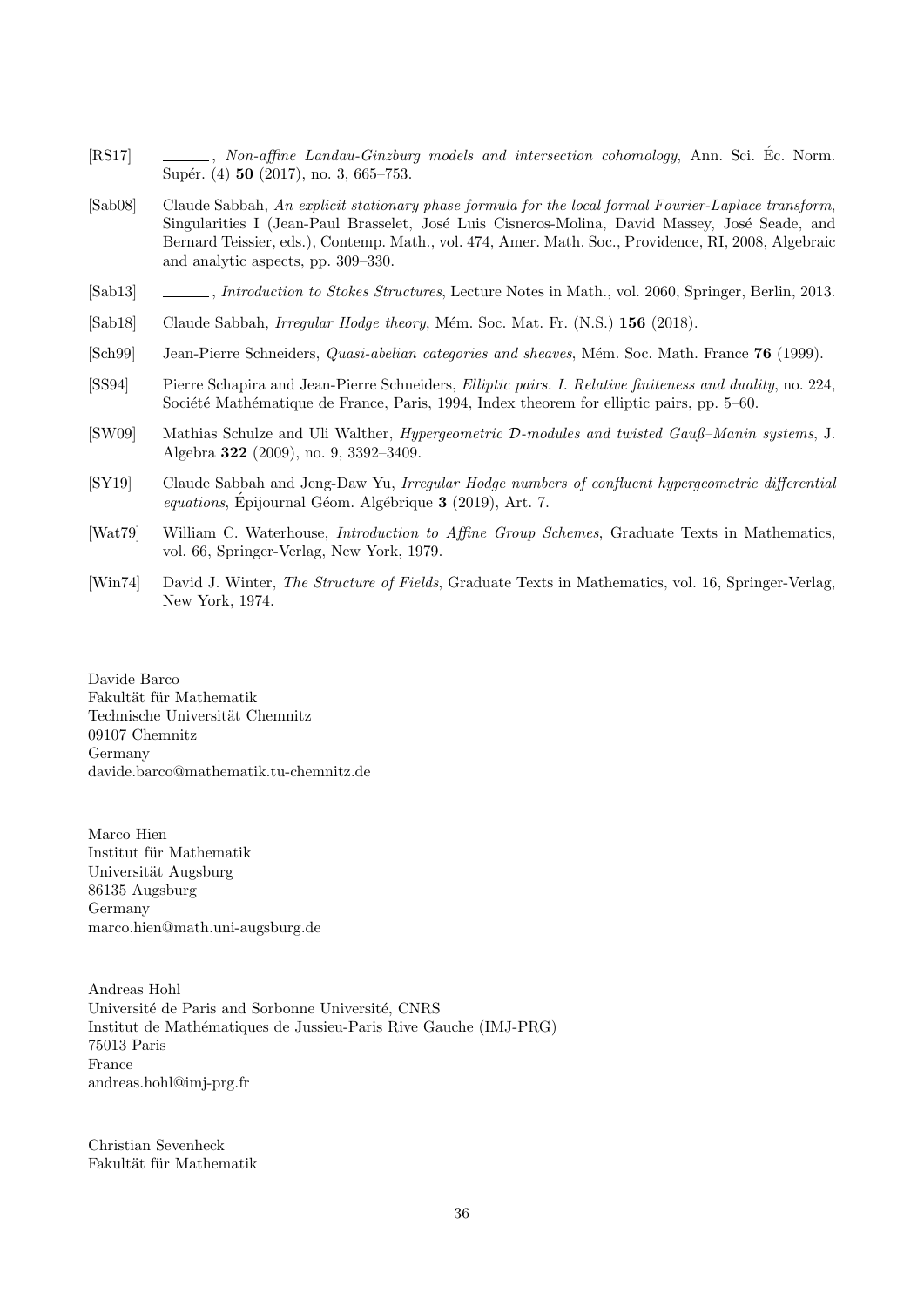[RS17] ______, *Non-affine Landau-Ginzburg models and intersection cohomology*, Ann. Sci. Éc. Norm. Supér. (4) **50** (2017), no. 3, 665–753.

[Sab08] Claude Sabbah, *An explicit stationary phase formula for the local formal Fourier-Laplace transform*, Singularities I (Jean-Paul Brasselet, José Luis Cisneros-Molina, David Massey, José Seade, and Bernard Teissier, eds.), Contemp. Math., vol. 474, Amer. Math. Soc., Providence, RI, 2008, Algebraic and analytic aspects, pp. 309–330.

[Sab13] ______, *Introduction to Stokes Structures*, Lecture Notes in Math., vol. 2060, Springer, Berlin, 2013.

[Sab18] Claude Sabbah, *Irregular Hodge theory*, Mém. Soc. Mat. Fr. (N.S.) **156** (2018).

[Sch99] Jean-Pierre Schneiders, *Quasi-abelian categories and sheaves*, Mém. Soc. Math. France **76** (1999).

[SS94] Pierre Schapira and Jean-Pierre Schneiders, *Elliptic pairs. I. Relative finiteness and duality*, no. 224, Société Mathématique de France, Paris, 1994, Index theorem for elliptic pairs, pp. 5–60.

[SW09] Mathias Schulze and Uli Walther, *Hypergeometric $\mathcal{D}$-modules and twisted Gauß–Manin systems*, J. Algebra **322** (2009), no. 9, 3392–3409.

[SY19] Claude Sabbah and Jeng-Daw Yu, *Irregular Hodge numbers of confluent hypergeometric differential equations*, Épijournal Géom. Algébrique **3** (2019), Art. 7.

[Wat79] William C. Waterhouse, *Introduction to Affine Group Schemes*, Graduate Texts in Mathematics, vol. 66, Springer-Verlag, New York, 1979.

[Win74] David J. Winter, *The Structure of Fields*, Graduate Texts in Mathematics, vol. 16, Springer-Verlag, New York, 1974.

Davide Barco
Fakultät für Mathematik
Technische Universität Chemnitz
09107 Chemnitz
Germany
davide.barco@mathematik.tu-chemnitz.de

Marco Hien
Institut für Mathematik
Universität Augsburg
86135 Augsburg
Germany
marco.hien@math.uni-augsburg.de

Andreas Hohl
Université de Paris and Sorbonne Université, CNRS
Institut de Mathématiques de Jussieu-Paris Rive Gauche (IMJ-PRG)
75013 Paris
France
andreas.hohl@imj-prg.fr

Christian Sevenheck
Fakultät für Mathematik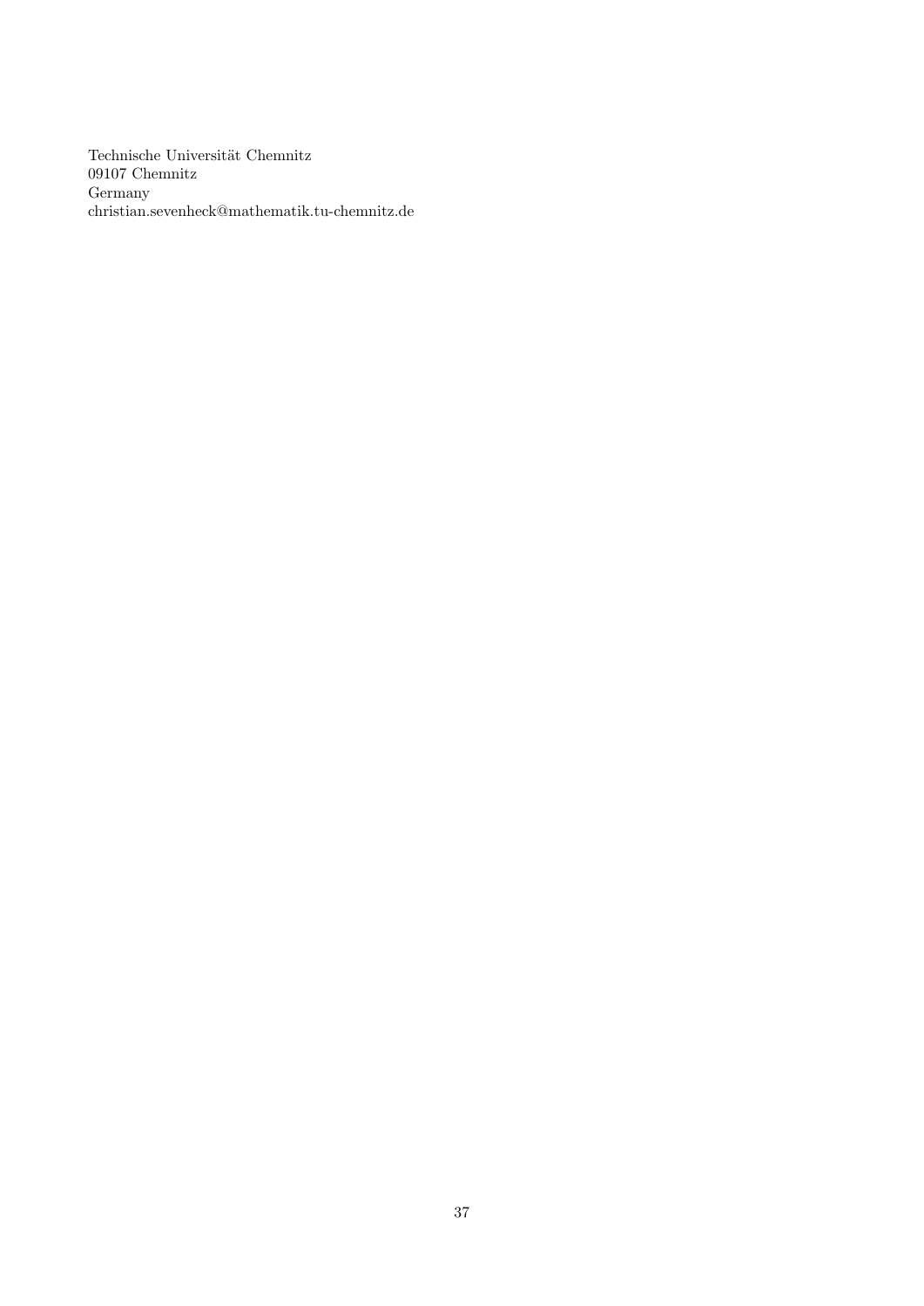Technische Universität Chemnitz
09107 Chemnitz
Germany
christian.sevenheck@mathematik.tu-chemnitz.de